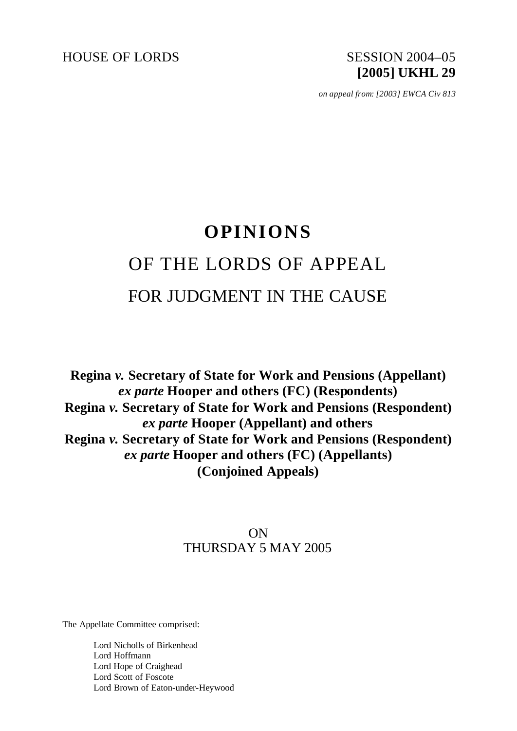HOUSE OF LORDS

SESSION 2004–05
**[2005] UKHL 29**

*on appeal from: [2003] EWCA Civ 813*

# OPINIONS

## OF THE LORDS OF APPEAL

## FOR JUDGMENT IN THE CAUSE

**Regina *v.* Secretary of State for Work and Pensions (Appellant)**
***ex parte* Hooper and others (FC) (Respondents)**
**Regina *v.* Secretary of State for Work and Pensions (Respondent)**
***ex parte* Hooper (Appellant) and others**
**Regina *v.* Secretary of State for Work and Pensions (Respondent)**
***ex parte* Hooper and others (FC) (Appellants)**
**(Conjoined Appeals)**

ON
THURSDAY 5 MAY 2005

The Appellate Committee comprised:

Lord Nicholls of Birkenhead
Lord Hoffmann
Lord Hope of Craighead
Lord Scott of Foscote
Lord Brown of Eaton-under-Heywood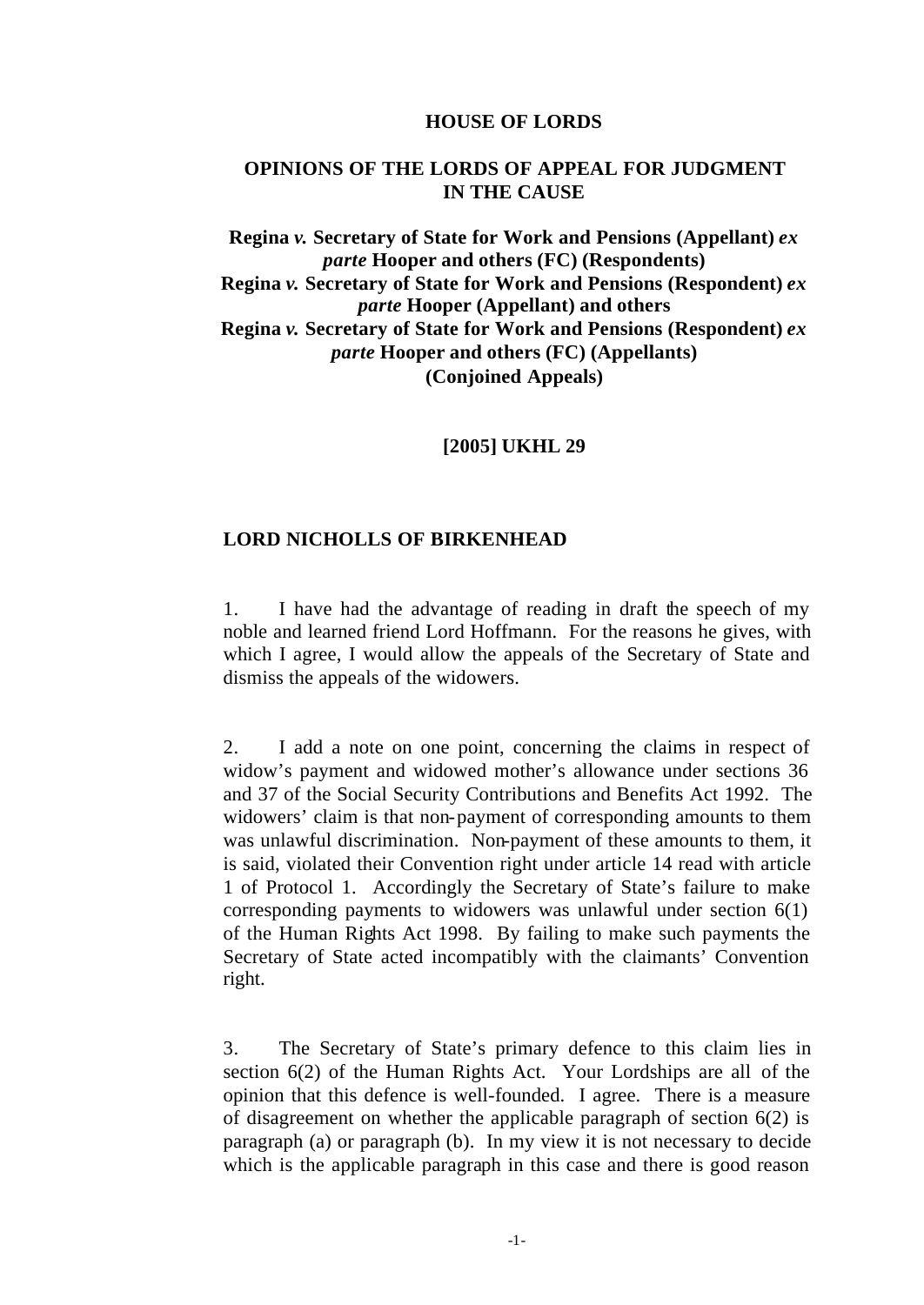**HOUSE OF LORDS**

**OPINIONS OF THE LORDS OF APPEAL FOR JUDGMENT IN THE CAUSE**

**Regina *v.* Secretary of State for Work and Pensions (Appellant) *ex parte* Hooper and others (FC) (Respondents)**
**Regina *v.* Secretary of State for Work and Pensions (Respondent) *ex parte* Hooper (Appellant) and others**
**Regina *v.* Secretary of State for Work and Pensions (Respondent) *ex parte* Hooper and others (FC) (Appellants)**
**(Conjoined Appeals)**

**[2005] UKHL 29**

**LORD NICHOLLS OF BIRKENHEAD**

1. I have had the advantage of reading in draft the speech of my noble and learned friend Lord Hoffmann. For the reasons he gives, with which I agree, I would allow the appeals of the Secretary of State and dismiss the appeals of the widowers.

2. I add a note on one point, concerning the claims in respect of widow's payment and widowed mother's allowance under sections 36 and 37 of the Social Security Contributions and Benefits Act 1992. The widowers' claim is that non-payment of corresponding amounts to them was unlawful discrimination. Non-payment of these amounts to them, it is said, violated their Convention right under article 14 read with article 1 of Protocol 1. Accordingly the Secretary of State's failure to make corresponding payments to widowers was unlawful under section 6(1) of the Human Rights Act 1998. By failing to make such payments the Secretary of State acted incompatibly with the claimants' Convention right.

3. The Secretary of State's primary defence to this claim lies in section 6(2) of the Human Rights Act. Your Lordships are all of the opinion that this defence is well-founded. I agree. There is a measure of disagreement on whether the applicable paragraph of section 6(2) is paragraph (a) or paragraph (b). In my view it is not necessary to decide which is the applicable paragraph in this case and there is good reason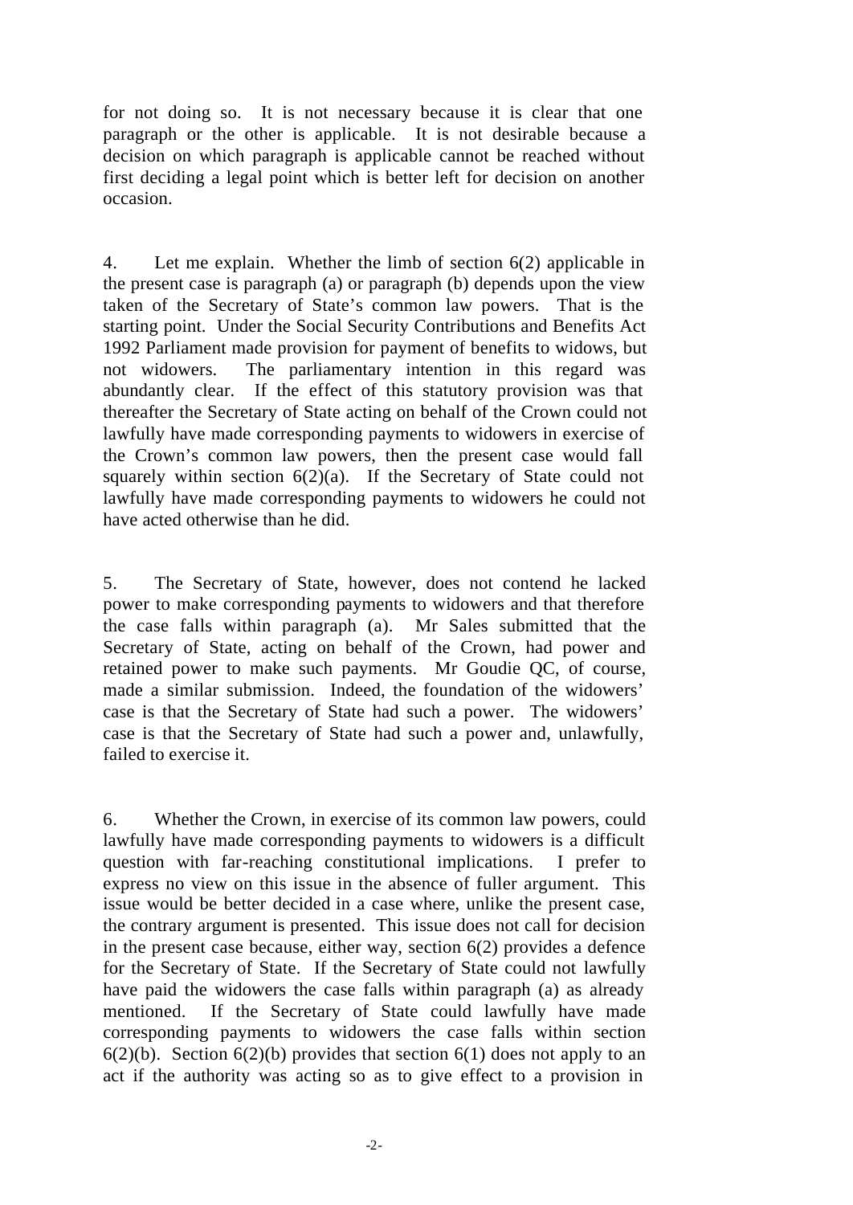for not doing so. It is not necessary because it is clear that one paragraph or the other is applicable. It is not desirable because a decision on which paragraph is applicable cannot be reached without first deciding a legal point which is better left for decision on another occasion.

4. Let me explain. Whether the limb of section 6(2) applicable in the present case is paragraph (a) or paragraph (b) depends upon the view taken of the Secretary of State's common law powers. That is the starting point. Under the Social Security Contributions and Benefits Act 1992 Parliament made provision for payment of benefits to widows, but not widowers. The parliamentary intention in this regard was abundantly clear. If the effect of this statutory provision was that thereafter the Secretary of State acting on behalf of the Crown could not lawfully have made corresponding payments to widowers in exercise of the Crown's common law powers, then the present case would fall squarely within section 6(2)(a). If the Secretary of State could not lawfully have made corresponding payments to widowers he could not have acted otherwise than he did.

5. The Secretary of State, however, does not contend he lacked power to make corresponding payments to widowers and that therefore the case falls within paragraph (a). Mr Sales submitted that the Secretary of State, acting on behalf of the Crown, had power and retained power to make such payments. Mr Goudie QC, of course, made a similar submission. Indeed, the foundation of the widowers' case is that the Secretary of State had such a power. The widowers' case is that the Secretary of State had such a power and, unlawfully, failed to exercise it.

6. Whether the Crown, in exercise of its common law powers, could lawfully have made corresponding payments to widowers is a difficult question with far-reaching constitutional implications. I prefer to express no view on this issue in the absence of fuller argument. This issue would be better decided in a case where, unlike the present case, the contrary argument is presented. This issue does not call for decision in the present case because, either way, section 6(2) provides a defence for the Secretary of State. If the Secretary of State could not lawfully have paid the widowers the case falls within paragraph (a) as already mentioned. If the Secretary of State could lawfully have made corresponding payments to widowers the case falls within section 6(2)(b). Section 6(2)(b) provides that section 6(1) does not apply to an act if the authority was acting so as to give effect to a provision in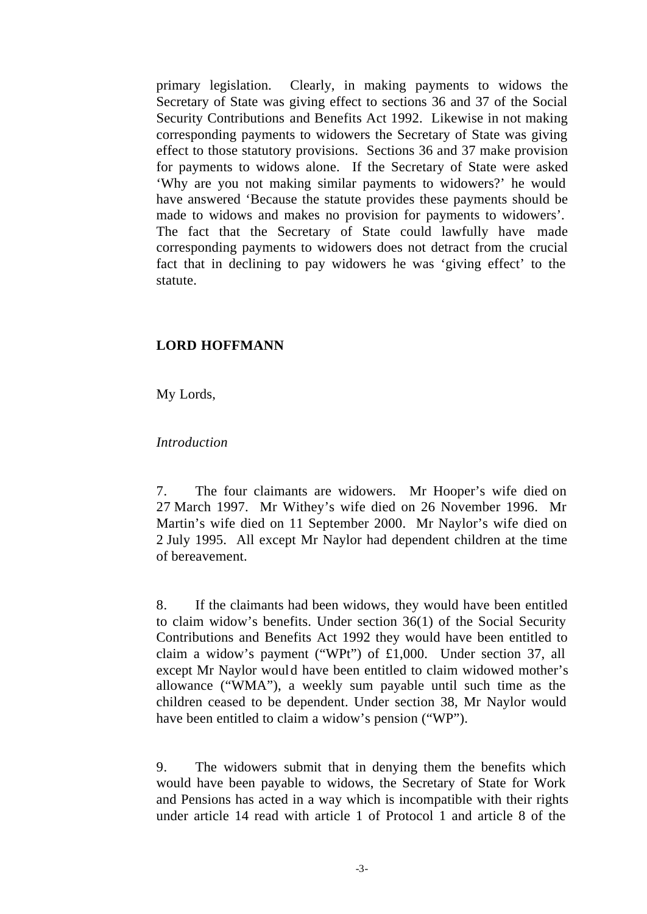primary legislation. Clearly, in making payments to widows the Secretary of State was giving effect to sections 36 and 37 of the Social Security Contributions and Benefits Act 1992. Likewise in not making corresponding payments to widowers the Secretary of State was giving effect to those statutory provisions. Sections 36 and 37 make provision for payments to widows alone. If the Secretary of State were asked 'Why are you not making similar payments to widowers?' he would have answered 'Because the statute provides these payments should be made to widows and makes no provision for payments to widowers'. The fact that the Secretary of State could lawfully have made corresponding payments to widowers does not detract from the crucial fact that in declining to pay widowers he was 'giving effect' to the statute.

**LORD HOFFMANN**

My Lords,

*Introduction*

7. The four claimants are widowers. Mr Hooper's wife died on 27 March 1997. Mr Withey's wife died on 26 November 1996. Mr Martin's wife died on 11 September 2000. Mr Naylor's wife died on 2 July 1995. All except Mr Naylor had dependent children at the time of bereavement.

8. If the claimants had been widows, they would have been entitled to claim widow's benefits. Under section 36(1) of the Social Security Contributions and Benefits Act 1992 they would have been entitled to claim a widow's payment ("WPt") of £1,000. Under section 37, all except Mr Naylor would have been entitled to claim widowed mother's allowance ("WMA"), a weekly sum payable until such time as the children ceased to be dependent. Under section 38, Mr Naylor would have been entitled to claim a widow's pension ("WP").

9. The widowers submit that in denying them the benefits which would have been payable to widows, the Secretary of State for Work and Pensions has acted in a way which is incompatible with their rights under article 14 read with article 1 of Protocol 1 and article 8 of the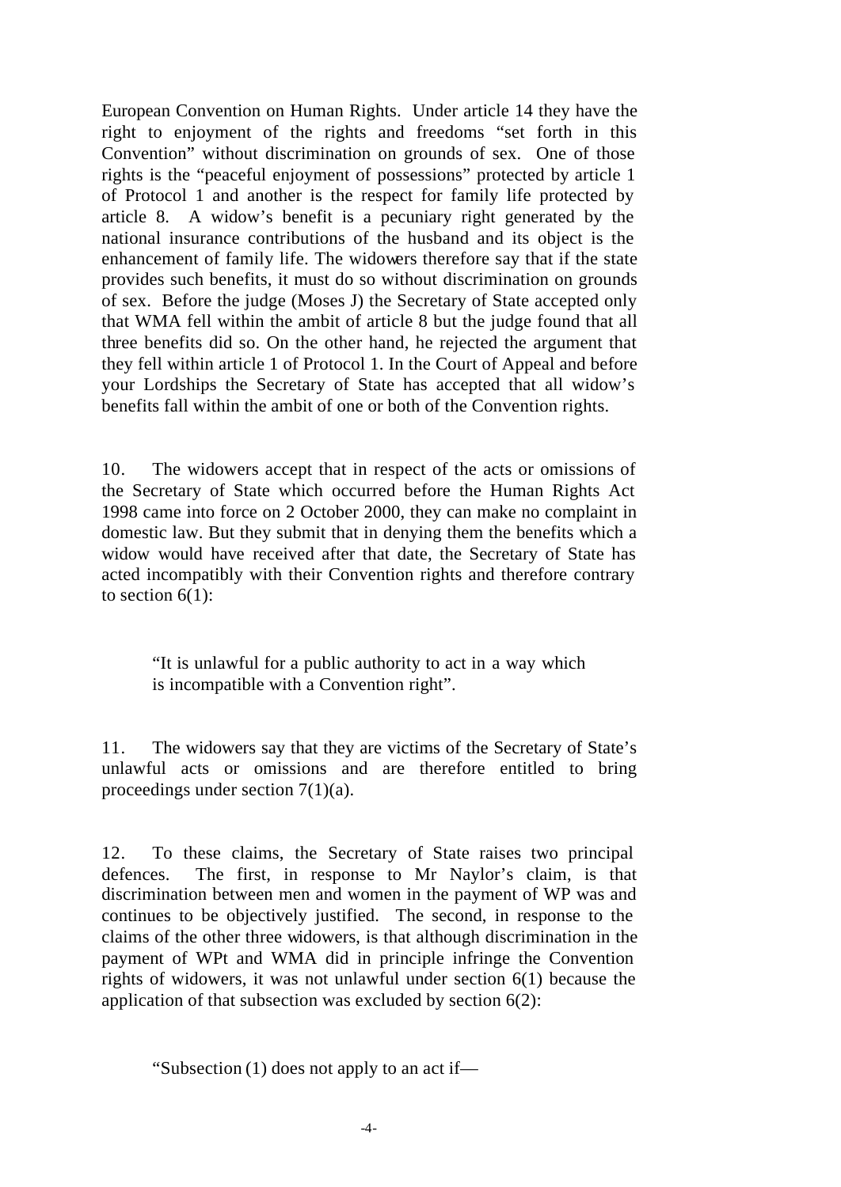European Convention on Human Rights. Under article 14 they have the right to enjoyment of the rights and freedoms "set forth in this Convention" without discrimination on grounds of sex. One of those rights is the "peaceful enjoyment of possessions" protected by article 1 of Protocol 1 and another is the respect for family life protected by article 8. A widow's benefit is a pecuniary right generated by the national insurance contributions of the husband and its object is the enhancement of family life. The widowers therefore say that if the state provides such benefits, it must do so without discrimination on grounds of sex. Before the judge (Moses J) the Secretary of State accepted only that WMA fell within the ambit of article 8 but the judge found that all three benefits did so. On the other hand, he rejected the argument that they fell within article 1 of Protocol 1. In the Court of Appeal and before your Lordships the Secretary of State has accepted that all widow's benefits fall within the ambit of one or both of the Convention rights.

10. The widowers accept that in respect of the acts or omissions of the Secretary of State which occurred before the Human Rights Act 1998 came into force on 2 October 2000, they can make no complaint in domestic law. But they submit that in denying them the benefits which a widow would have received after that date, the Secretary of State has acted incompatibly with their Convention rights and therefore contrary to section 6(1):

> "It is unlawful for a public authority to act in a way which is incompatible with a Convention right".

11. The widowers say that they are victims of the Secretary of State's unlawful acts or omissions and are therefore entitled to bring proceedings under section 7(1)(a).

12. To these claims, the Secretary of State raises two principal defences. The first, in response to Mr Naylor's claim, is that discrimination between men and women in the payment of WP was and continues to be objectively justified. The second, in response to the claims of the other three widowers, is that although discrimination in the payment of WPt and WMA did in principle infringe the Convention rights of widowers, it was not unlawful under section 6(1) because the application of that subsection was excluded by section 6(2):

> "Subsection (1) does not apply to an act if—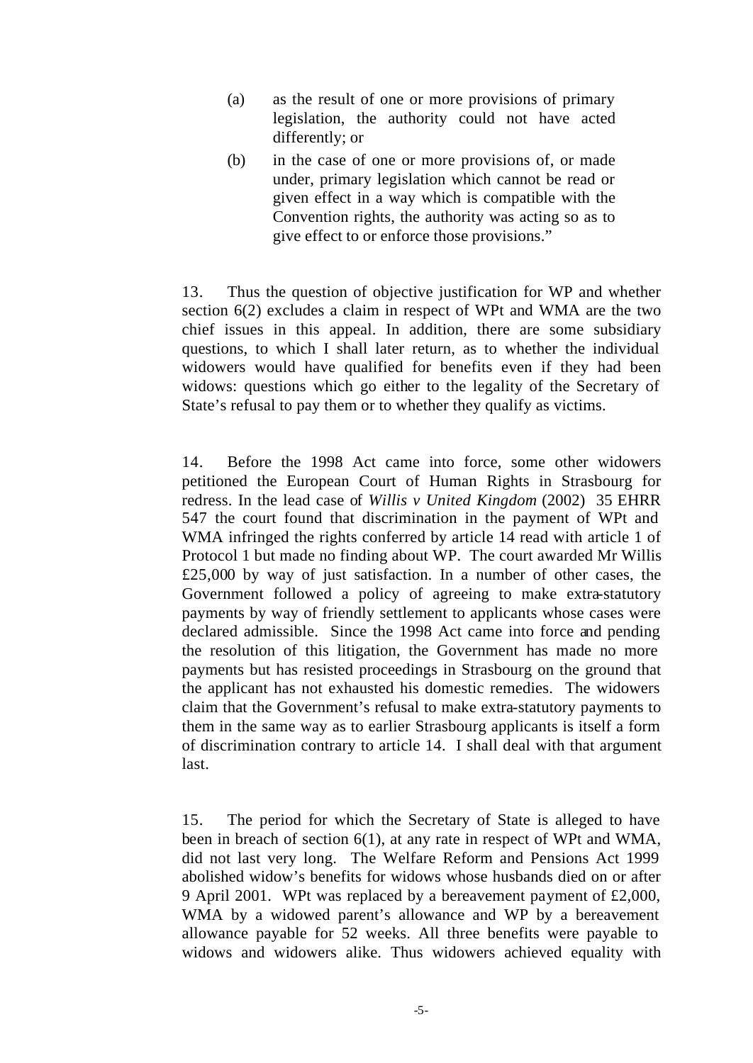(a) as the result of one or more provisions of primary legislation, the authority could not have acted differently; or

(b) in the case of one or more provisions of, or made under, primary legislation which cannot be read or given effect in a way which is compatible with the Convention rights, the authority was acting so as to give effect to or enforce those provisions."

13. Thus the question of objective justification for WP and whether section 6(2) excludes a claim in respect of WPt and WMA are the two chief issues in this appeal. In addition, there are some subsidiary questions, to which I shall later return, as to whether the individual widowers would have qualified for benefits even if they had been widows: questions which go either to the legality of the Secretary of State's refusal to pay them or to whether they qualify as victims.

14. Before the 1998 Act came into force, some other widowers petitioned the European Court of Human Rights in Strasbourg for redress. In the lead case of *Willis v United Kingdom* (2002) 35 EHRR 547 the court found that discrimination in the payment of WPt and WMA infringed the rights conferred by article 14 read with article 1 of Protocol 1 but made no finding about WP. The court awarded Mr Willis £25,000 by way of just satisfaction. In a number of other cases, the Government followed a policy of agreeing to make extra-statutory payments by way of friendly settlement to applicants whose cases were declared admissible. Since the 1998 Act came into force and pending the resolution of this litigation, the Government has made no more payments but has resisted proceedings in Strasbourg on the ground that the applicant has not exhausted his domestic remedies. The widowers claim that the Government's refusal to make extra-statutory payments to them in the same way as to earlier Strasbourg applicants is itself a form of discrimination contrary to article 14. I shall deal with that argument last.

15. The period for which the Secretary of State is alleged to have been in breach of section 6(1), at any rate in respect of WPt and WMA, did not last very long. The Welfare Reform and Pensions Act 1999 abolished widow's benefits for widows whose husbands died on or after 9 April 2001. WPt was replaced by a bereavement payment of £2,000, WMA by a widowed parent's allowance and WP by a bereavement allowance payable for 52 weeks. All three benefits were payable to widows and widowers alike. Thus widowers achieved equality with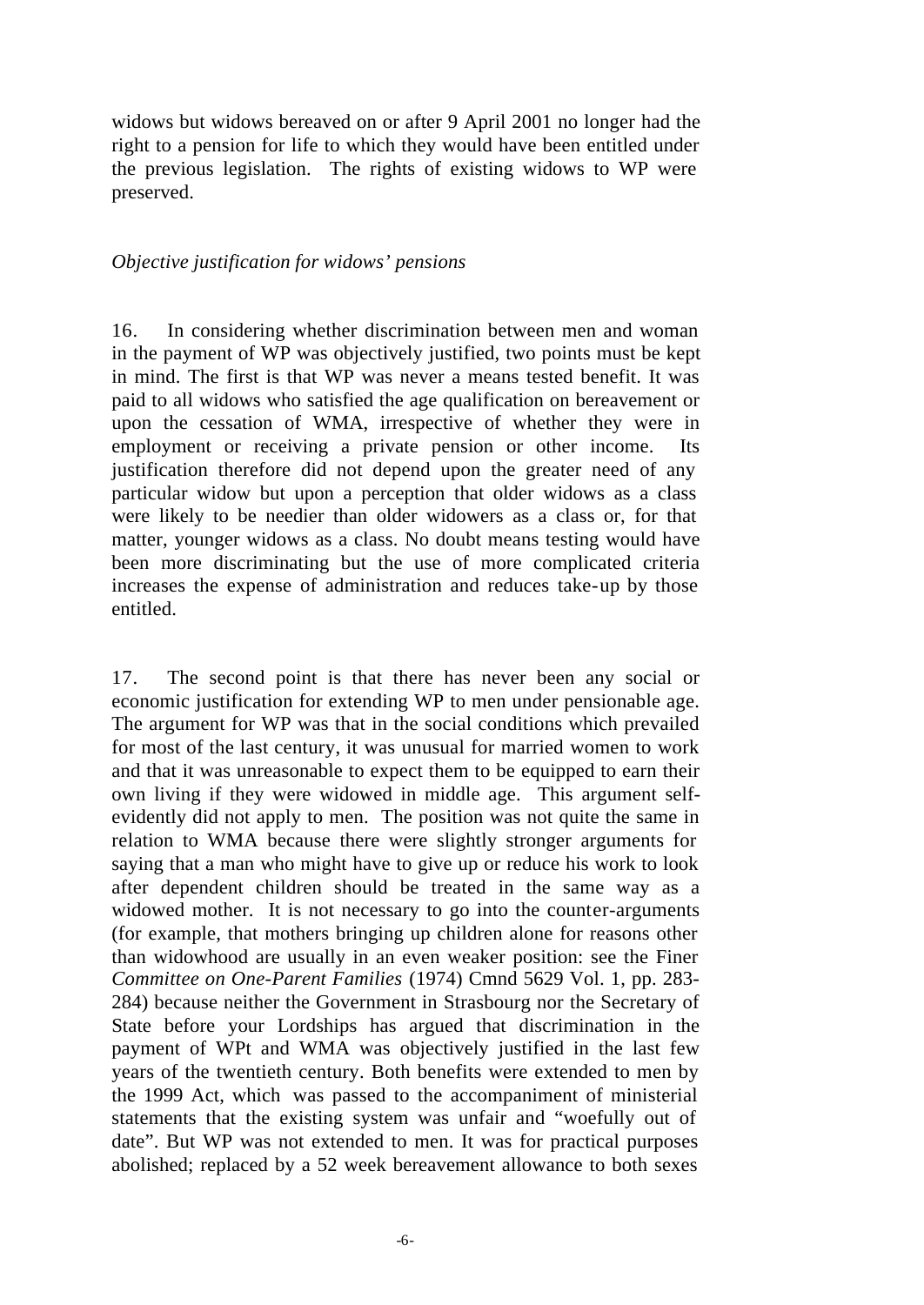widows but widows bereaved on or after 9 April 2001 no longer had the right to a pension for life to which they would have been entitled under the previous legislation. The rights of existing widows to WP were preserved.

*Objective justification for widows' pensions*

16. In considering whether discrimination between men and woman in the payment of WP was objectively justified, two points must be kept in mind. The first is that WP was never a means tested benefit. It was paid to all widows who satisfied the age qualification on bereavement or upon the cessation of WMA, irrespective of whether they were in employment or receiving a private pension or other income. Its justification therefore did not depend upon the greater need of any particular widow but upon a perception that older widows as a class were likely to be needier than older widowers as a class or, for that matter, younger widows as a class. No doubt means testing would have been more discriminating but the use of more complicated criteria increases the expense of administration and reduces take-up by those entitled.

17. The second point is that there has never been any social or economic justification for extending WP to men under pensionable age. The argument for WP was that in the social conditions which prevailed for most of the last century, it was unusual for married women to work and that it was unreasonable to expect them to be equipped to earn their own living if they were widowed in middle age. This argument self-evidently did not apply to men. The position was not quite the same in relation to WMA because there were slightly stronger arguments for saying that a man who might have to give up or reduce his work to look after dependent children should be treated in the same way as a widowed mother. It is not necessary to go into the counter-arguments (for example, that mothers bringing up children alone for reasons other than widowhood are usually in an even weaker position: see the Finer *Committee on One-Parent Families* (1974) Cmnd 5629 Vol. 1, pp. 283-284) because neither the Government in Strasbourg nor the Secretary of State before your Lordships has argued that discrimination in the payment of WPt and WMA was objectively justified in the last few years of the twentieth century. Both benefits were extended to men by the 1999 Act, which was passed to the accompaniment of ministerial statements that the existing system was unfair and "woefully out of date". But WP was not extended to men. It was for practical purposes abolished; replaced by a 52 week bereavement allowance to both sexes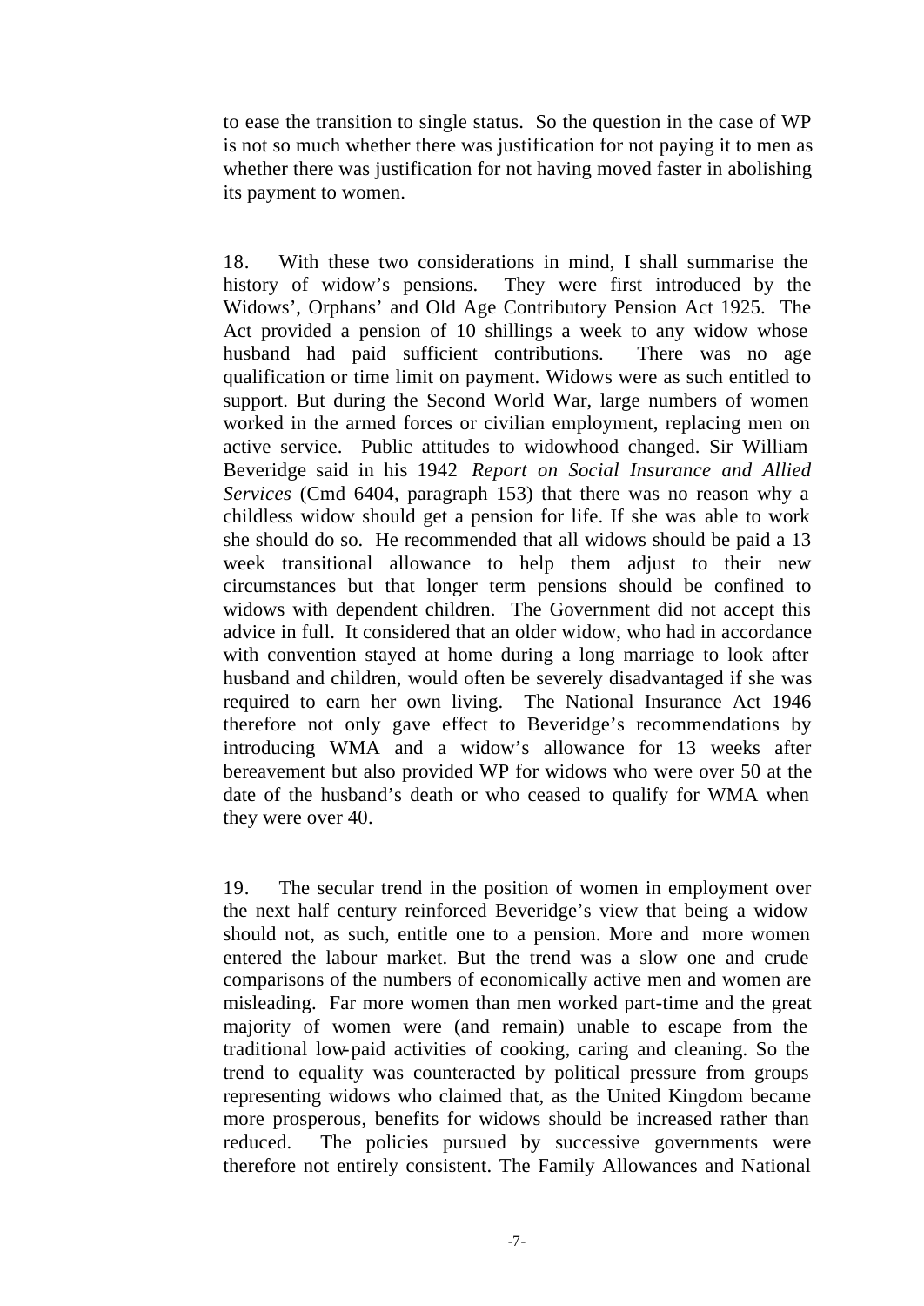to ease the transition to single status. So the question in the case of WP is not so much whether there was justification for not paying it to men as whether there was justification for not having moved faster in abolishing its payment to women.

18. With these two considerations in mind, I shall summarise the history of widow's pensions. They were first introduced by the Widows', Orphans' and Old Age Contributory Pension Act 1925. The Act provided a pension of 10 shillings a week to any widow whose husband had paid sufficient contributions. There was no age qualification or time limit on payment. Widows were as such entitled to support. But during the Second World War, large numbers of women worked in the armed forces or civilian employment, replacing men on active service. Public attitudes to widowhood changed. Sir William Beveridge said in his 1942 *Report on Social Insurance and Allied Services* (Cmd 6404, paragraph 153) that there was no reason why a childless widow should get a pension for life. If she was able to work she should do so. He recommended that all widows should be paid a 13 week transitional allowance to help them adjust to their new circumstances but that longer term pensions should be confined to widows with dependent children. The Government did not accept this advice in full. It considered that an older widow, who had in accordance with convention stayed at home during a long marriage to look after husband and children, would often be severely disadvantaged if she was required to earn her own living. The National Insurance Act 1946 therefore not only gave effect to Beveridge's recommendations by introducing WMA and a widow's allowance for 13 weeks after bereavement but also provided WP for widows who were over 50 at the date of the husband's death or who ceased to qualify for WMA when they were over 40.

19. The secular trend in the position of women in employment over the next half century reinforced Beveridge's view that being a widow should not, as such, entitle one to a pension. More and more women entered the labour market. But the trend was a slow one and crude comparisons of the numbers of economically active men and women are misleading. Far more women than men worked part-time and the great majority of women were (and remain) unable to escape from the traditional low-paid activities of cooking, caring and cleaning. So the trend to equality was counteracted by political pressure from groups representing widows who claimed that, as the United Kingdom became more prosperous, benefits for widows should be increased rather than reduced. The policies pursued by successive governments were therefore not entirely consistent. The Family Allowances and National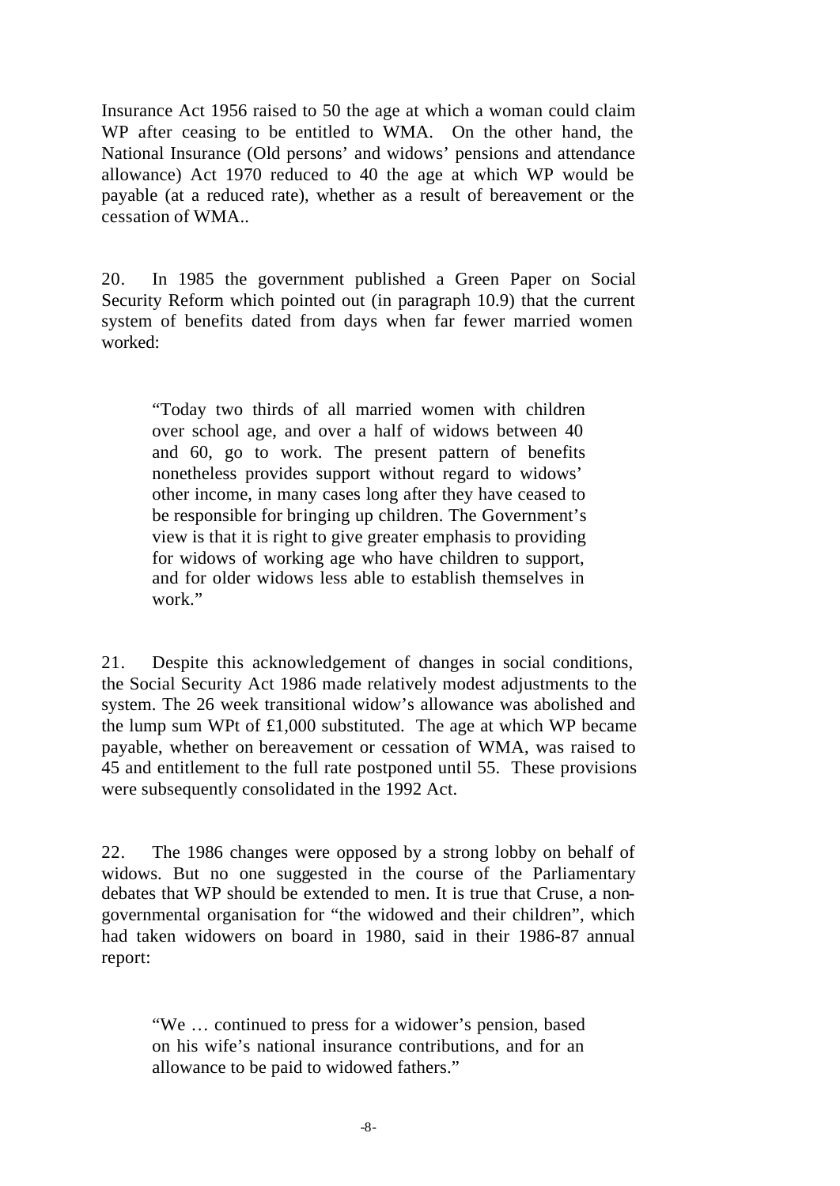Insurance Act 1956 raised to 50 the age at which a woman could claim WP after ceasing to be entitled to WMA. On the other hand, the National Insurance (Old persons' and widows' pensions and attendance allowance) Act 1970 reduced to 40 the age at which WP would be payable (at a reduced rate), whether as a result of bereavement or the cessation of WMA..

20. In 1985 the government published a Green Paper on Social Security Reform which pointed out (in paragraph 10.9) that the current system of benefits dated from days when far fewer married women worked:

> "Today two thirds of all married women with children over school age, and over a half of widows between 40 and 60, go to work. The present pattern of benefits nonetheless provides support without regard to widows' other income, in many cases long after they have ceased to be responsible for bringing up children. The Government's view is that it is right to give greater emphasis to providing for widows of working age who have children to support, and for older widows less able to establish themselves in work."

21. Despite this acknowledgement of changes in social conditions, the Social Security Act 1986 made relatively modest adjustments to the system. The 26 week transitional widow's allowance was abolished and the lump sum WPt of £1,000 substituted. The age at which WP became payable, whether on bereavement or cessation of WMA, was raised to 45 and entitlement to the full rate postponed until 55. These provisions were subsequently consolidated in the 1992 Act.

22. The 1986 changes were opposed by a strong lobby on behalf of widows. But no one suggested in the course of the Parliamentary debates that WP should be extended to men. It is true that Cruse, a non-governmental organisation for "the widowed and their children", which had taken widowers on board in 1980, said in their 1986-87 annual report:

> "We … continued to press for a widower's pension, based on his wife's national insurance contributions, and for an allowance to be paid to widowed fathers."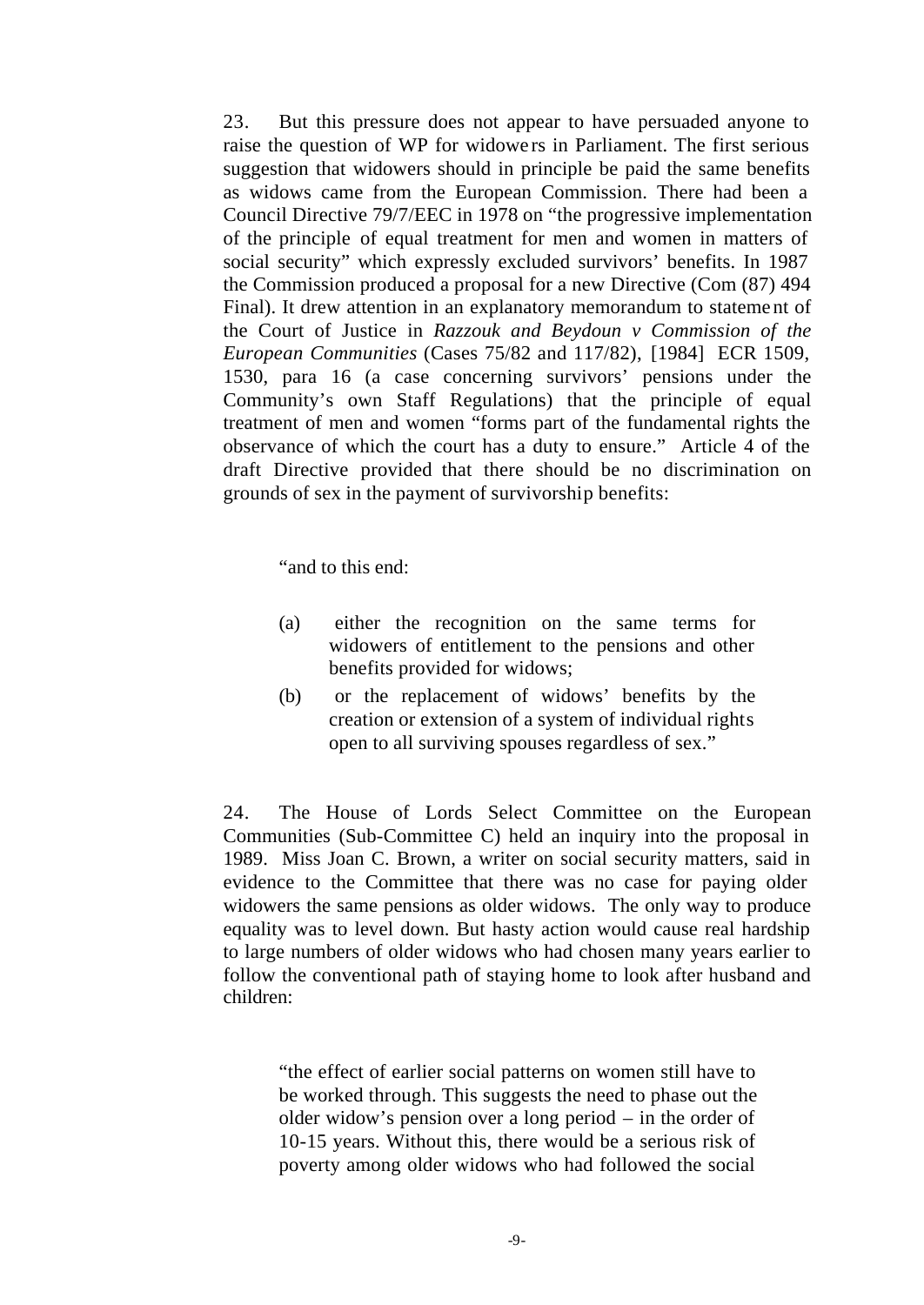23. But this pressure does not appear to have persuaded anyone to raise the question of WP for widowers in Parliament. The first serious suggestion that widowers should in principle be paid the same benefits as widows came from the European Commission. There had been a Council Directive 79/7/EEC in 1978 on "the progressive implementation of the principle of equal treatment for men and women in matters of social security" which expressly excluded survivors' benefits. In 1987 the Commission produced a proposal for a new Directive (Com (87) 494 Final). It drew attention in an explanatory memorandum to statement of the Court of Justice in *Razzouk and Beydoun v Commission of the European Communities* (Cases 75/82 and 117/82), [1984] ECR 1509, 1530, para 16 (a case concerning survivors' pensions under the Community's own Staff Regulations) that the principle of equal treatment of men and women "forms part of the fundamental rights the observance of which the court has a duty to ensure." Article 4 of the draft Directive provided that there should be no discrimination on grounds of sex in the payment of survivorship benefits:

> "and to this end:
>
> (a) either the recognition on the same terms for widowers of entitlement to the pensions and other benefits provided for widows;
>
> (b) or the replacement of widows' benefits by the creation or extension of a system of individual rights open to all surviving spouses regardless of sex."

24. The House of Lords Select Committee on the European Communities (Sub-Committee C) held an inquiry into the proposal in 1989. Miss Joan C. Brown, a writer on social security matters, said in evidence to the Committee that there was no case for paying older widowers the same pensions as older widows. The only way to produce equality was to level down. But hasty action would cause real hardship to large numbers of older widows who had chosen many years earlier to follow the conventional path of staying home to look after husband and children:

> "the effect of earlier social patterns on women still have to be worked through. This suggests the need to phase out the older widow's pension over a long period – in the order of 10-15 years. Without this, there would be a serious risk of poverty among older widows who had followed the social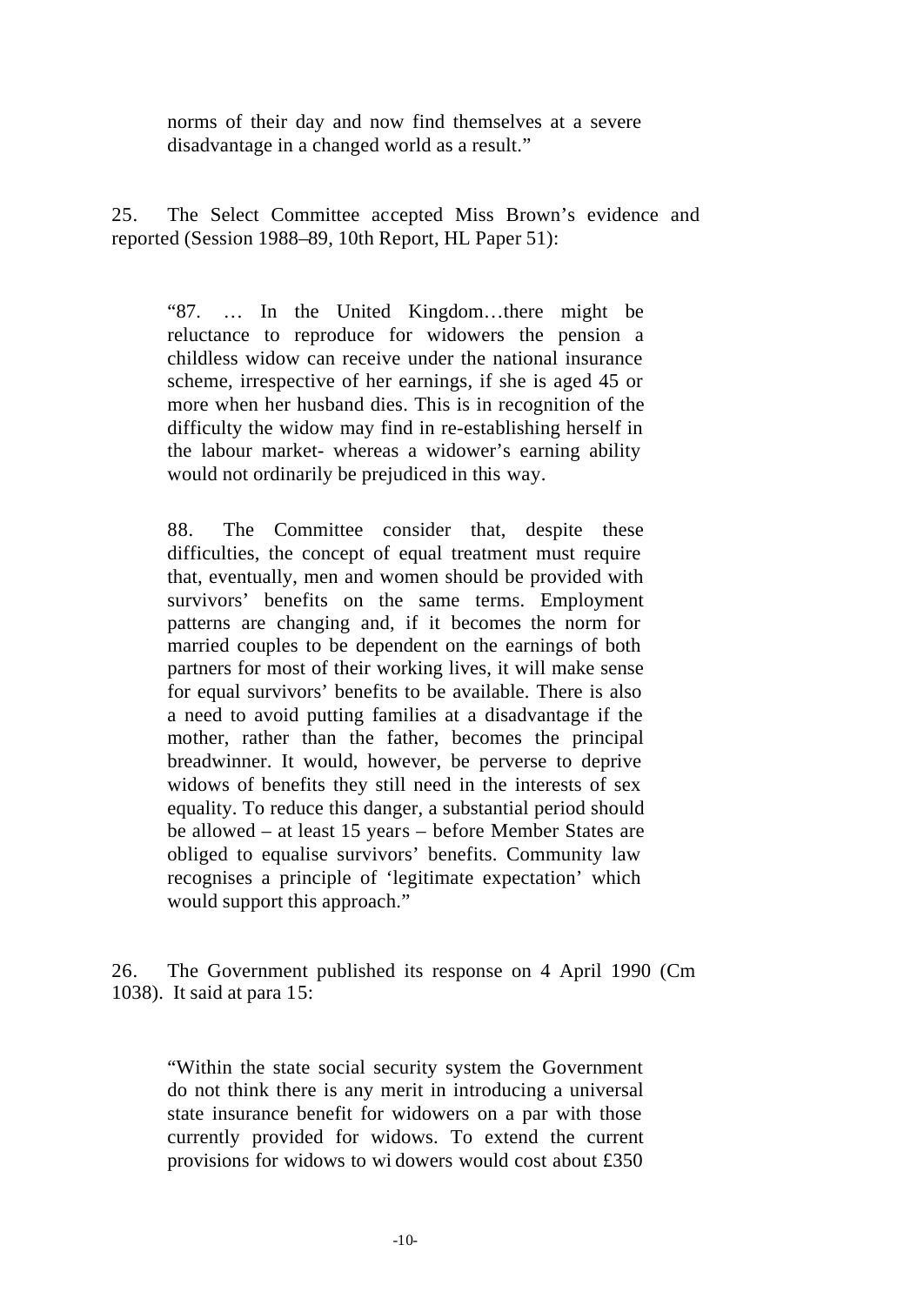> norms of their day and now find themselves at a severe disadvantage in a changed world as a result."

25. The Select Committee accepted Miss Brown's evidence and reported (Session 1988–89, 10th Report, HL Paper 51):

> "87. … In the United Kingdom…there might be reluctance to reproduce for widowers the pension a childless widow can receive under the national insurance scheme, irrespective of her earnings, if she is aged 45 or more when her husband dies. This is in recognition of the difficulty the widow may find in re-establishing herself in the labour market- whereas a widower's earning ability would not ordinarily be prejudiced in this way.
>
> 88. The Committee consider that, despite these difficulties, the concept of equal treatment must require that, eventually, men and women should be provided with survivors' benefits on the same terms. Employment patterns are changing and, if it becomes the norm for married couples to be dependent on the earnings of both partners for most of their working lives, it will make sense for equal survivors' benefits to be available. There is also a need to avoid putting families at a disadvantage if the mother, rather than the father, becomes the principal breadwinner. It would, however, be perverse to deprive widows of benefits they still need in the interests of sex equality. To reduce this danger, a substantial period should be allowed – at least 15 years – before Member States are obliged to equalise survivors' benefits. Community law recognises a principle of 'legitimate expectation' which would support this approach."

26. The Government published its response on 4 April 1990 (Cm 1038). It said at para 15:

> "Within the state social security system the Government do not think there is any merit in introducing a universal state insurance benefit for widowers on a par with those currently provided for widows. To extend the current provisions for widows to widowers would cost about £350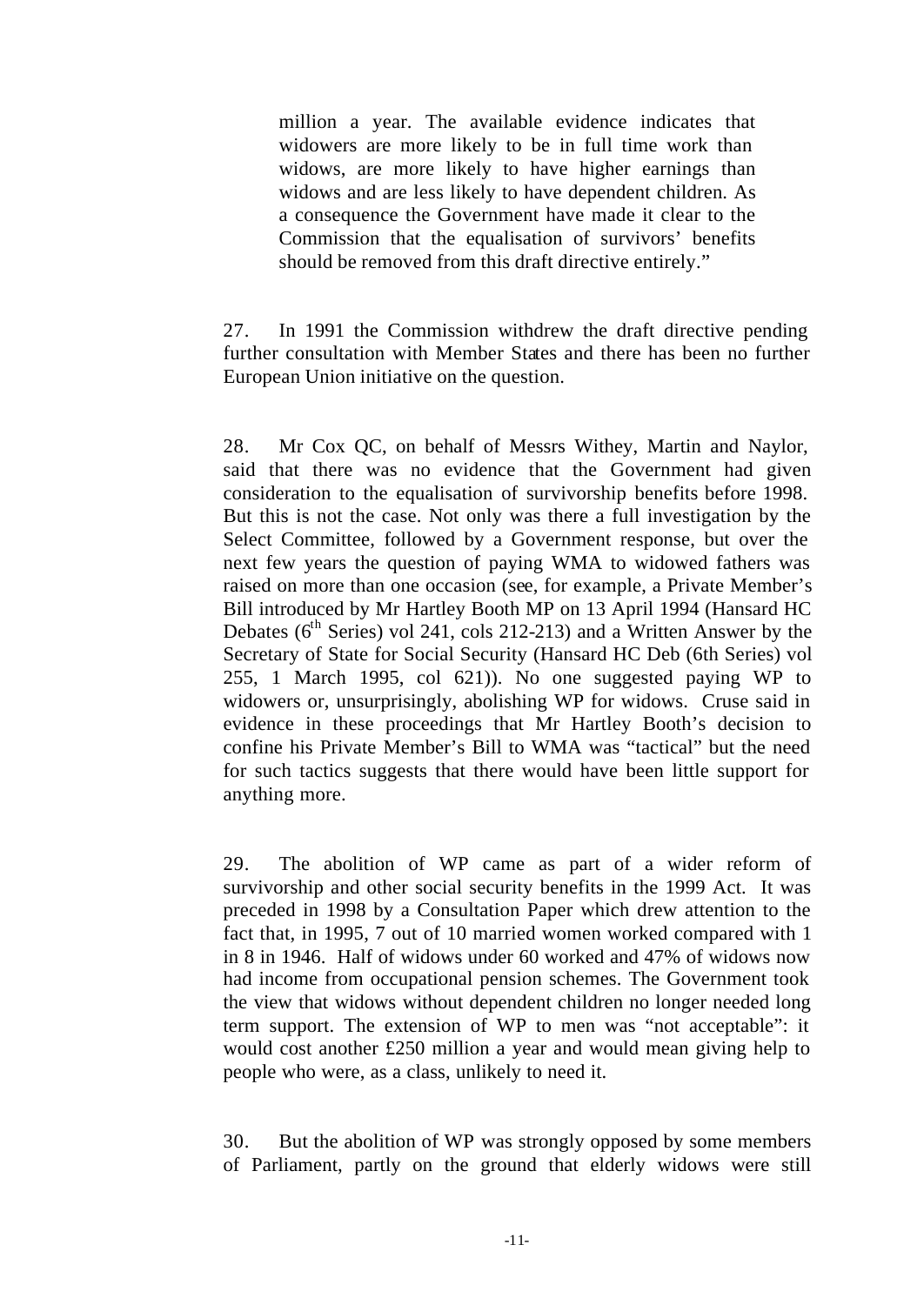> million a year. The available evidence indicates that widowers are more likely to be in full time work than widows, are more likely to have higher earnings than widows and are less likely to have dependent children. As a consequence the Government have made it clear to the Commission that the equalisation of survivors' benefits should be removed from this draft directive entirely."

27. In 1991 the Commission withdrew the draft directive pending further consultation with Member States and there has been no further European Union initiative on the question.

28. Mr Cox QC, on behalf of Messrs Withey, Martin and Naylor, said that there was no evidence that the Government had given consideration to the equalisation of survivorship benefits before 1998. But this is not the case. Not only was there a full investigation by the Select Committee, followed by a Government response, but over the next few years the question of paying WMA to widowed fathers was raised on more than one occasion (see, for example, a Private Member's Bill introduced by Mr Hartley Booth MP on 13 April 1994 (Hansard HC Debates (6th Series) vol 241, cols 212-213) and a Written Answer by the Secretary of State for Social Security (Hansard HC Deb (6th Series) vol 255, 1 March 1995, col 621)). No one suggested paying WP to widowers or, unsurprisingly, abolishing WP for widows. Cruse said in evidence in these proceedings that Mr Hartley Booth's decision to confine his Private Member's Bill to WMA was "tactical" but the need for such tactics suggests that there would have been little support for anything more.

29. The abolition of WP came as part of a wider reform of survivorship and other social security benefits in the 1999 Act. It was preceded in 1998 by a Consultation Paper which drew attention to the fact that, in 1995, 7 out of 10 married women worked compared with 1 in 8 in 1946. Half of widows under 60 worked and 47% of widows now had income from occupational pension schemes. The Government took the view that widows without dependent children no longer needed long term support. The extension of WP to men was "not acceptable": it would cost another £250 million a year and would mean giving help to people who were, as a class, unlikely to need it.

30. But the abolition of WP was strongly opposed by some members of Parliament, partly on the ground that elderly widows were still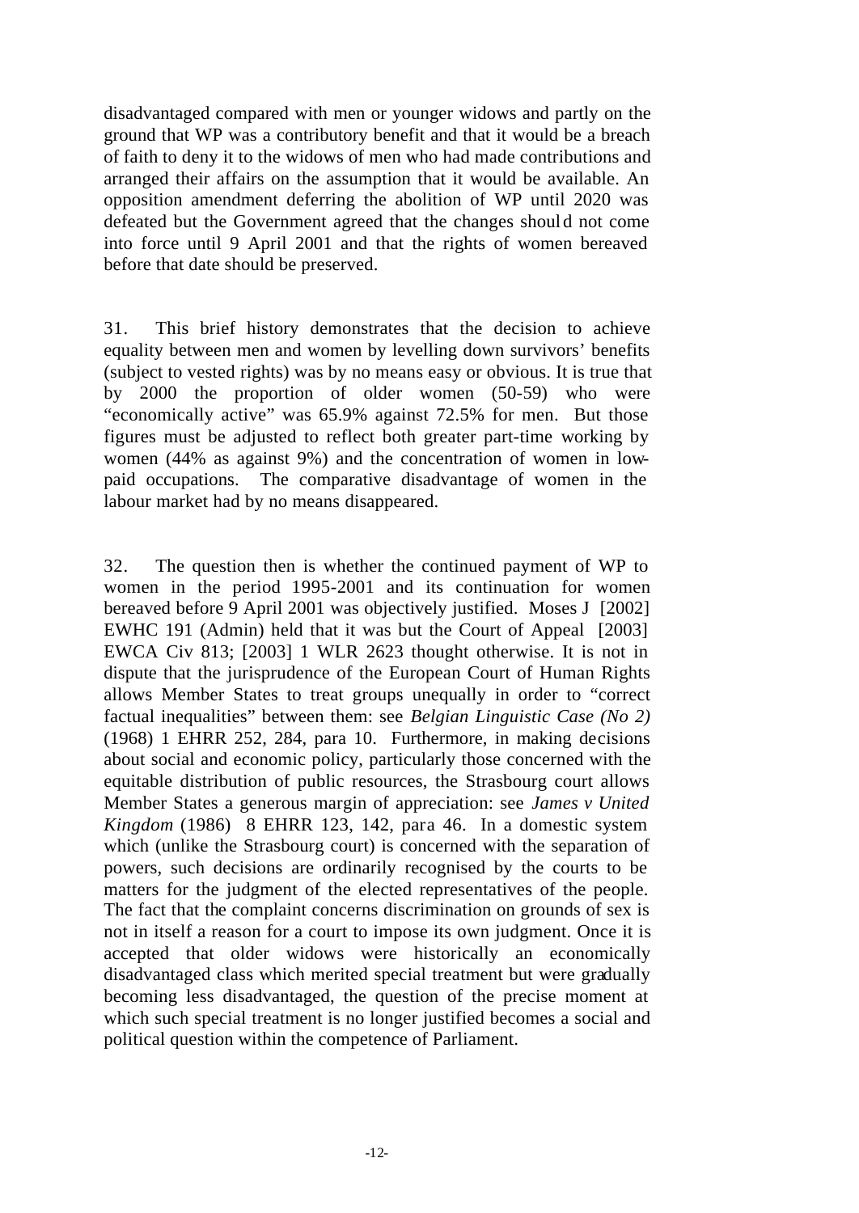disadvantaged compared with men or younger widows and partly on the ground that WP was a contributory benefit and that it would be a breach of faith to deny it to the widows of men who had made contributions and arranged their affairs on the assumption that it would be available. An opposition amendment deferring the abolition of WP until 2020 was defeated but the Government agreed that the changes should not come into force until 9 April 2001 and that the rights of women bereaved before that date should be preserved.

31. This brief history demonstrates that the decision to achieve equality between men and women by levelling down survivors' benefits (subject to vested rights) was by no means easy or obvious. It is true that by 2000 the proportion of older women (50-59) who were "economically active" was 65.9% against 72.5% for men. But those figures must be adjusted to reflect both greater part-time working by women (44% as against 9%) and the concentration of women in low-paid occupations. The comparative disadvantage of women in the labour market had by no means disappeared.

32. The question then is whether the continued payment of WP to women in the period 1995-2001 and its continuation for women bereaved before 9 April 2001 was objectively justified. Moses J [2002] EWHC 191 (Admin) held that it was but the Court of Appeal [2003] EWCA Civ 813; [2003] 1 WLR 2623 thought otherwise. It is not in dispute that the jurisprudence of the European Court of Human Rights allows Member States to treat groups unequally in order to "correct factual inequalities" between them: see *Belgian Linguistic Case (No 2)* (1968) 1 EHRR 252, 284, para 10. Furthermore, in making decisions about social and economic policy, particularly those concerned with the equitable distribution of public resources, the Strasbourg court allows Member States a generous margin of appreciation: see *James v United Kingdom* (1986) 8 EHRR 123, 142, para 46. In a domestic system which (unlike the Strasbourg court) is concerned with the separation of powers, such decisions are ordinarily recognised by the courts to be matters for the judgment of the elected representatives of the people. The fact that the complaint concerns discrimination on grounds of sex is not in itself a reason for a court to impose its own judgment. Once it is accepted that older widows were historically an economically disadvantaged class which merited special treatment but were gradually becoming less disadvantaged, the question of the precise moment at which such special treatment is no longer justified becomes a social and political question within the competence of Parliament.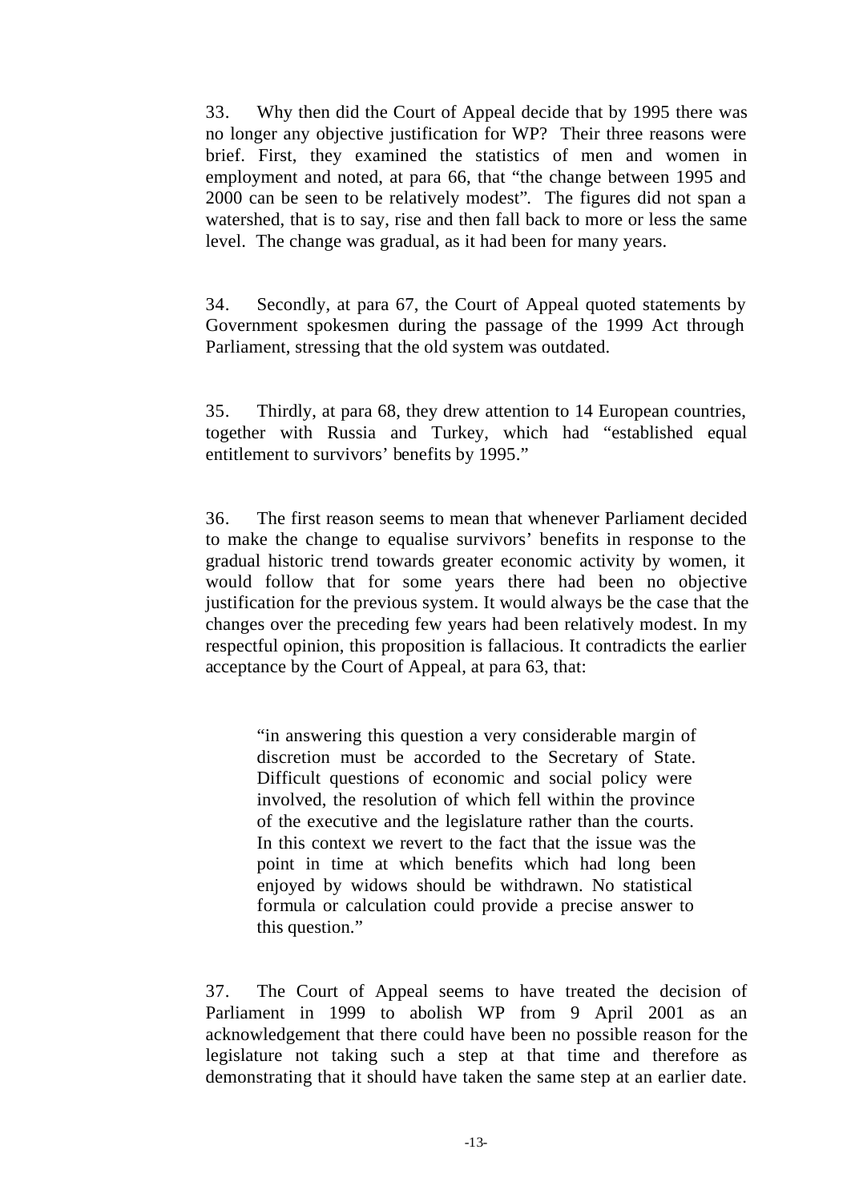33. Why then did the Court of Appeal decide that by 1995 there was no longer any objective justification for WP? Their three reasons were brief. First, they examined the statistics of men and women in employment and noted, at para 66, that "the change between 1995 and 2000 can be seen to be relatively modest". The figures did not span a watershed, that is to say, rise and then fall back to more or less the same level. The change was gradual, as it had been for many years.

34. Secondly, at para 67, the Court of Appeal quoted statements by Government spokesmen during the passage of the 1999 Act through Parliament, stressing that the old system was outdated.

35. Thirdly, at para 68, they drew attention to 14 European countries, together with Russia and Turkey, which had "established equal entitlement to survivors' benefits by 1995."

36. The first reason seems to mean that whenever Parliament decided to make the change to equalise survivors' benefits in response to the gradual historic trend towards greater economic activity by women, it would follow that for some years there had been no objective justification for the previous system. It would always be the case that the changes over the preceding few years had been relatively modest. In my respectful opinion, this proposition is fallacious. It contradicts the earlier acceptance by the Court of Appeal, at para 63, that:

> "in answering this question a very considerable margin of discretion must be accorded to the Secretary of State. Difficult questions of economic and social policy were involved, the resolution of which fell within the province of the executive and the legislature rather than the courts. In this context we revert to the fact that the issue was the point in time at which benefits which had long been enjoyed by widows should be withdrawn. No statistical formula or calculation could provide a precise answer to this question."

37. The Court of Appeal seems to have treated the decision of Parliament in 1999 to abolish WP from 9 April 2001 as an acknowledgement that there could have been no possible reason for the legislature not taking such a step at that time and therefore as demonstrating that it should have taken the same step at an earlier date.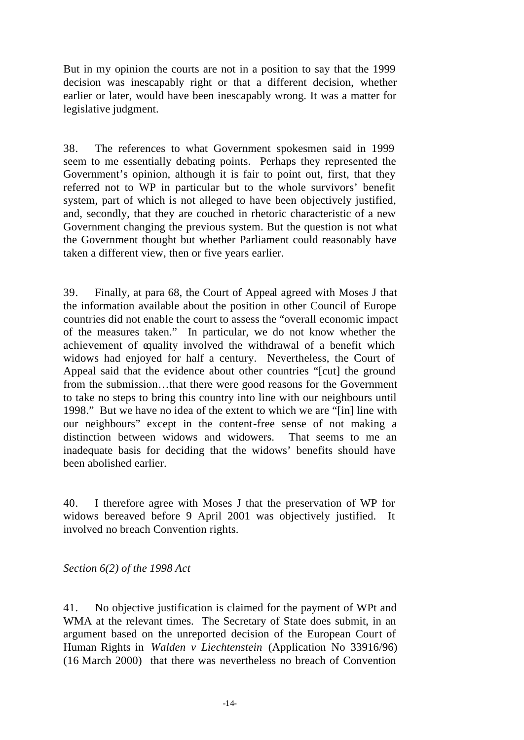But in my opinion the courts are not in a position to say that the 1999 decision was inescapably right or that a different decision, whether earlier or later, would have been inescapably wrong. It was a matter for legislative judgment.

38. The references to what Government spokesmen said in 1999 seem to me essentially debating points. Perhaps they represented the Government's opinion, although it is fair to point out, first, that they referred not to WP in particular but to the whole survivors' benefit system, part of which is not alleged to have been objectively justified, and, secondly, that they are couched in rhetoric characteristic of a new Government changing the previous system. But the question is not what the Government thought but whether Parliament could reasonably have taken a different view, then or five years earlier.

39. Finally, at para 68, the Court of Appeal agreed with Moses J that the information available about the position in other Council of Europe countries did not enable the court to assess the "overall economic impact of the measures taken." In particular, we do not know whether the achievement of equality involved the withdrawal of a benefit which widows had enjoyed for half a century. Nevertheless, the Court of Appeal said that the evidence about other countries "[cut] the ground from the submission…that there were good reasons for the Government to take no steps to bring this country into line with our neighbours until 1998." But we have no idea of the extent to which we are "[in] line with our neighbours" except in the content-free sense of not making a distinction between widows and widowers. That seems to me an inadequate basis for deciding that the widows' benefits should have been abolished earlier.

40. I therefore agree with Moses J that the preservation of WP for widows bereaved before 9 April 2001 was objectively justified. It involved no breach Convention rights.

*Section 6(2) of the 1998 Act*

41. No objective justification is claimed for the payment of WPt and WMA at the relevant times. The Secretary of State does submit, in an argument based on the unreported decision of the European Court of Human Rights in *Walden v Liechtenstein* (Application No 33916/96) (16 March 2000) that there was nevertheless no breach of Convention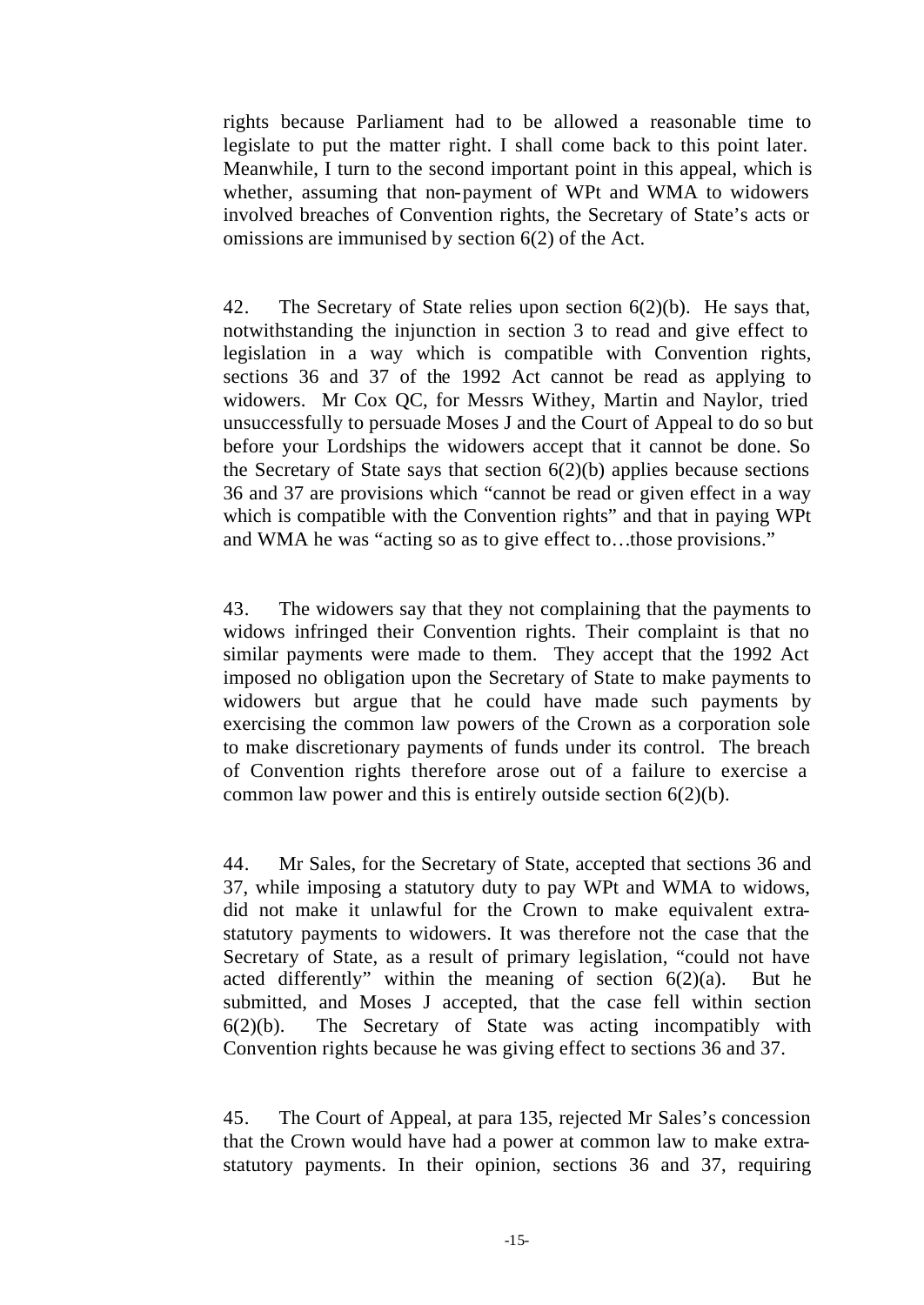rights because Parliament had to be allowed a reasonable time to legislate to put the matter right. I shall come back to this point later. Meanwhile, I turn to the second important point in this appeal, which is whether, assuming that non-payment of WPt and WMA to widowers involved breaches of Convention rights, the Secretary of State's acts or omissions are immunised by section 6(2) of the Act.

42. The Secretary of State relies upon section 6(2)(b). He says that, notwithstanding the injunction in section 3 to read and give effect to legislation in a way which is compatible with Convention rights, sections 36 and 37 of the 1992 Act cannot be read as applying to widowers. Mr Cox QC, for Messrs Withey, Martin and Naylor, tried unsuccessfully to persuade Moses J and the Court of Appeal to do so but before your Lordships the widowers accept that it cannot be done. So the Secretary of State says that section 6(2)(b) applies because sections 36 and 37 are provisions which "cannot be read or given effect in a way which is compatible with the Convention rights" and that in paying WPt and WMA he was "acting so as to give effect to…those provisions."

43. The widowers say that they not complaining that the payments to widows infringed their Convention rights. Their complaint is that no similar payments were made to them. They accept that the 1992 Act imposed no obligation upon the Secretary of State to make payments to widowers but argue that he could have made such payments by exercising the common law powers of the Crown as a corporation sole to make discretionary payments of funds under its control. The breach of Convention rights therefore arose out of a failure to exercise a common law power and this is entirely outside section 6(2)(b).

44. Mr Sales, for the Secretary of State, accepted that sections 36 and 37, while imposing a statutory duty to pay WPt and WMA to widows, did not make it unlawful for the Crown to make equivalent extra-statutory payments to widowers. It was therefore not the case that the Secretary of State, as a result of primary legislation, "could not have acted differently" within the meaning of section 6(2)(a). But he submitted, and Moses J accepted, that the case fell within section 6(2)(b). The Secretary of State was acting incompatibly with Convention rights because he was giving effect to sections 36 and 37.

45. The Court of Appeal, at para 135, rejected Mr Sales's concession that the Crown would have had a power at common law to make extra-statutory payments. In their opinion, sections 36 and 37, requiring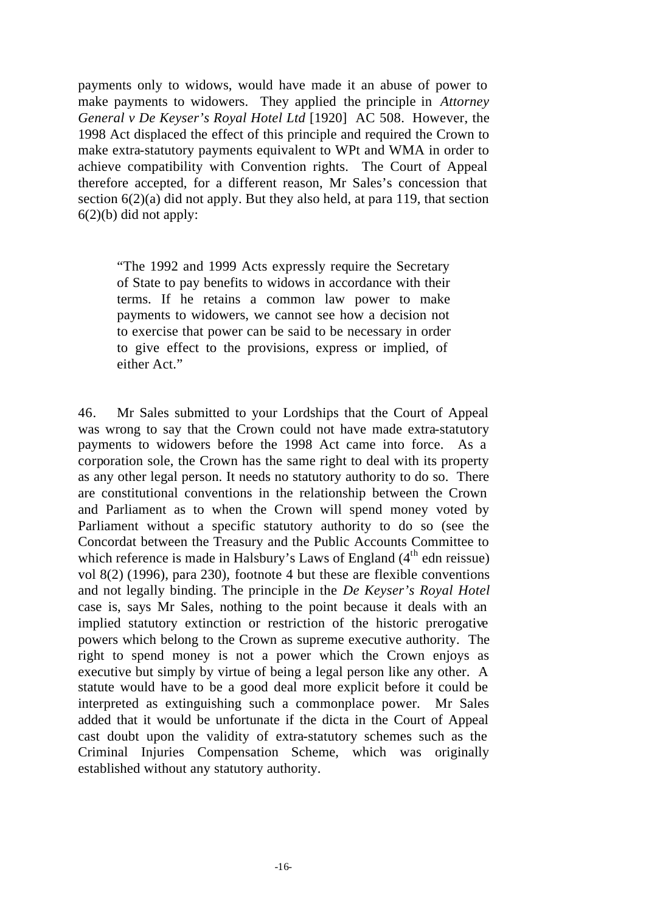payments only to widows, would have made it an abuse of power to make payments to widowers. They applied the principle in *Attorney General v De Keyser's Royal Hotel Ltd* [1920] AC 508. However, the 1998 Act displaced the effect of this principle and required the Crown to make extra-statutory payments equivalent to WPt and WMA in order to achieve compatibility with Convention rights. The Court of Appeal therefore accepted, for a different reason, Mr Sales's concession that section 6(2)(a) did not apply. But they also held, at para 119, that section 6(2)(b) did not apply:

> "The 1992 and 1999 Acts expressly require the Secretary of State to pay benefits to widows in accordance with their terms. If he retains a common law power to make payments to widowers, we cannot see how a decision not to exercise that power can be said to be necessary in order to give effect to the provisions, express or implied, of either Act."

46. Mr Sales submitted to your Lordships that the Court of Appeal was wrong to say that the Crown could not have made extra-statutory payments to widowers before the 1998 Act came into force. As a corporation sole, the Crown has the same right to deal with its property as any other legal person. It needs no statutory authority to do so. There are constitutional conventions in the relationship between the Crown and Parliament as to when the Crown will spend money voted by Parliament without a specific statutory authority to do so (see the Concordat between the Treasury and the Public Accounts Committee to which reference is made in Halsbury's Laws of England (4th edn reissue) vol 8(2) (1996), para 230), footnote 4 but these are flexible conventions and not legally binding. The principle in the *De Keyser's Royal Hotel* case is, says Mr Sales, nothing to the point because it deals with an implied statutory extinction or restriction of the historic prerogative powers which belong to the Crown as supreme executive authority. The right to spend money is not a power which the Crown enjoys as executive but simply by virtue of being a legal person like any other. A statute would have to be a good deal more explicit before it could be interpreted as extinguishing such a commonplace power. Mr Sales added that it would be unfortunate if the dicta in the Court of Appeal cast doubt upon the validity of extra-statutory schemes such as the Criminal Injuries Compensation Scheme, which was originally established without any statutory authority.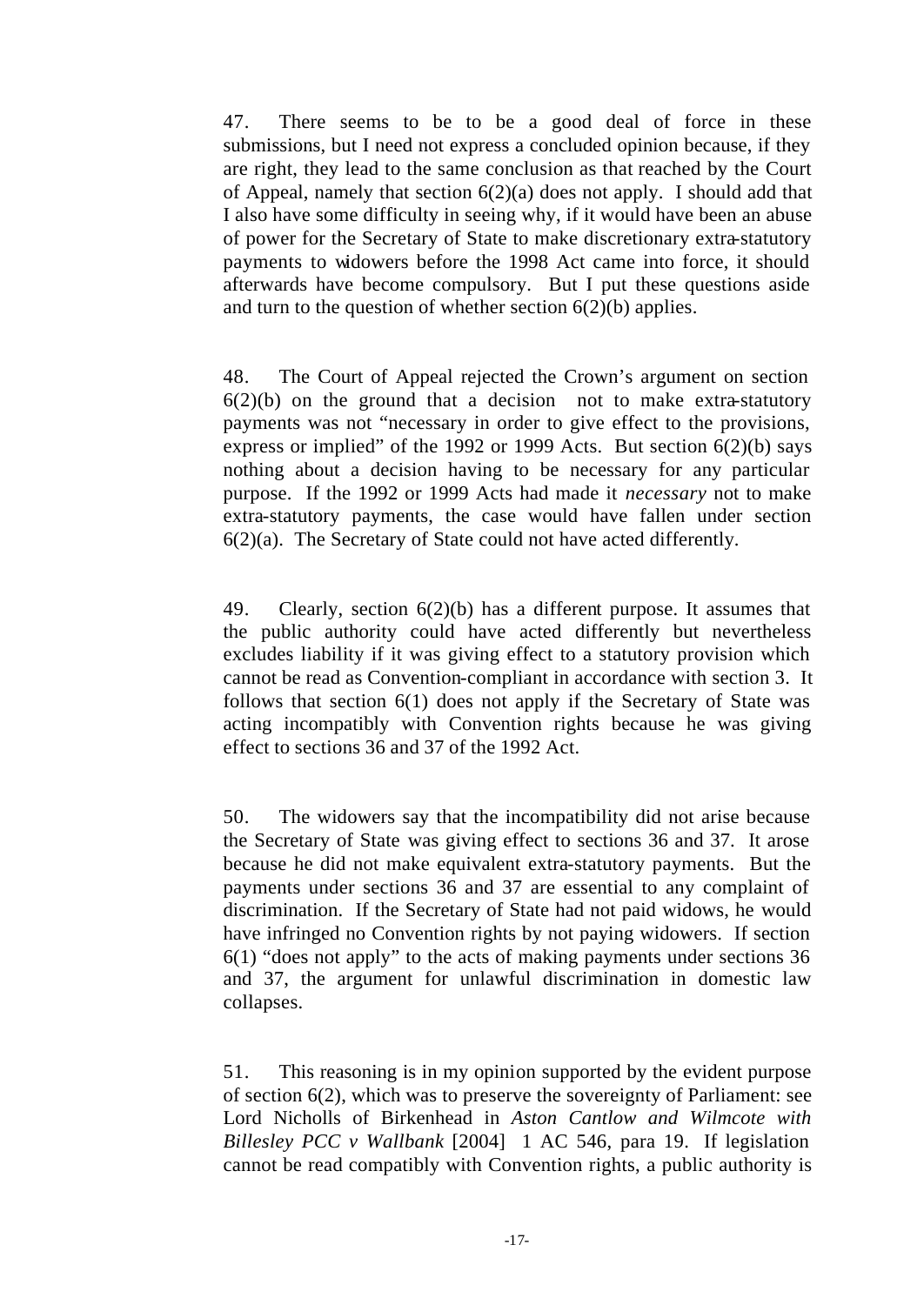47. There seems to be to be a good deal of force in these submissions, but I need not express a concluded opinion because, if they are right, they lead to the same conclusion as that reached by the Court of Appeal, namely that section 6(2)(a) does not apply. I should add that I also have some difficulty in seeing why, if it would have been an abuse of power for the Secretary of State to make discretionary extra-statutory payments to widowers before the 1998 Act came into force, it should afterwards have become compulsory. But I put these questions aside and turn to the question of whether section 6(2)(b) applies.

48. The Court of Appeal rejected the Crown's argument on section 6(2)(b) on the ground that a decision not to make extra-statutory payments was not "necessary in order to give effect to the provisions, express or implied" of the 1992 or 1999 Acts. But section 6(2)(b) says nothing about a decision having to be necessary for any particular purpose. If the 1992 or 1999 Acts had made it *necessary* not to make extra-statutory payments, the case would have fallen under section 6(2)(a). The Secretary of State could not have acted differently.

49. Clearly, section 6(2)(b) has a different purpose. It assumes that the public authority could have acted differently but nevertheless excludes liability if it was giving effect to a statutory provision which cannot be read as Convention-compliant in accordance with section 3. It follows that section 6(1) does not apply if the Secretary of State was acting incompatibly with Convention rights because he was giving effect to sections 36 and 37 of the 1992 Act.

50. The widowers say that the incompatibility did not arise because the Secretary of State was giving effect to sections 36 and 37. It arose because he did not make equivalent extra-statutory payments. But the payments under sections 36 and 37 are essential to any complaint of discrimination. If the Secretary of State had not paid widows, he would have infringed no Convention rights by not paying widowers. If section 6(1) "does not apply" to the acts of making payments under sections 36 and 37, the argument for unlawful discrimination in domestic law collapses.

51. This reasoning is in my opinion supported by the evident purpose of section 6(2), which was to preserve the sovereignty of Parliament: see Lord Nicholls of Birkenhead in *Aston Cantlow and Wilmcote with Billesley PCC v Wallbank* [2004] 1 AC 546, para 19. If legislation cannot be read compatibly with Convention rights, a public authority is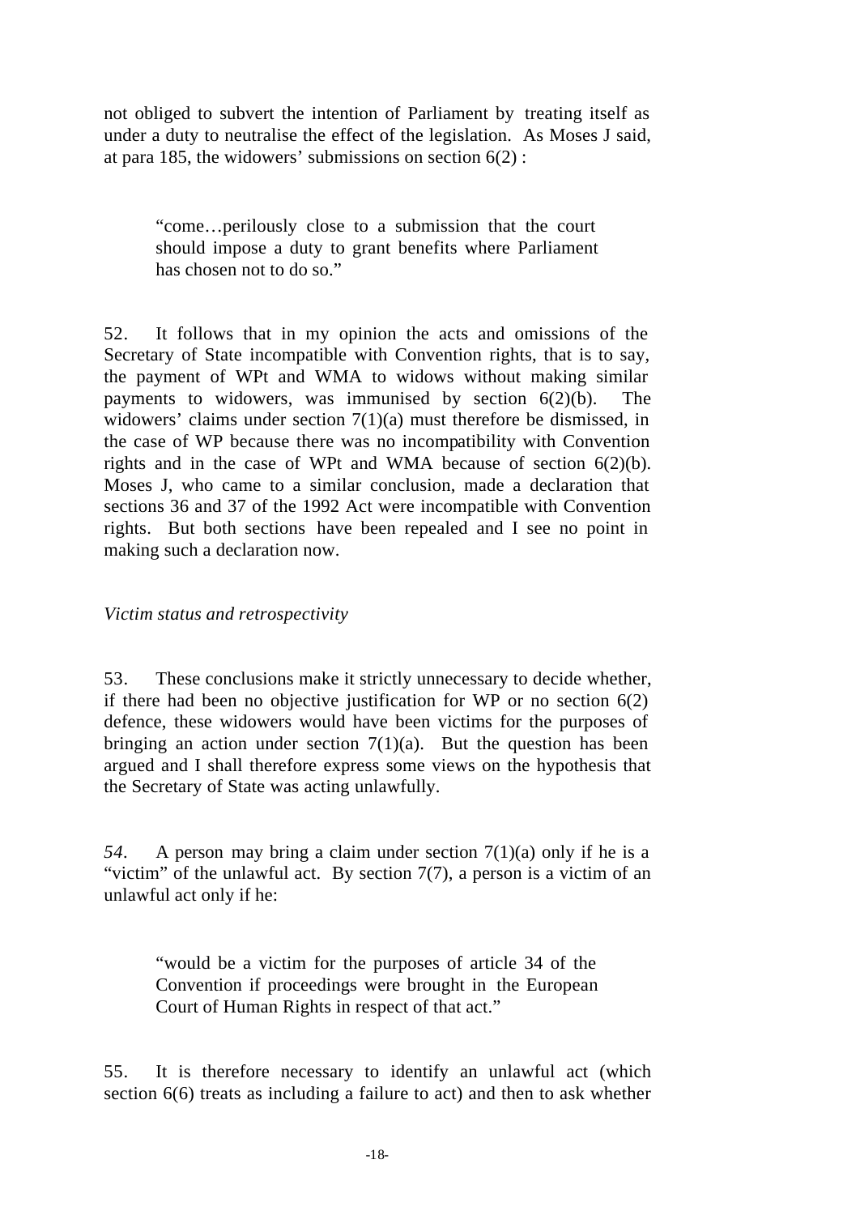not obliged to subvert the intention of Parliament by treating itself as under a duty to neutralise the effect of the legislation. As Moses J said, at para 185, the widowers' submissions on section 6(2) :

> "come…perilously close to a submission that the court should impose a duty to grant benefits where Parliament has chosen not to do so."

52. It follows that in my opinion the acts and omissions of the Secretary of State incompatible with Convention rights, that is to say, the payment of WPt and WMA to widows without making similar payments to widowers, was immunised by section 6(2)(b). The widowers' claims under section 7(1)(a) must therefore be dismissed, in the case of WP because there was no incompatibility with Convention rights and in the case of WPt and WMA because of section 6(2)(b). Moses J, who came to a similar conclusion, made a declaration that sections 36 and 37 of the 1992 Act were incompatible with Convention rights. But both sections have been repealed and I see no point in making such a declaration now.

*Victim status and retrospectivity*

53. These conclusions make it strictly unnecessary to decide whether, if there had been no objective justification for WP or no section 6(2) defence, these widowers would have been victims for the purposes of bringing an action under section 7(1)(a). But the question has been argued and I shall therefore express some views on the hypothesis that the Secretary of State was acting unlawfully.

*54*. A person may bring a claim under section 7(1)(a) only if he is a "victim" of the unlawful act. By section 7(7), a person is a victim of an unlawful act only if he:

> "would be a victim for the purposes of article 34 of the Convention if proceedings were brought in the European Court of Human Rights in respect of that act."

55. It is therefore necessary to identify an unlawful act (which section 6(6) treats as including a failure to act) and then to ask whether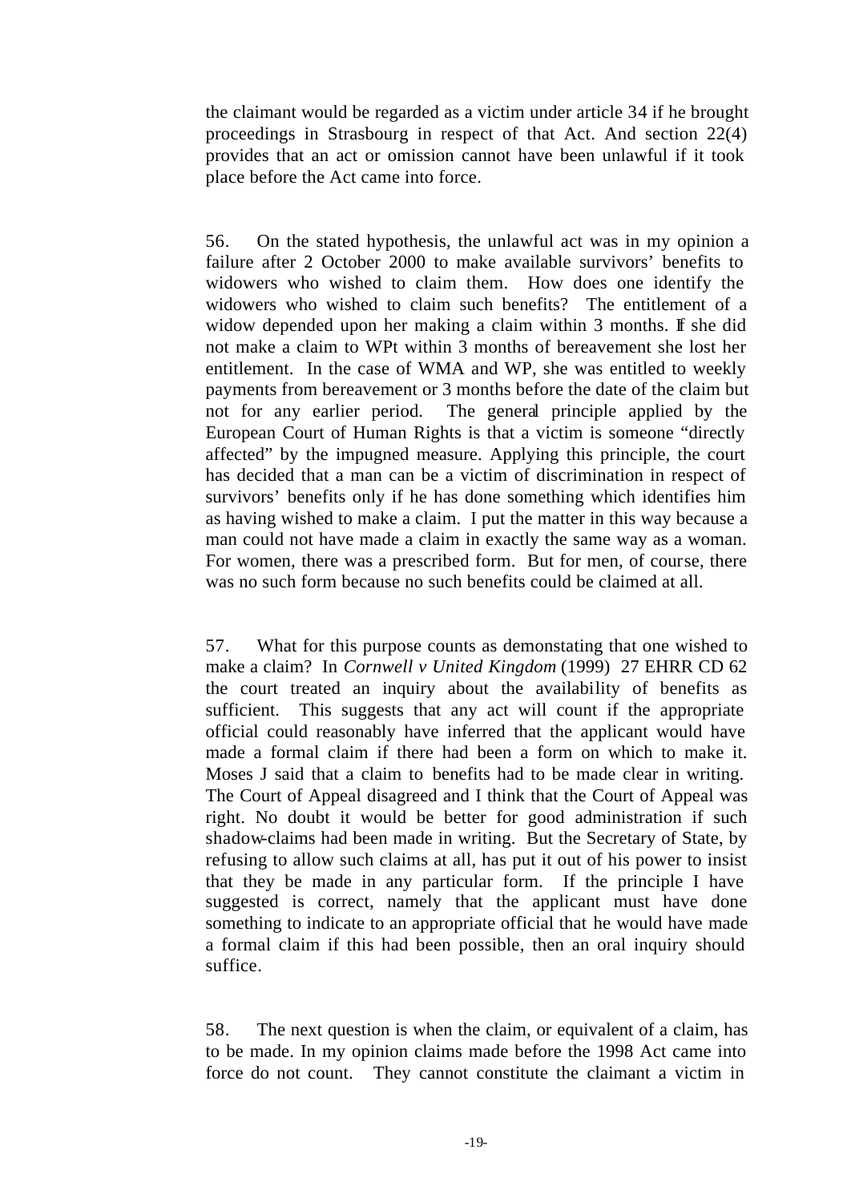the claimant would be regarded as a victim under article 34 if he brought proceedings in Strasbourg in respect of that Act. And section 22(4) provides that an act or omission cannot have been unlawful if it took place before the Act came into force.

56. On the stated hypothesis, the unlawful act was in my opinion a failure after 2 October 2000 to make available survivors' benefits to widowers who wished to claim them. How does one identify the widowers who wished to claim such benefits? The entitlement of a widow depended upon her making a claim within 3 months. If she did not make a claim to WPt within 3 months of bereavement she lost her entitlement. In the case of WMA and WP, she was entitled to weekly payments from bereavement or 3 months before the date of the claim but not for any earlier period. The general principle applied by the European Court of Human Rights is that a victim is someone "directly affected" by the impugned measure. Applying this principle, the court has decided that a man can be a victim of discrimination in respect of survivors' benefits only if he has done something which identifies him as having wished to make a claim. I put the matter in this way because a man could not have made a claim in exactly the same way as a woman. For women, there was a prescribed form. But for men, of course, there was no such form because no such benefits could be claimed at all.

57. What for this purpose counts as demonstating that one wished to make a claim? In *Cornwell v United Kingdom* (1999) 27 EHRR CD 62 the court treated an inquiry about the availability of benefits as sufficient. This suggests that any act will count if the appropriate official could reasonably have inferred that the applicant would have made a formal claim if there had been a form on which to make it. Moses J said that a claim to benefits had to be made clear in writing. The Court of Appeal disagreed and I think that the Court of Appeal was right. No doubt it would be better for good administration if such shadow-claims had been made in writing. But the Secretary of State, by refusing to allow such claims at all, has put it out of his power to insist that they be made in any particular form. If the principle I have suggested is correct, namely that the applicant must have done something to indicate to an appropriate official that he would have made a formal claim if this had been possible, then an oral inquiry should suffice.

58. The next question is when the claim, or equivalent of a claim, has to be made. In my opinion claims made before the 1998 Act came into force do not count. They cannot constitute the claimant a victim in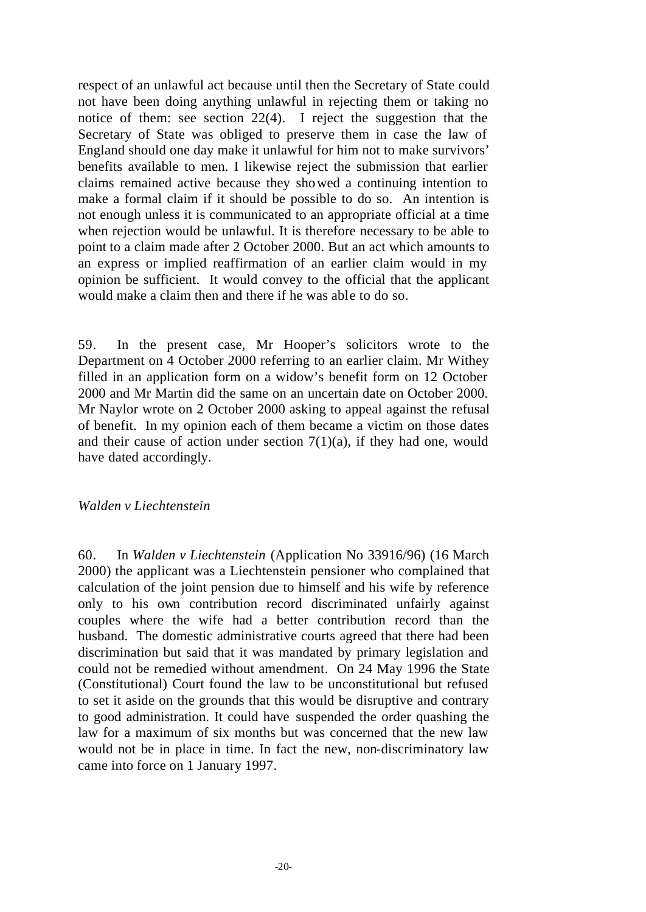respect of an unlawful act because until then the Secretary of State could not have been doing anything unlawful in rejecting them or taking no notice of them: see section 22(4). I reject the suggestion that the Secretary of State was obliged to preserve them in case the law of England should one day make it unlawful for him not to make survivors' benefits available to men. I likewise reject the submission that earlier claims remained active because they showed a continuing intention to make a formal claim if it should be possible to do so. An intention is not enough unless it is communicated to an appropriate official at a time when rejection would be unlawful. It is therefore necessary to be able to point to a claim made after 2 October 2000. But an act which amounts to an express or implied reaffirmation of an earlier claim would in my opinion be sufficient. It would convey to the official that the applicant would make a claim then and there if he was able to do so.

59. In the present case, Mr Hooper's solicitors wrote to the Department on 4 October 2000 referring to an earlier claim. Mr Withey filled in an application form on a widow's benefit form on 12 October 2000 and Mr Martin did the same on an uncertain date on October 2000. Mr Naylor wrote on 2 October 2000 asking to appeal against the refusal of benefit. In my opinion each of them became a victim on those dates and their cause of action under section 7(1)(a), if they had one, would have dated accordingly.

*Walden v Liechtenstein*

60. In *Walden v Liechtenstein* (Application No 33916/96) (16 March 2000) the applicant was a Liechtenstein pensioner who complained that calculation of the joint pension due to himself and his wife by reference only to his own contribution record discriminated unfairly against couples where the wife had a better contribution record than the husband. The domestic administrative courts agreed that there had been discrimination but said that it was mandated by primary legislation and could not be remedied without amendment. On 24 May 1996 the State (Constitutional) Court found the law to be unconstitutional but refused to set it aside on the grounds that this would be disruptive and contrary to good administration. It could have suspended the order quashing the law for a maximum of six months but was concerned that the new law would not be in place in time. In fact the new, non-discriminatory law came into force on 1 January 1997.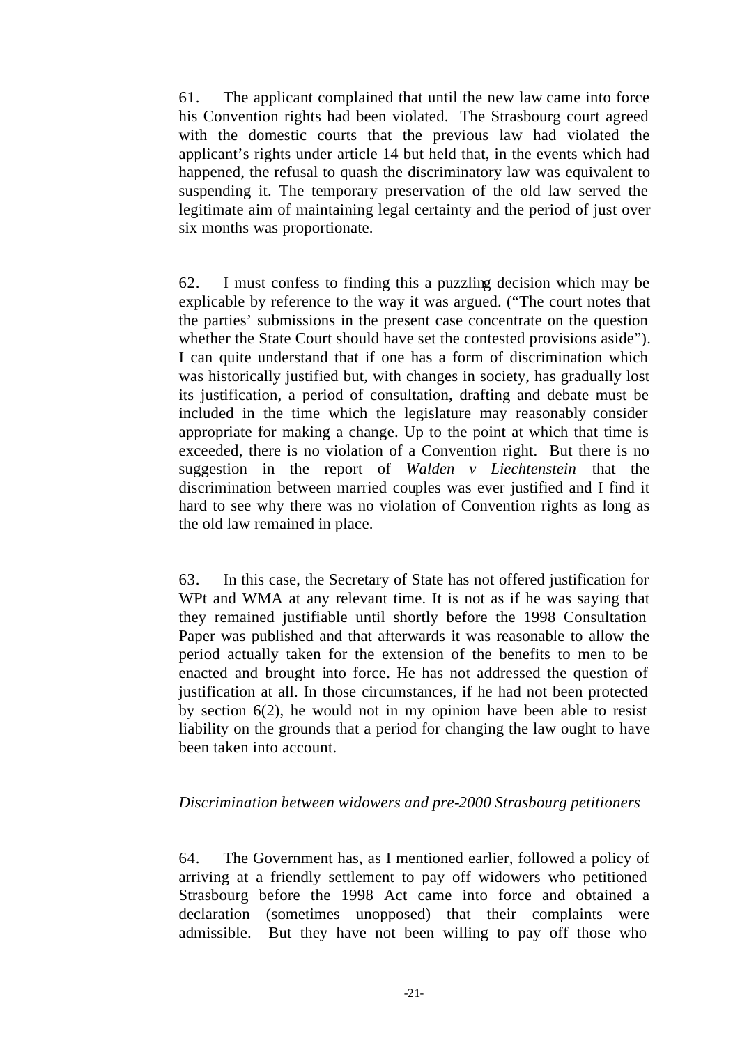61. The applicant complained that until the new law came into force his Convention rights had been violated. The Strasbourg court agreed with the domestic courts that the previous law had violated the applicant's rights under article 14 but held that, in the events which had happened, the refusal to quash the discriminatory law was equivalent to suspending it. The temporary preservation of the old law served the legitimate aim of maintaining legal certainty and the period of just over six months was proportionate.

62. I must confess to finding this a puzzling decision which may be explicable by reference to the way it was argued. ("The court notes that the parties' submissions in the present case concentrate on the question whether the State Court should have set the contested provisions aside"). I can quite understand that if one has a form of discrimination which was historically justified but, with changes in society, has gradually lost its justification, a period of consultation, drafting and debate must be included in the time which the legislature may reasonably consider appropriate for making a change. Up to the point at which that time is exceeded, there is no violation of a Convention right. But there is no suggestion in the report of *Walden v Liechtenstein* that the discrimination between married couples was ever justified and I find it hard to see why there was no violation of Convention rights as long as the old law remained in place.

63. In this case, the Secretary of State has not offered justification for WPt and WMA at any relevant time. It is not as if he was saying that they remained justifiable until shortly before the 1998 Consultation Paper was published and that afterwards it was reasonable to allow the period actually taken for the extension of the benefits to men to be enacted and brought into force. He has not addressed the question of justification at all. In those circumstances, if he had not been protected by section 6(2), he would not in my opinion have been able to resist liability on the grounds that a period for changing the law ought to have been taken into account.

*Discrimination between widowers and pre-2000 Strasbourg petitioners*

64. The Government has, as I mentioned earlier, followed a policy of arriving at a friendly settlement to pay off widowers who petitioned Strasbourg before the 1998 Act came into force and obtained a declaration (sometimes unopposed) that their complaints were admissible. But they have not been willing to pay off those who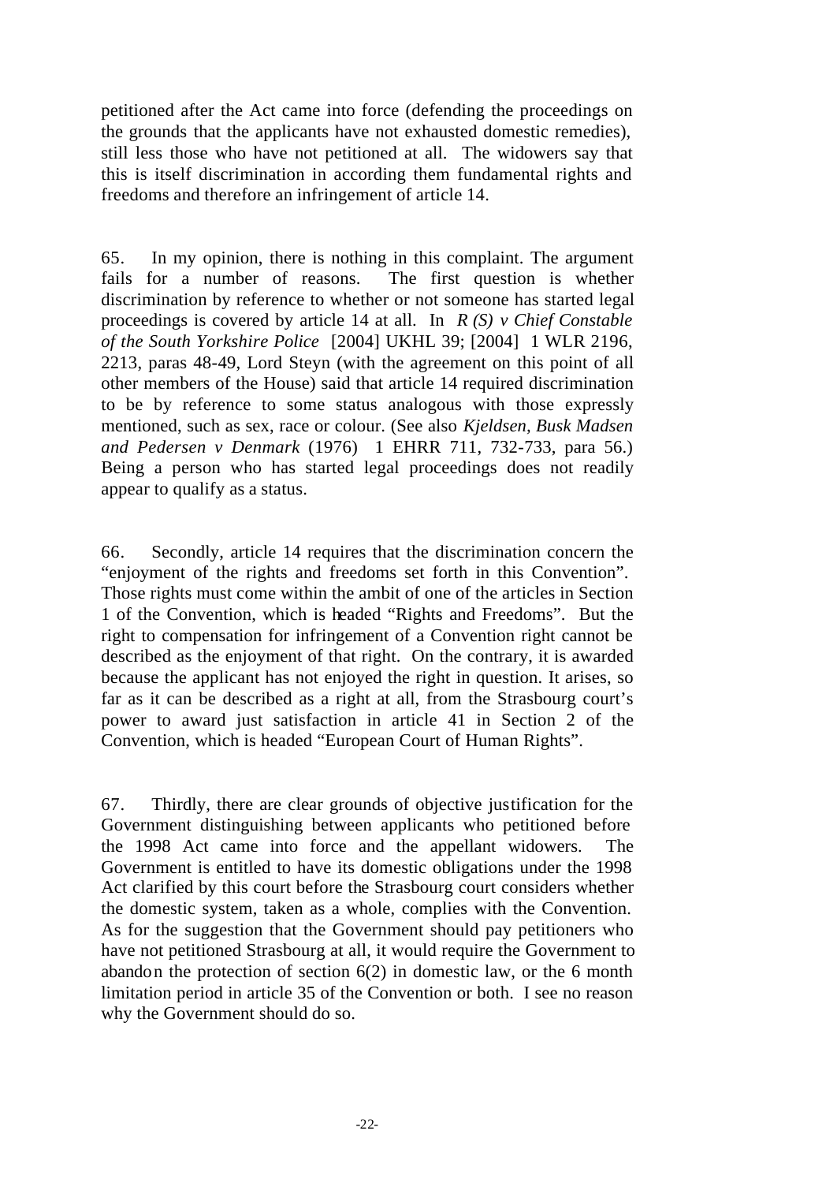petitioned after the Act came into force (defending the proceedings on the grounds that the applicants have not exhausted domestic remedies), still less those who have not petitioned at all. The widowers say that this is itself discrimination in according them fundamental rights and freedoms and therefore an infringement of article 14.

65. In my opinion, there is nothing in this complaint. The argument fails for a number of reasons. The first question is whether discrimination by reference to whether or not someone has started legal proceedings is covered by article 14 at all. In *R (S) v Chief Constable of the South Yorkshire Police* [2004] UKHL 39; [2004] 1 WLR 2196, 2213, paras 48-49, Lord Steyn (with the agreement on this point of all other members of the House) said that article 14 required discrimination to be by reference to some status analogous with those expressly mentioned, such as sex, race or colour. (See also *Kjeldsen, Busk Madsen and Pedersen v Denmark* (1976) 1 EHRR 711, 732-733, para 56.) Being a person who has started legal proceedings does not readily appear to qualify as a status.

66. Secondly, article 14 requires that the discrimination concern the "enjoyment of the rights and freedoms set forth in this Convention". Those rights must come within the ambit of one of the articles in Section 1 of the Convention, which is headed "Rights and Freedoms". But the right to compensation for infringement of a Convention right cannot be described as the enjoyment of that right. On the contrary, it is awarded because the applicant has not enjoyed the right in question. It arises, so far as it can be described as a right at all, from the Strasbourg court's power to award just satisfaction in article 41 in Section 2 of the Convention, which is headed "European Court of Human Rights".

67. Thirdly, there are clear grounds of objective justification for the Government distinguishing between applicants who petitioned before the 1998 Act came into force and the appellant widowers. The Government is entitled to have its domestic obligations under the 1998 Act clarified by this court before the Strasbourg court considers whether the domestic system, taken as a whole, complies with the Convention. As for the suggestion that the Government should pay petitioners who have not petitioned Strasbourg at all, it would require the Government to abandon the protection of section 6(2) in domestic law, or the 6 month limitation period in article 35 of the Convention or both. I see no reason why the Government should do so.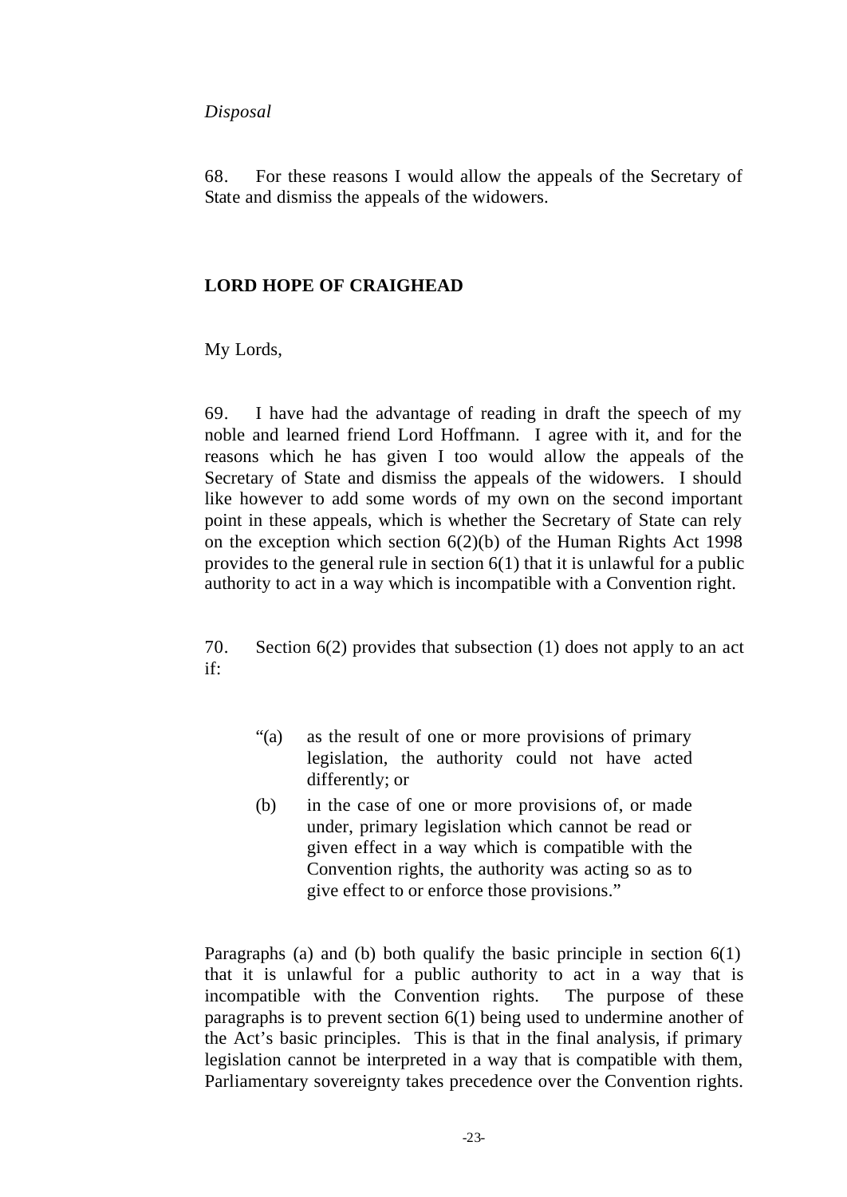*Disposal*

68. For these reasons I would allow the appeals of the Secretary of State and dismiss the appeals of the widowers.

**LORD HOPE OF CRAIGHEAD**

My Lords,

69. I have had the advantage of reading in draft the speech of my noble and learned friend Lord Hoffmann. I agree with it, and for the reasons which he has given I too would allow the appeals of the Secretary of State and dismiss the appeals of the widowers. I should like however to add some words of my own on the second important point in these appeals, which is whether the Secretary of State can rely on the exception which section 6(2)(b) of the Human Rights Act 1998 provides to the general rule in section 6(1) that it is unlawful for a public authority to act in a way which is incompatible with a Convention right.

70. Section 6(2) provides that subsection (1) does not apply to an act if:

> "(a) as the result of one or more provisions of primary legislation, the authority could not have acted differently; or
>
> (b) in the case of one or more provisions of, or made under, primary legislation which cannot be read or given effect in a way which is compatible with the Convention rights, the authority was acting so as to give effect to or enforce those provisions."

Paragraphs (a) and (b) both qualify the basic principle in section 6(1) that it is unlawful for a public authority to act in a way that is incompatible with the Convention rights. The purpose of these paragraphs is to prevent section 6(1) being used to undermine another of the Act's basic principles. This is that in the final analysis, if primary legislation cannot be interpreted in a way that is compatible with them, Parliamentary sovereignty takes precedence over the Convention rights.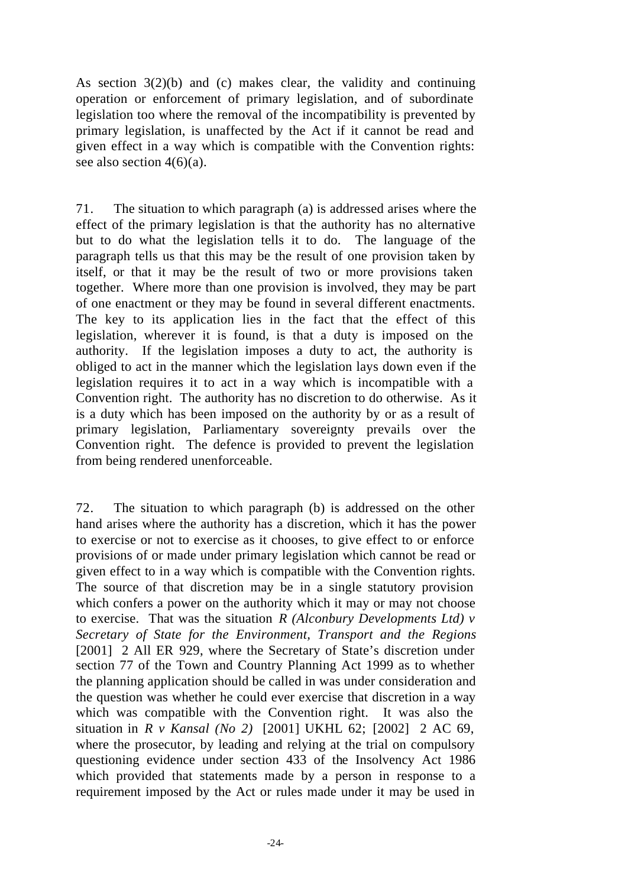As section 3(2)(b) and (c) makes clear, the validity and continuing operation or enforcement of primary legislation, and of subordinate legislation too where the removal of the incompatibility is prevented by primary legislation, is unaffected by the Act if it cannot be read and given effect in a way which is compatible with the Convention rights: see also section 4(6)(a).

71. The situation to which paragraph (a) is addressed arises where the effect of the primary legislation is that the authority has no alternative but to do what the legislation tells it to do. The language of the paragraph tells us that this may be the result of one provision taken by itself, or that it may be the result of two or more provisions taken together. Where more than one provision is involved, they may be part of one enactment or they may be found in several different enactments. The key to its application lies in the fact that the effect of this legislation, wherever it is found, is that a duty is imposed on the authority. If the legislation imposes a duty to act, the authority is obliged to act in the manner which the legislation lays down even if the legislation requires it to act in a way which is incompatible with a Convention right. The authority has no discretion to do otherwise. As it is a duty which has been imposed on the authority by or as a result of primary legislation, Parliamentary sovereignty prevails over the Convention right. The defence is provided to prevent the legislation from being rendered unenforceable.

72. The situation to which paragraph (b) is addressed on the other hand arises where the authority has a discretion, which it has the power to exercise or not to exercise as it chooses, to give effect to or enforce provisions of or made under primary legislation which cannot be read or given effect to in a way which is compatible with the Convention rights. The source of that discretion may be in a single statutory provision which confers a power on the authority which it may or may not choose to exercise. That was the situation *R (Alconbury Developments Ltd) v Secretary of State for the Environment, Transport and the Regions* [2001] 2 All ER 929, where the Secretary of State's discretion under section 77 of the Town and Country Planning Act 1999 as to whether the planning application should be called in was under consideration and the question was whether he could ever exercise that discretion in a way which was compatible with the Convention right. It was also the situation in *R v Kansal (No 2)* [2001] UKHL 62; [2002] 2 AC 69, where the prosecutor, by leading and relying at the trial on compulsory questioning evidence under section 433 of the Insolvency Act 1986 which provided that statements made by a person in response to a requirement imposed by the Act or rules made under it may be used in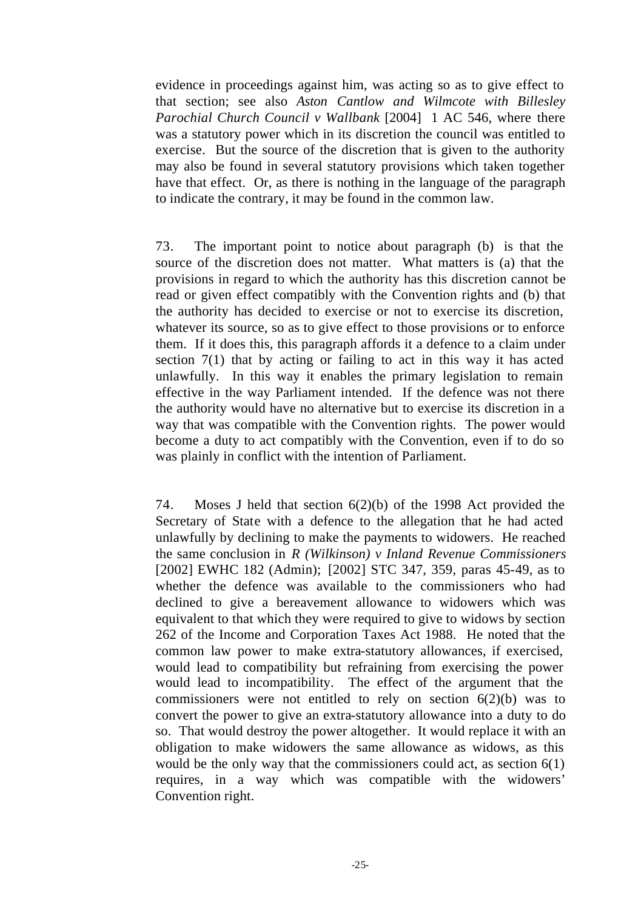evidence in proceedings against him, was acting so as to give effect to that section; see also *Aston Cantlow and Wilmcote with Billesley Parochial Church Council v Wallbank* [2004] 1 AC 546, where there was a statutory power which in its discretion the council was entitled to exercise. But the source of the discretion that is given to the authority may also be found in several statutory provisions which taken together have that effect. Or, as there is nothing in the language of the paragraph to indicate the contrary, it may be found in the common law.

73. The important point to notice about paragraph (b) is that the source of the discretion does not matter. What matters is (a) that the provisions in regard to which the authority has this discretion cannot be read or given effect compatibly with the Convention rights and (b) that the authority has decided to exercise or not to exercise its discretion, whatever its source, so as to give effect to those provisions or to enforce them. If it does this, this paragraph affords it a defence to a claim under section 7(1) that by acting or failing to act in this way it has acted unlawfully. In this way it enables the primary legislation to remain effective in the way Parliament intended. If the defence was not there the authority would have no alternative but to exercise its discretion in a way that was compatible with the Convention rights. The power would become a duty to act compatibly with the Convention, even if to do so was plainly in conflict with the intention of Parliament.

74. Moses J held that section 6(2)(b) of the 1998 Act provided the Secretary of State with a defence to the allegation that he had acted unlawfully by declining to make the payments to widowers. He reached the same conclusion in *R (Wilkinson) v Inland Revenue Commissioners* [2002] EWHC 182 (Admin); [2002] STC 347, 359, paras 45-49, as to whether the defence was available to the commissioners who had declined to give a bereavement allowance to widowers which was equivalent to that which they were required to give to widows by section 262 of the Income and Corporation Taxes Act 1988. He noted that the common law power to make extra-statutory allowances, if exercised, would lead to compatibility but refraining from exercising the power would lead to incompatibility. The effect of the argument that the commissioners were not entitled to rely on section 6(2)(b) was to convert the power to give an extra-statutory allowance into a duty to do so. That would destroy the power altogether. It would replace it with an obligation to make widowers the same allowance as widows, as this would be the only way that the commissioners could act, as section 6(1) requires, in a way which was compatible with the widowers' Convention right.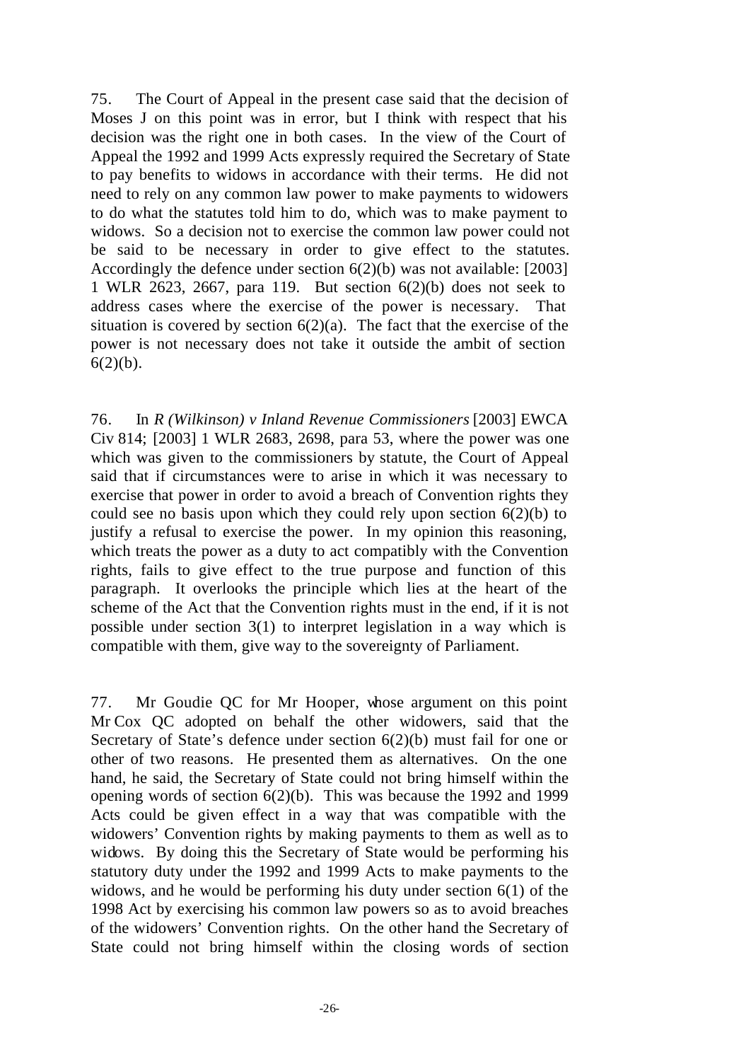75. The Court of Appeal in the present case said that the decision of Moses J on this point was in error, but I think with respect that his decision was the right one in both cases. In the view of the Court of Appeal the 1992 and 1999 Acts expressly required the Secretary of State to pay benefits to widows in accordance with their terms. He did not need to rely on any common law power to make payments to widowers to do what the statutes told him to do, which was to make payment to widows. So a decision not to exercise the common law power could not be said to be necessary in order to give effect to the statutes. Accordingly the defence under section 6(2)(b) was not available: [2003] 1 WLR 2623, 2667, para 119. But section 6(2)(b) does not seek to address cases where the exercise of the power is necessary. That situation is covered by section 6(2)(a). The fact that the exercise of the power is not necessary does not take it outside the ambit of section 6(2)(b).

76. In *R (Wilkinson) v Inland Revenue Commissioners* [2003] EWCA Civ 814; [2003] 1 WLR 2683, 2698, para 53, where the power was one which was given to the commissioners by statute, the Court of Appeal said that if circumstances were to arise in which it was necessary to exercise that power in order to avoid a breach of Convention rights they could see no basis upon which they could rely upon section 6(2)(b) to justify a refusal to exercise the power. In my opinion this reasoning, which treats the power as a duty to act compatibly with the Convention rights, fails to give effect to the true purpose and function of this paragraph. It overlooks the principle which lies at the heart of the scheme of the Act that the Convention rights must in the end, if it is not possible under section 3(1) to interpret legislation in a way which is compatible with them, give way to the sovereignty of Parliament.

77. Mr Goudie QC for Mr Hooper, whose argument on this point Mr Cox QC adopted on behalf the other widowers, said that the Secretary of State's defence under section 6(2)(b) must fail for one or other of two reasons. He presented them as alternatives. On the one hand, he said, the Secretary of State could not bring himself within the opening words of section 6(2)(b). This was because the 1992 and 1999 Acts could be given effect in a way that was compatible with the widowers' Convention rights by making payments to them as well as to widows. By doing this the Secretary of State would be performing his statutory duty under the 1992 and 1999 Acts to make payments to the widows, and he would be performing his duty under section 6(1) of the 1998 Act by exercising his common law powers so as to avoid breaches of the widowers' Convention rights. On the other hand the Secretary of State could not bring himself within the closing words of section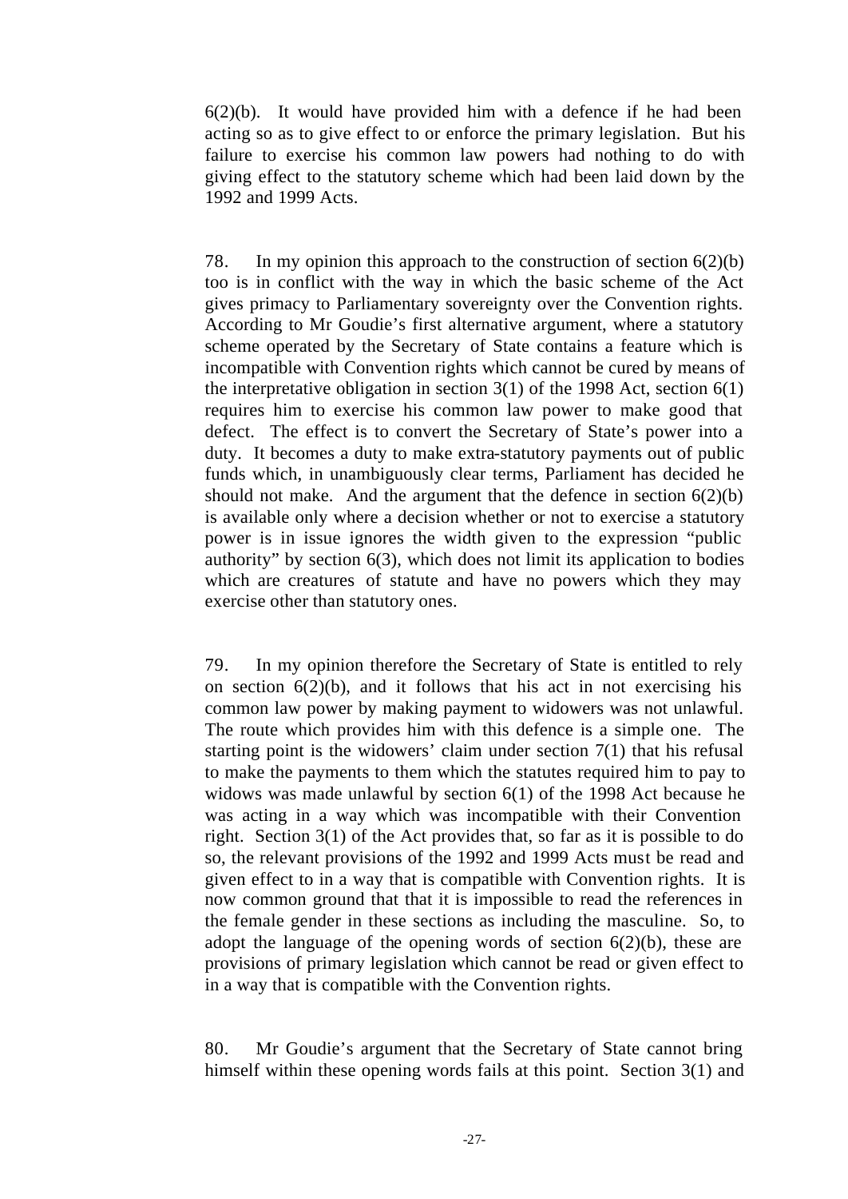6(2)(b). It would have provided him with a defence if he had been acting so as to give effect to or enforce the primary legislation. But his failure to exercise his common law powers had nothing to do with giving effect to the statutory scheme which had been laid down by the 1992 and 1999 Acts.

78. In my opinion this approach to the construction of section 6(2)(b) too is in conflict with the way in which the basic scheme of the Act gives primacy to Parliamentary sovereignty over the Convention rights. According to Mr Goudie's first alternative argument, where a statutory scheme operated by the Secretary of State contains a feature which is incompatible with Convention rights which cannot be cured by means of the interpretative obligation in section 3(1) of the 1998 Act, section 6(1) requires him to exercise his common law power to make good that defect. The effect is to convert the Secretary of State's power into a duty. It becomes a duty to make extra-statutory payments out of public funds which, in unambiguously clear terms, Parliament has decided he should not make. And the argument that the defence in section 6(2)(b) is available only where a decision whether or not to exercise a statutory power is in issue ignores the width given to the expression "public authority" by section 6(3), which does not limit its application to bodies which are creatures of statute and have no powers which they may exercise other than statutory ones.

79. In my opinion therefore the Secretary of State is entitled to rely on section 6(2)(b), and it follows that his act in not exercising his common law power by making payment to widowers was not unlawful. The route which provides him with this defence is a simple one. The starting point is the widowers' claim under section 7(1) that his refusal to make the payments to them which the statutes required him to pay to widows was made unlawful by section 6(1) of the 1998 Act because he was acting in a way which was incompatible with their Convention right. Section 3(1) of the Act provides that, so far as it is possible to do so, the relevant provisions of the 1992 and 1999 Acts must be read and given effect to in a way that is compatible with Convention rights. It is now common ground that that it is impossible to read the references in the female gender in these sections as including the masculine. So, to adopt the language of the opening words of section 6(2)(b), these are provisions of primary legislation which cannot be read or given effect to in a way that is compatible with the Convention rights.

80. Mr Goudie's argument that the Secretary of State cannot bring himself within these opening words fails at this point. Section 3(1) and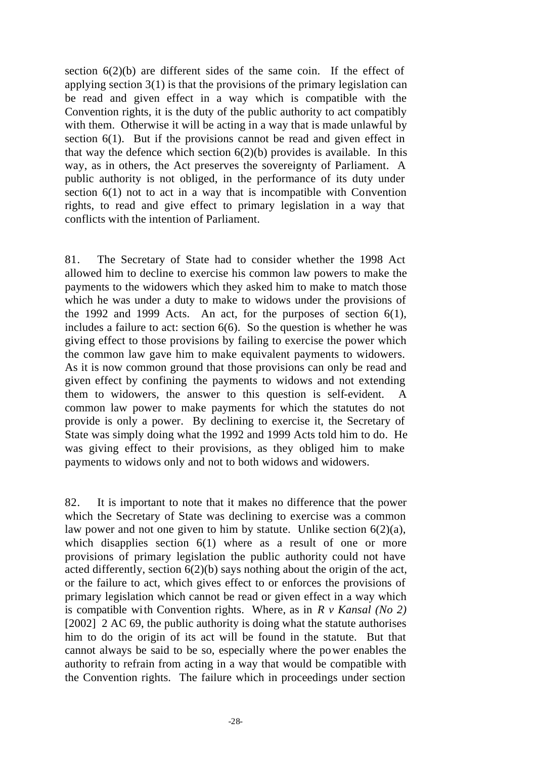section 6(2)(b) are different sides of the same coin. If the effect of applying section 3(1) is that the provisions of the primary legislation can be read and given effect in a way which is compatible with the Convention rights, it is the duty of the public authority to act compatibly with them. Otherwise it will be acting in a way that is made unlawful by section 6(1). But if the provisions cannot be read and given effect in that way the defence which section 6(2)(b) provides is available. In this way, as in others, the Act preserves the sovereignty of Parliament. A public authority is not obliged, in the performance of its duty under section 6(1) not to act in a way that is incompatible with Convention rights, to read and give effect to primary legislation in a way that conflicts with the intention of Parliament.

81. The Secretary of State had to consider whether the 1998 Act allowed him to decline to exercise his common law powers to make the payments to the widowers which they asked him to make to match those which he was under a duty to make to widows under the provisions of the 1992 and 1999 Acts. An act, for the purposes of section 6(1), includes a failure to act: section 6(6). So the question is whether he was giving effect to those provisions by failing to exercise the power which the common law gave him to make equivalent payments to widowers. As it is now common ground that those provisions can only be read and given effect by confining the payments to widows and not extending them to widowers, the answer to this question is self-evident. A common law power to make payments for which the statutes do not provide is only a power. By declining to exercise it, the Secretary of State was simply doing what the 1992 and 1999 Acts told him to do. He was giving effect to their provisions, as they obliged him to make payments to widows only and not to both widows and widowers.

82. It is important to note that it makes no difference that the power which the Secretary of State was declining to exercise was a common law power and not one given to him by statute. Unlike section 6(2)(a), which disapplies section 6(1) where as a result of one or more provisions of primary legislation the public authority could not have acted differently, section 6(2)(b) says nothing about the origin of the act, or the failure to act, which gives effect to or enforces the provisions of primary legislation which cannot be read or given effect in a way which is compatible with Convention rights. Where, as in *R v Kansal (No 2)* [2002] 2 AC 69, the public authority is doing what the statute authorises him to do the origin of its act will be found in the statute. But that cannot always be said to be so, especially where the power enables the authority to refrain from acting in a way that would be compatible with the Convention rights. The failure which in proceedings under section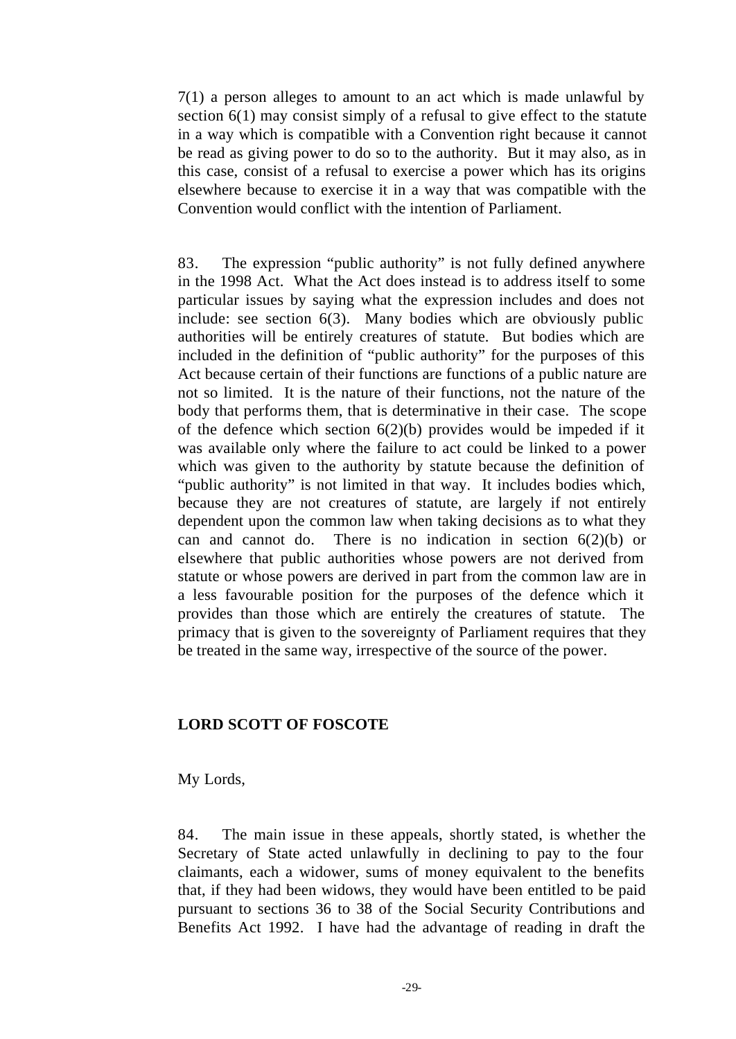7(1) a person alleges to amount to an act which is made unlawful by section 6(1) may consist simply of a refusal to give effect to the statute in a way which is compatible with a Convention right because it cannot be read as giving power to do so to the authority. But it may also, as in this case, consist of a refusal to exercise a power which has its origins elsewhere because to exercise it in a way that was compatible with the Convention would conflict with the intention of Parliament.

83. The expression "public authority" is not fully defined anywhere in the 1998 Act. What the Act does instead is to address itself to some particular issues by saying what the expression includes and does not include: see section 6(3). Many bodies which are obviously public authorities will be entirely creatures of statute. But bodies which are included in the definition of "public authority" for the purposes of this Act because certain of their functions are functions of a public nature are not so limited. It is the nature of their functions, not the nature of the body that performs them, that is determinative in their case. The scope of the defence which section 6(2)(b) provides would be impeded if it was available only where the failure to act could be linked to a power which was given to the authority by statute because the definition of "public authority" is not limited in that way. It includes bodies which, because they are not creatures of statute, are largely if not entirely dependent upon the common law when taking decisions as to what they can and cannot do. There is no indication in section 6(2)(b) or elsewhere that public authorities whose powers are not derived from statute or whose powers are derived in part from the common law are in a less favourable position for the purposes of the defence which it provides than those which are entirely the creatures of statute. The primacy that is given to the sovereignty of Parliament requires that they be treated in the same way, irrespective of the source of the power.

**LORD SCOTT OF FOSCOTE**

My Lords,

84. The main issue in these appeals, shortly stated, is whether the Secretary of State acted unlawfully in declining to pay to the four claimants, each a widower, sums of money equivalent to the benefits that, if they had been widows, they would have been entitled to be paid pursuant to sections 36 to 38 of the Social Security Contributions and Benefits Act 1992. I have had the advantage of reading in draft the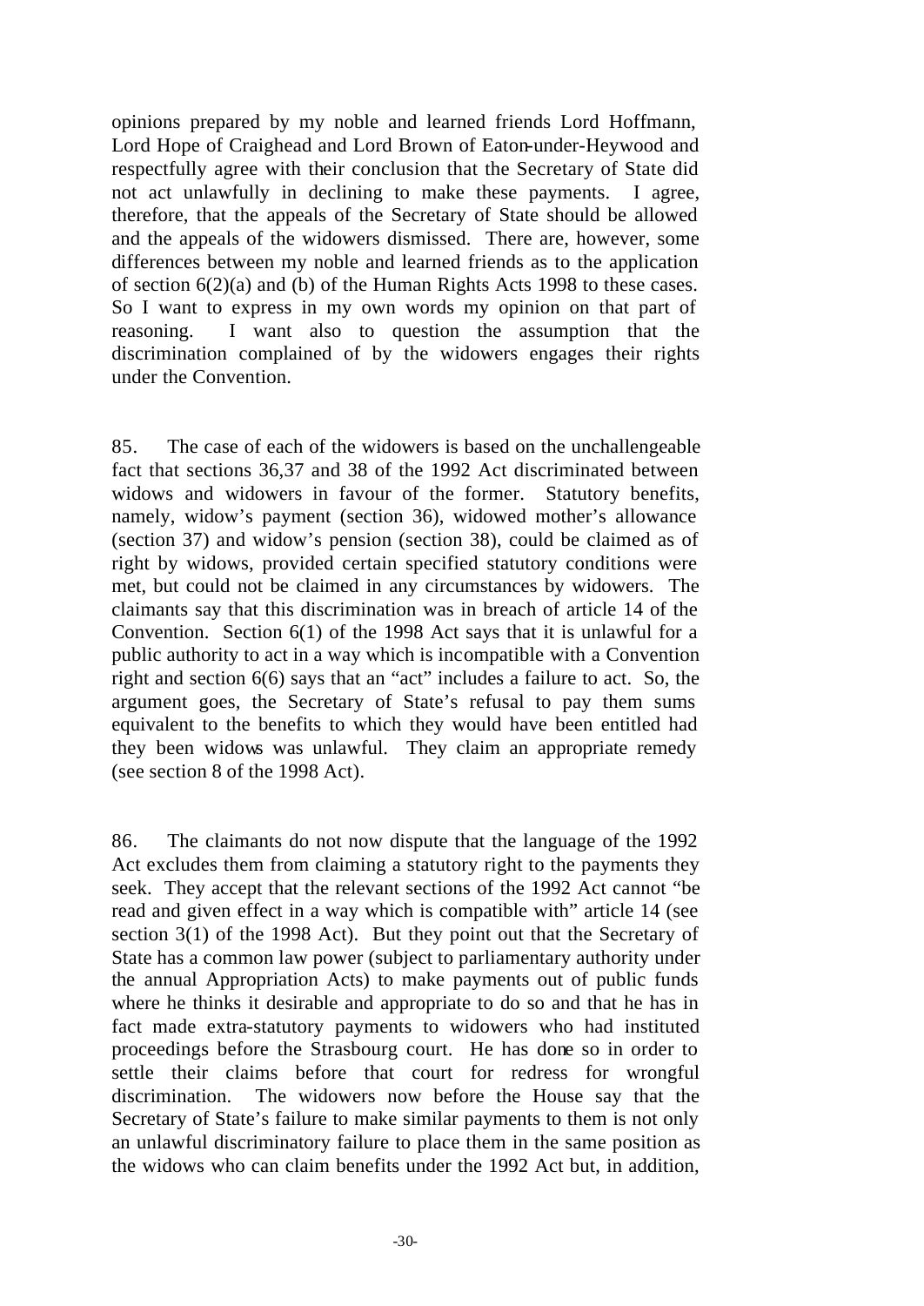opinions prepared by my noble and learned friends Lord Hoffmann, Lord Hope of Craighead and Lord Brown of Eaton-under-Heywood and respectfully agree with their conclusion that the Secretary of State did not act unlawfully in declining to make these payments. I agree, therefore, that the appeals of the Secretary of State should be allowed and the appeals of the widowers dismissed. There are, however, some differences between my noble and learned friends as to the application of section 6(2)(a) and (b) of the Human Rights Acts 1998 to these cases. So I want to express in my own words my opinion on that part of reasoning. I want also to question the assumption that the discrimination complained of by the widowers engages their rights under the Convention.

85. The case of each of the widowers is based on the unchallengeable fact that sections 36,37 and 38 of the 1992 Act discriminated between widows and widowers in favour of the former. Statutory benefits, namely, widow's payment (section 36), widowed mother's allowance (section 37) and widow's pension (section 38), could be claimed as of right by widows, provided certain specified statutory conditions were met, but could not be claimed in any circumstances by widowers. The claimants say that this discrimination was in breach of article 14 of the Convention. Section 6(1) of the 1998 Act says that it is unlawful for a public authority to act in a way which is incompatible with a Convention right and section 6(6) says that an "act" includes a failure to act. So, the argument goes, the Secretary of State's refusal to pay them sums equivalent to the benefits to which they would have been entitled had they been widows was unlawful. They claim an appropriate remedy (see section 8 of the 1998 Act).

86. The claimants do not now dispute that the language of the 1992 Act excludes them from claiming a statutory right to the payments they seek. They accept that the relevant sections of the 1992 Act cannot "be read and given effect in a way which is compatible with" article 14 (see section 3(1) of the 1998 Act). But they point out that the Secretary of State has a common law power (subject to parliamentary authority under the annual Appropriation Acts) to make payments out of public funds where he thinks it desirable and appropriate to do so and that he has in fact made extra-statutory payments to widowers who had instituted proceedings before the Strasbourg court. He has done so in order to settle their claims before that court for redress for wrongful discrimination. The widowers now before the House say that the Secretary of State's failure to make similar payments to them is not only an unlawful discriminatory failure to place them in the same position as the widows who can claim benefits under the 1992 Act but, in addition,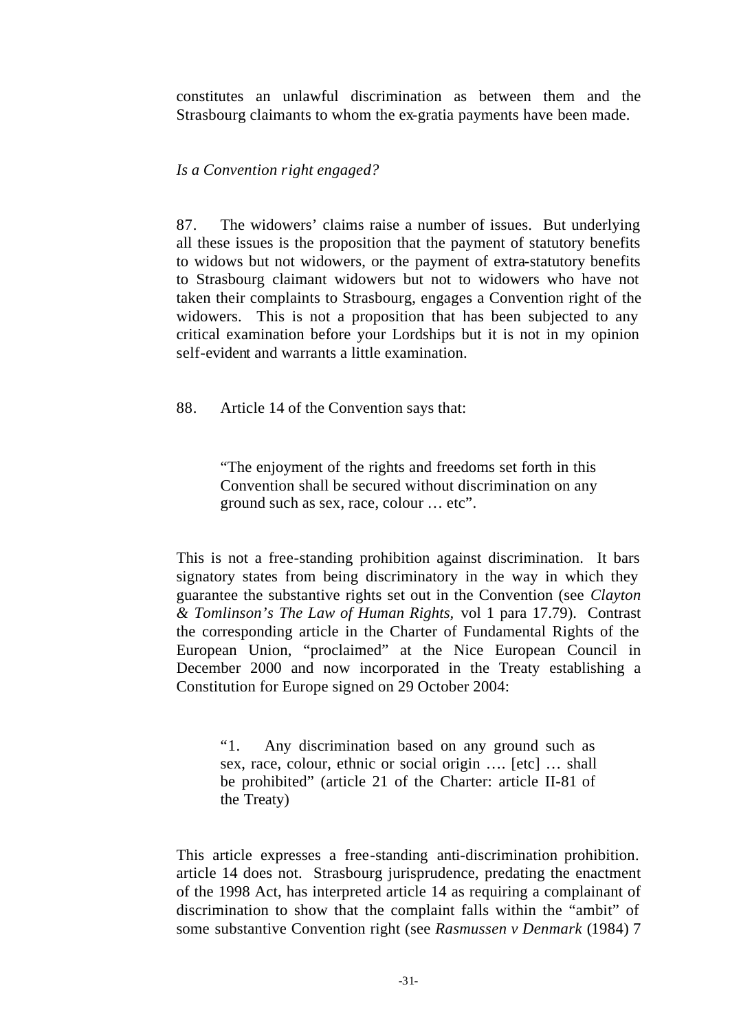constitutes an unlawful discrimination as between them and the Strasbourg claimants to whom the ex-gratia payments have been made.

*Is a Convention right engaged?*

87. The widowers' claims raise a number of issues. But underlying all these issues is the proposition that the payment of statutory benefits to widows but not widowers, or the payment of extra-statutory benefits to Strasbourg claimant widowers but not to widowers who have not taken their complaints to Strasbourg, engages a Convention right of the widowers. This is not a proposition that has been subjected to any critical examination before your Lordships but it is not in my opinion self-evident and warrants a little examination.

88. Article 14 of the Convention says that:

> "The enjoyment of the rights and freedoms set forth in this Convention shall be secured without discrimination on any ground such as sex, race, colour … etc".

This is not a free-standing prohibition against discrimination. It bars signatory states from being discriminatory in the way in which they guarantee the substantive rights set out in the Convention (see *Clayton & Tomlinson's The Law of Human Rights*, vol 1 para 17.79). Contrast the corresponding article in the Charter of Fundamental Rights of the European Union, "proclaimed" at the Nice European Council in December 2000 and now incorporated in the Treaty establishing a Constitution for Europe signed on 29 October 2004:

> "1. Any discrimination based on any ground such as sex, race, colour, ethnic or social origin …. [etc] … shall be prohibited" (article 21 of the Charter: article II-81 of the Treaty)

This article expresses a free-standing anti-discrimination prohibition. article 14 does not. Strasbourg jurisprudence, predating the enactment of the 1998 Act, has interpreted article 14 as requiring a complainant of discrimination to show that the complaint falls within the "ambit" of some substantive Convention right (see *Rasmussen v Denmark* (1984) 7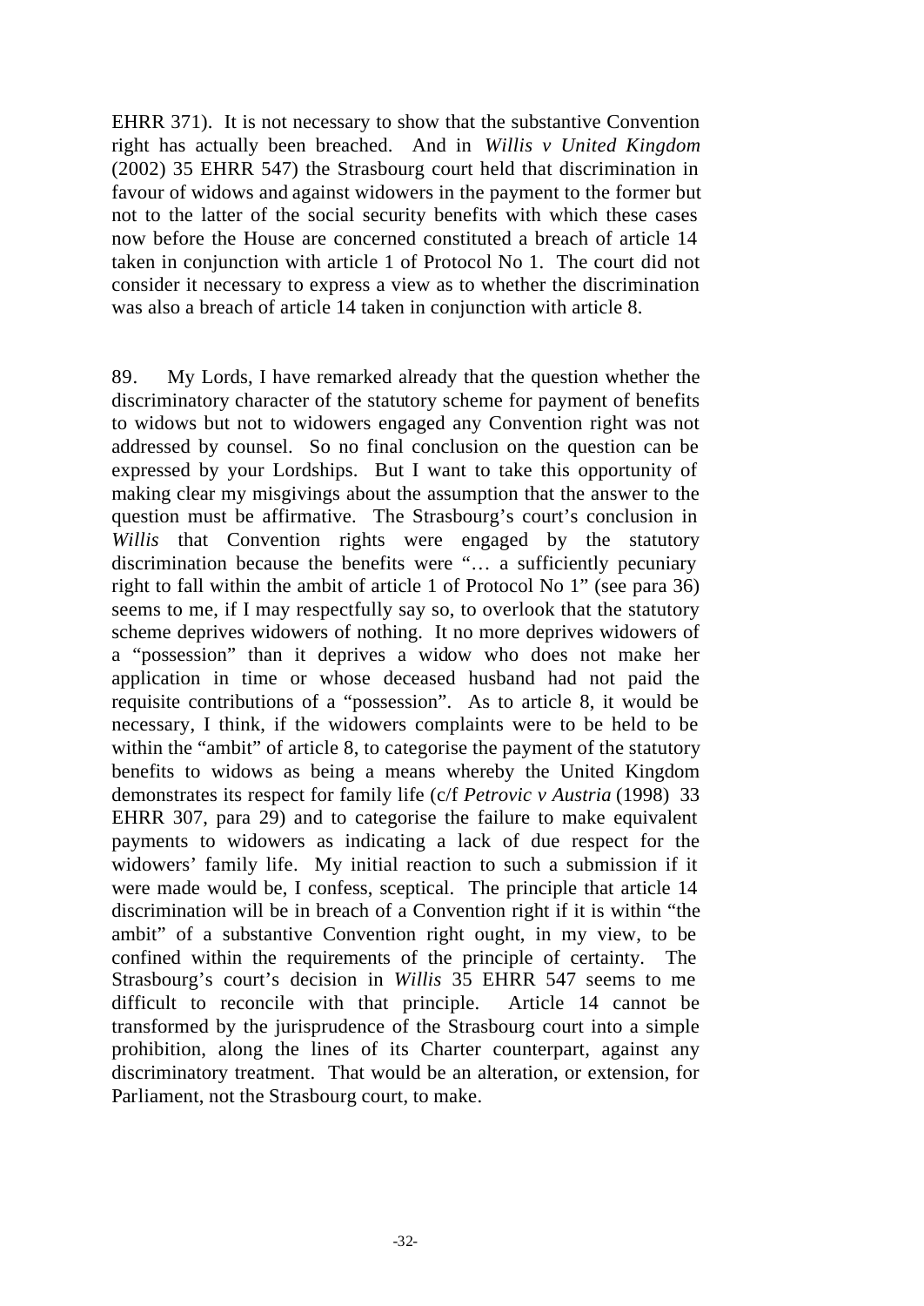EHRR 371). It is not necessary to show that the substantive Convention right has actually been breached. And in *Willis v United Kingdom* (2002) 35 EHRR 547) the Strasbourg court held that discrimination in favour of widows and against widowers in the payment to the former but not to the latter of the social security benefits with which these cases now before the House are concerned constituted a breach of article 14 taken in conjunction with article 1 of Protocol No 1. The court did not consider it necessary to express a view as to whether the discrimination was also a breach of article 14 taken in conjunction with article 8.

89. My Lords, I have remarked already that the question whether the discriminatory character of the statutory scheme for payment of benefits to widows but not to widowers engaged any Convention right was not addressed by counsel. So no final conclusion on the question can be expressed by your Lordships. But I want to take this opportunity of making clear my misgivings about the assumption that the answer to the question must be affirmative. The Strasbourg's court's conclusion in *Willis* that Convention rights were engaged by the statutory discrimination because the benefits were "… a sufficiently pecuniary right to fall within the ambit of article 1 of Protocol No 1" (see para 36) seems to me, if I may respectfully say so, to overlook that the statutory scheme deprives widowers of nothing. It no more deprives widowers of a "possession" than it deprives a widow who does not make her application in time or whose deceased husband had not paid the requisite contributions of a "possession". As to article 8, it would be necessary, I think, if the widowers complaints were to be held to be within the "ambit" of article 8, to categorise the payment of the statutory benefits to widows as being a means whereby the United Kingdom demonstrates its respect for family life (c/f *Petrovic v Austria* (1998) 33 EHRR 307, para 29) and to categorise the failure to make equivalent payments to widowers as indicating a lack of due respect for the widowers' family life. My initial reaction to such a submission if it were made would be, I confess, sceptical. The principle that article 14 discrimination will be in breach of a Convention right if it is within "the ambit" of a substantive Convention right ought, in my view, to be confined within the requirements of the principle of certainty. The Strasbourg's court's decision in *Willis* 35 EHRR 547 seems to me difficult to reconcile with that principle. Article 14 cannot be transformed by the jurisprudence of the Strasbourg court into a simple prohibition, along the lines of its Charter counterpart, against any discriminatory treatment. That would be an alteration, or extension, for Parliament, not the Strasbourg court, to make.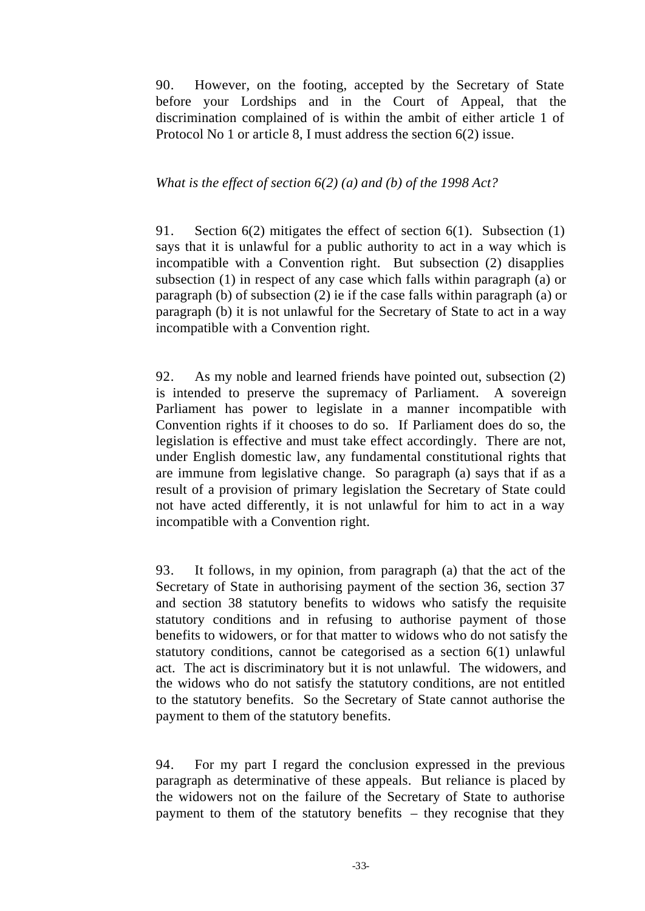90. However, on the footing, accepted by the Secretary of State before your Lordships and in the Court of Appeal, that the discrimination complained of is within the ambit of either article 1 of Protocol No 1 or article 8, I must address the section 6(2) issue.

*What is the effect of section 6(2) (a) and (b) of the 1998 Act?*

91. Section 6(2) mitigates the effect of section 6(1). Subsection (1) says that it is unlawful for a public authority to act in a way which is incompatible with a Convention right. But subsection (2) disapplies subsection (1) in respect of any case which falls within paragraph (a) or paragraph (b) of subsection (2) ie if the case falls within paragraph (a) or paragraph (b) it is not unlawful for the Secretary of State to act in a way incompatible with a Convention right.

92. As my noble and learned friends have pointed out, subsection (2) is intended to preserve the supremacy of Parliament. A sovereign Parliament has power to legislate in a manner incompatible with Convention rights if it chooses to do so. If Parliament does do so, the legislation is effective and must take effect accordingly. There are not, under English domestic law, any fundamental constitutional rights that are immune from legislative change. So paragraph (a) says that if as a result of a provision of primary legislation the Secretary of State could not have acted differently, it is not unlawful for him to act in a way incompatible with a Convention right.

93. It follows, in my opinion, from paragraph (a) that the act of the Secretary of State in authorising payment of the section 36, section 37 and section 38 statutory benefits to widows who satisfy the requisite statutory conditions and in refusing to authorise payment of those benefits to widowers, or for that matter to widows who do not satisfy the statutory conditions, cannot be categorised as a section 6(1) unlawful act. The act is discriminatory but it is not unlawful. The widowers, and the widows who do not satisfy the statutory conditions, are not entitled to the statutory benefits. So the Secretary of State cannot authorise the payment to them of the statutory benefits.

94. For my part I regard the conclusion expressed in the previous paragraph as determinative of these appeals. But reliance is placed by the widowers not on the failure of the Secretary of State to authorise payment to them of the statutory benefits – they recognise that they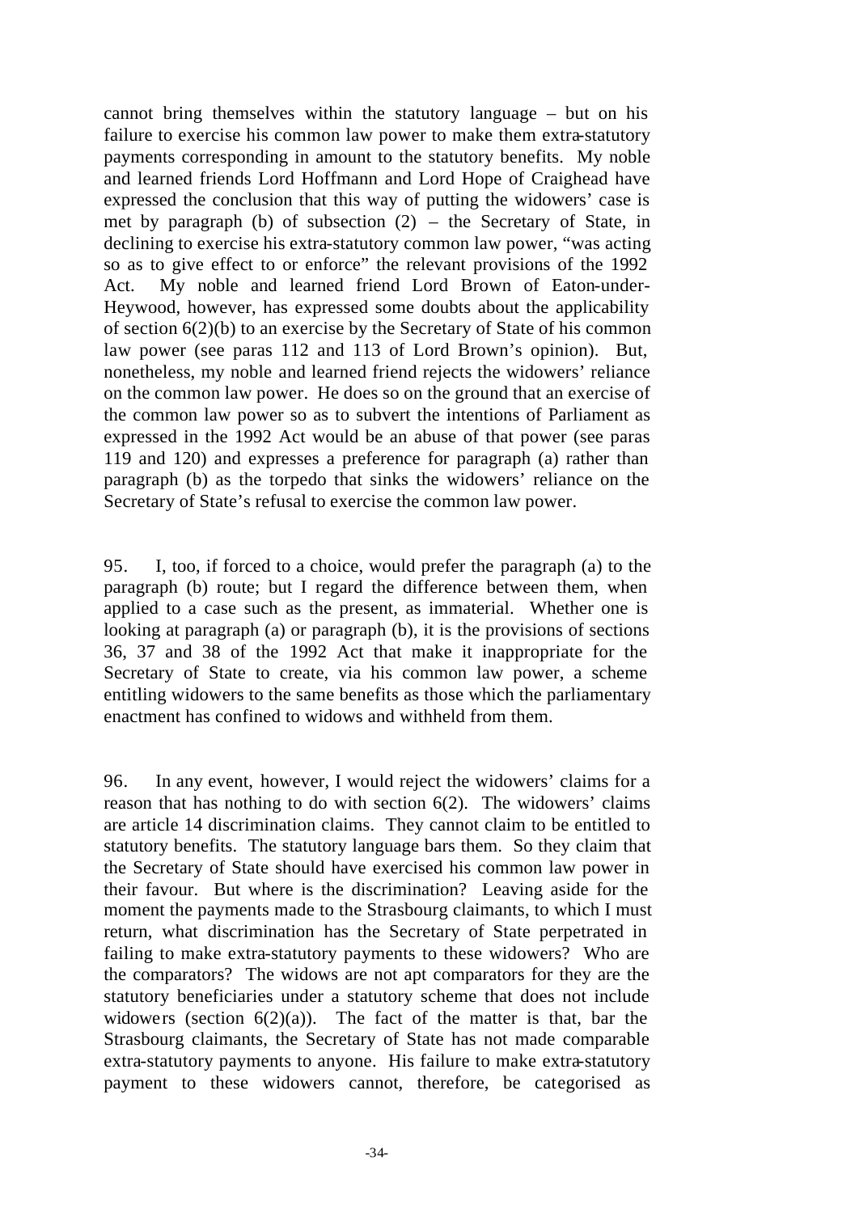cannot bring themselves within the statutory language – but on his failure to exercise his common law power to make them extra-statutory payments corresponding in amount to the statutory benefits. My noble and learned friends Lord Hoffmann and Lord Hope of Craighead have expressed the conclusion that this way of putting the widowers' case is met by paragraph (b) of subsection (2) – the Secretary of State, in declining to exercise his extra-statutory common law power, "was acting so as to give effect to or enforce" the relevant provisions of the 1992 Act. My noble and learned friend Lord Brown of Eaton-under-Heywood, however, has expressed some doubts about the applicability of section 6(2)(b) to an exercise by the Secretary of State of his common law power (see paras 112 and 113 of Lord Brown's opinion). But, nonetheless, my noble and learned friend rejects the widowers' reliance on the common law power. He does so on the ground that an exercise of the common law power so as to subvert the intentions of Parliament as expressed in the 1992 Act would be an abuse of that power (see paras 119 and 120) and expresses a preference for paragraph (a) rather than paragraph (b) as the torpedo that sinks the widowers' reliance on the Secretary of State's refusal to exercise the common law power.

95. I, too, if forced to a choice, would prefer the paragraph (a) to the paragraph (b) route; but I regard the difference between them, when applied to a case such as the present, as immaterial. Whether one is looking at paragraph (a) or paragraph (b), it is the provisions of sections 36, 37 and 38 of the 1992 Act that make it inappropriate for the Secretary of State to create, via his common law power, a scheme entitling widowers to the same benefits as those which the parliamentary enactment has confined to widows and withheld from them.

96. In any event, however, I would reject the widowers' claims for a reason that has nothing to do with section 6(2). The widowers' claims are article 14 discrimination claims. They cannot claim to be entitled to statutory benefits. The statutory language bars them. So they claim that the Secretary of State should have exercised his common law power in their favour. But where is the discrimination? Leaving aside for the moment the payments made to the Strasbourg claimants, to which I must return, what discrimination has the Secretary of State perpetrated in failing to make extra-statutory payments to these widowers? Who are the comparators? The widows are not apt comparators for they are the statutory beneficiaries under a statutory scheme that does not include widowers (section 6(2)(a)). The fact of the matter is that, bar the Strasbourg claimants, the Secretary of State has not made comparable extra-statutory payments to anyone. His failure to make extra-statutory payment to these widowers cannot, therefore, be categorised as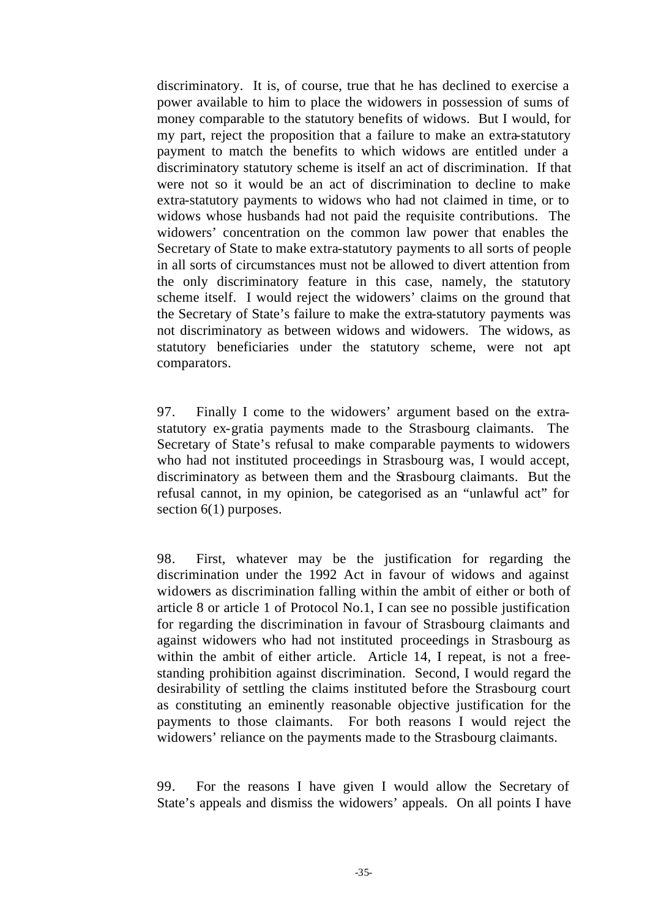discriminatory. It is, of course, true that he has declined to exercise a power available to him to place the widowers in possession of sums of money comparable to the statutory benefits of widows. But I would, for my part, reject the proposition that a failure to make an extra-statutory payment to match the benefits to which widows are entitled under a discriminatory statutory scheme is itself an act of discrimination. If that were not so it would be an act of discrimination to decline to make extra-statutory payments to widows who had not claimed in time, or to widows whose husbands had not paid the requisite contributions. The widowers' concentration on the common law power that enables the Secretary of State to make extra-statutory payments to all sorts of people in all sorts of circumstances must not be allowed to divert attention from the only discriminatory feature in this case, namely, the statutory scheme itself. I would reject the widowers' claims on the ground that the Secretary of State's failure to make the extra-statutory payments was not discriminatory as between widows and widowers. The widows, as statutory beneficiaries under the statutory scheme, were not apt comparators.

97. Finally I come to the widowers' argument based on the extra-statutory ex-gratia payments made to the Strasbourg claimants. The Secretary of State's refusal to make comparable payments to widowers who had not instituted proceedings in Strasbourg was, I would accept, discriminatory as between them and the Strasbourg claimants. But the refusal cannot, in my opinion, be categorised as an "unlawful act" for section 6(1) purposes.

98. First, whatever may be the justification for regarding the discrimination under the 1992 Act in favour of widows and against widowers as discrimination falling within the ambit of either or both of article 8 or article 1 of Protocol No.1, I can see no possible justification for regarding the discrimination in favour of Strasbourg claimants and against widowers who had not instituted proceedings in Strasbourg as within the ambit of either article. Article 14, I repeat, is not a free-standing prohibition against discrimination. Second, I would regard the desirability of settling the claims instituted before the Strasbourg court as constituting an eminently reasonable objective justification for the payments to those claimants. For both reasons I would reject the widowers' reliance on the payments made to the Strasbourg claimants.

99. For the reasons I have given I would allow the Secretary of State's appeals and dismiss the widowers' appeals. On all points I have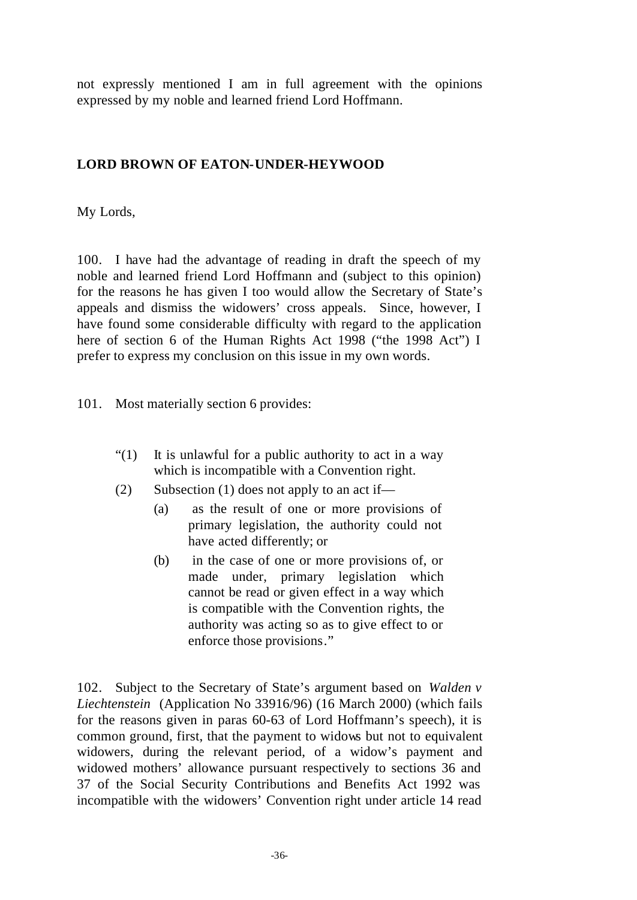not expressly mentioned I am in full agreement with the opinions expressed by my noble and learned friend Lord Hoffmann.

**LORD BROWN OF EATON-UNDER-HEYWOOD**

My Lords,

100. I have had the advantage of reading in draft the speech of my noble and learned friend Lord Hoffmann and (subject to this opinion) for the reasons he has given I too would allow the Secretary of State's appeals and dismiss the widowers' cross appeals. Since, however, I have found some considerable difficulty with regard to the application here of section 6 of the Human Rights Act 1998 ("the 1998 Act") I prefer to express my conclusion on this issue in my own words.

101. Most materially section 6 provides:

> "(1) It is unlawful for a public authority to act in a way which is incompatible with a Convention right.
>
> (2) Subsection (1) does not apply to an act if—
>
> (a) as the result of one or more provisions of primary legislation, the authority could not have acted differently; or
>
> (b) in the case of one or more provisions of, or made under, primary legislation which cannot be read or given effect in a way which is compatible with the Convention rights, the authority was acting so as to give effect to or enforce those provisions."

102. Subject to the Secretary of State's argument based on *Walden v Liechtenstein* (Application No 33916/96) (16 March 2000) (which fails for the reasons given in paras 60-63 of Lord Hoffmann's speech), it is common ground, first, that the payment to widows but not to equivalent widowers, during the relevant period, of a widow's payment and widowed mothers' allowance pursuant respectively to sections 36 and 37 of the Social Security Contributions and Benefits Act 1992 was incompatible with the widowers' Convention right under article 14 read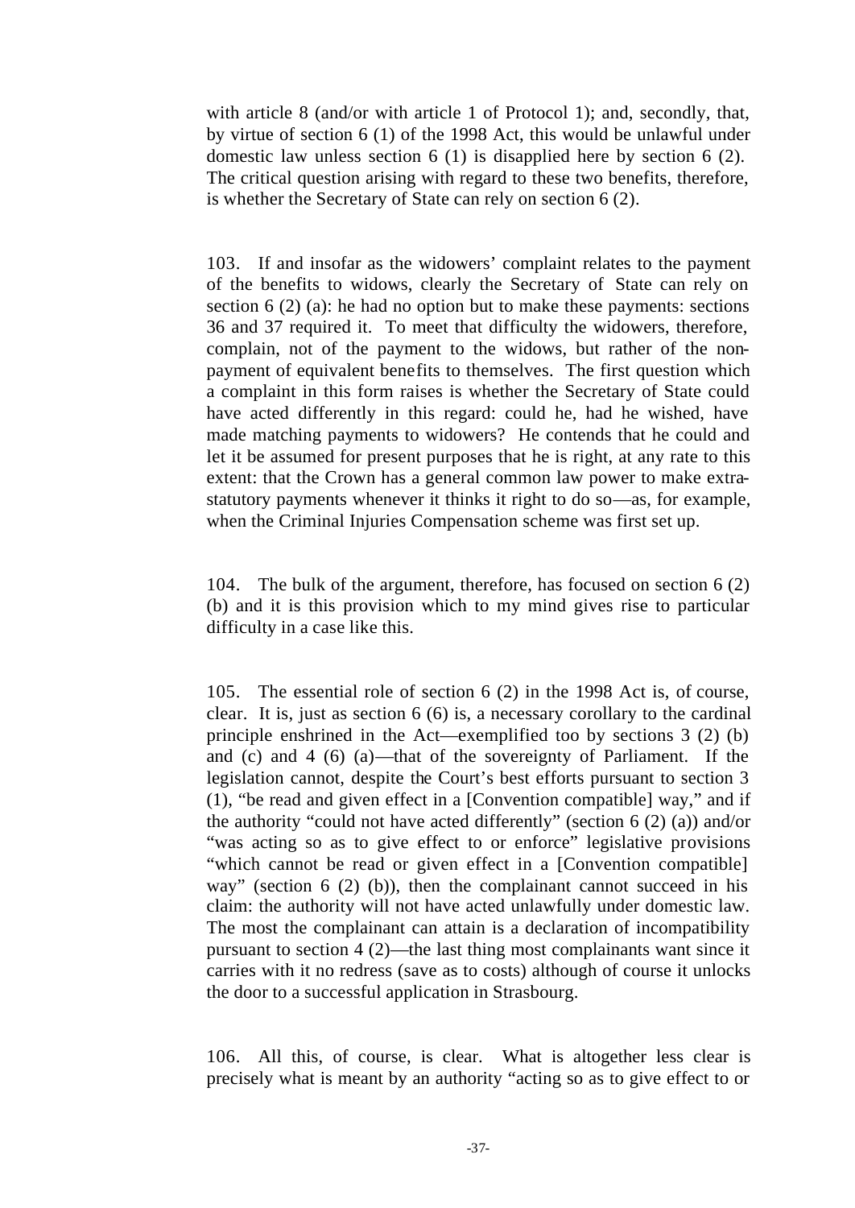with article 8 (and/or with article 1 of Protocol 1); and, secondly, that, by virtue of section 6 (1) of the 1998 Act, this would be unlawful under domestic law unless section 6 (1) is disapplied here by section 6 (2). The critical question arising with regard to these two benefits, therefore, is whether the Secretary of State can rely on section 6 (2).

103. If and insofar as the widowers' complaint relates to the payment of the benefits to widows, clearly the Secretary of State can rely on section 6 (2) (a): he had no option but to make these payments: sections 36 and 37 required it. To meet that difficulty the widowers, therefore, complain, not of the payment to the widows, but rather of the non-payment of equivalent benefits to themselves. The first question which a complaint in this form raises is whether the Secretary of State could have acted differently in this regard: could he, had he wished, have made matching payments to widowers? He contends that he could and let it be assumed for present purposes that he is right, at any rate to this extent: that the Crown has a general common law power to make extra-statutory payments whenever it thinks it right to do so—as, for example, when the Criminal Injuries Compensation scheme was first set up.

104. The bulk of the argument, therefore, has focused on section 6 (2) (b) and it is this provision which to my mind gives rise to particular difficulty in a case like this.

105. The essential role of section 6 (2) in the 1998 Act is, of course, clear. It is, just as section 6 (6) is, a necessary corollary to the cardinal principle enshrined in the Act—exemplified too by sections 3 (2) (b) and (c) and 4 (6) (a)—that of the sovereignty of Parliament. If the legislation cannot, despite the Court's best efforts pursuant to section 3 (1), "be read and given effect in a [Convention compatible] way," and if the authority "could not have acted differently" (section 6 (2) (a)) and/or "was acting so as to give effect to or enforce" legislative provisions "which cannot be read or given effect in a [Convention compatible] way" (section 6 (2) (b)), then the complainant cannot succeed in his claim: the authority will not have acted unlawfully under domestic law. The most the complainant can attain is a declaration of incompatibility pursuant to section 4 (2)—the last thing most complainants want since it carries with it no redress (save as to costs) although of course it unlocks the door to a successful application in Strasbourg.

106. All this, of course, is clear. What is altogether less clear is precisely what is meant by an authority "acting so as to give effect to or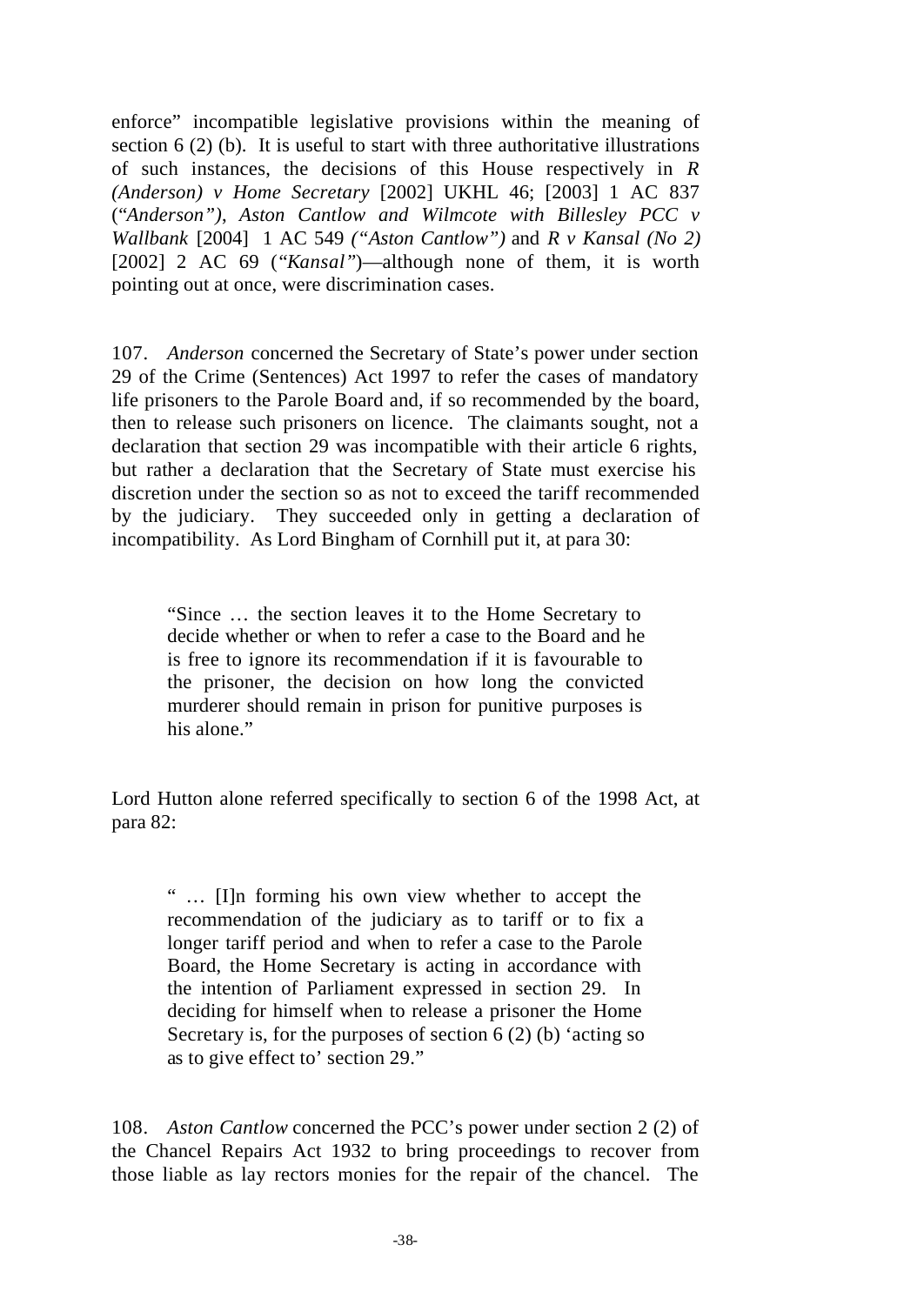enforce" incompatible legislative provisions within the meaning of section 6 (2) (b). It is useful to start with three authoritative illustrations of such instances, the decisions of this House respectively in *R (Anderson) v Home Secretary* [2002] UKHL 46; [2003] 1 AC 837 ("*Anderson")*, *Aston Cantlow and Wilmcote with Billesley PCC v Wallbank* [2004] 1 AC 549 *("Aston Cantlow")* and *R v Kansal (No 2)* [2002] 2 AC 69 ("*Kansal"*)—although none of them, it is worth pointing out at once, were discrimination cases.

107. *Anderson* concerned the Secretary of State's power under section 29 of the Crime (Sentences) Act 1997 to refer the cases of mandatory life prisoners to the Parole Board and, if so recommended by the board, then to release such prisoners on licence. The claimants sought, not a declaration that section 29 was incompatible with their article 6 rights, but rather a declaration that the Secretary of State must exercise his discretion under the section so as not to exceed the tariff recommended by the judiciary. They succeeded only in getting a declaration of incompatibility. As Lord Bingham of Cornhill put it, at para 30:

> "Since … the section leaves it to the Home Secretary to decide whether or when to refer a case to the Board and he is free to ignore its recommendation if it is favourable to the prisoner, the decision on how long the convicted murderer should remain in prison for punitive purposes is his alone."

Lord Hutton alone referred specifically to section 6 of the 1998 Act, at para 82:

> " … [I]n forming his own view whether to accept the recommendation of the judiciary as to tariff or to fix a longer tariff period and when to refer a case to the Parole Board, the Home Secretary is acting in accordance with the intention of Parliament expressed in section 29. In deciding for himself when to release a prisoner the Home Secretary is, for the purposes of section 6 (2) (b) 'acting so as to give effect to' section 29."

108. *Aston Cantlow* concerned the PCC's power under section 2 (2) of the Chancel Repairs Act 1932 to bring proceedings to recover from those liable as lay rectors monies for the repair of the chancel. The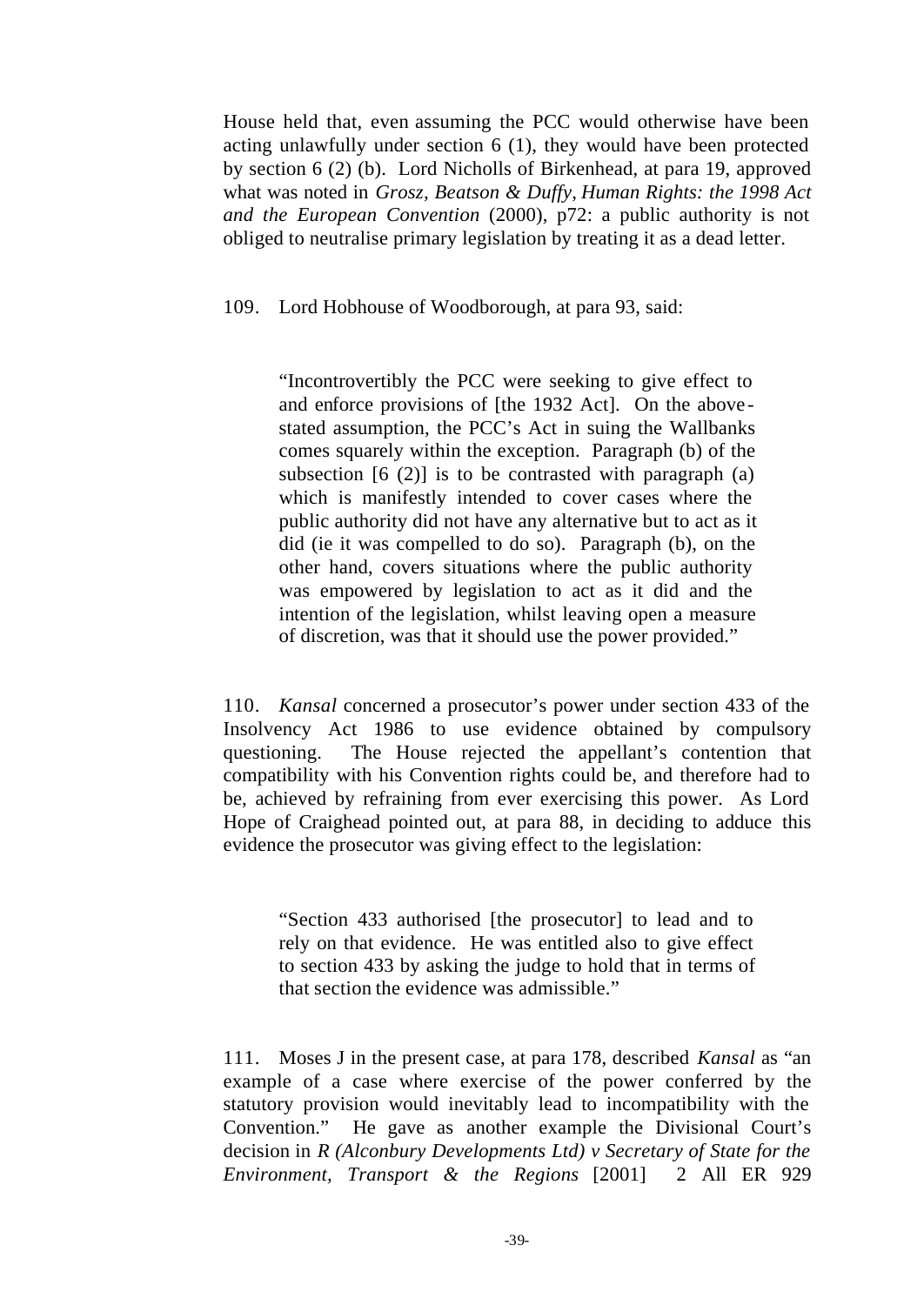House held that, even assuming the PCC would otherwise have been acting unlawfully under section 6 (1), they would have been protected by section 6 (2) (b). Lord Nicholls of Birkenhead, at para 19, approved what was noted in *Grosz, Beatson & Duffy, Human Rights: the 1998 Act and the European Convention* (2000), p72: a public authority is not obliged to neutralise primary legislation by treating it as a dead letter.

109. Lord Hobhouse of Woodborough, at para 93, said:

> "Incontrovertibly the PCC were seeking to give effect to and enforce provisions of [the 1932 Act]. On the above-stated assumption, the PCC's Act in suing the Wallbanks comes squarely within the exception. Paragraph (b) of the subsection [6 (2)] is to be contrasted with paragraph (a) which is manifestly intended to cover cases where the public authority did not have any alternative but to act as it did (ie it was compelled to do so). Paragraph (b), on the other hand, covers situations where the public authority was empowered by legislation to act as it did and the intention of the legislation, whilst leaving open a measure of discretion, was that it should use the power provided."

110. *Kansal* concerned a prosecutor's power under section 433 of the Insolvency Act 1986 to use evidence obtained by compulsory questioning. The House rejected the appellant's contention that compatibility with his Convention rights could be, and therefore had to be, achieved by refraining from ever exercising this power. As Lord Hope of Craighead pointed out, at para 88, in deciding to adduce this evidence the prosecutor was giving effect to the legislation:

> "Section 433 authorised [the prosecutor] to lead and to rely on that evidence. He was entitled also to give effect to section 433 by asking the judge to hold that in terms of that section the evidence was admissible."

111. Moses J in the present case, at para 178, described *Kansal* as "an example of a case where exercise of the power conferred by the statutory provision would inevitably lead to incompatibility with the Convention." He gave as another example the Divisional Court's decision in *R (Alconbury Developments Ltd) v Secretary of State for the Environment, Transport & the Regions* [2001] 2 All ER 929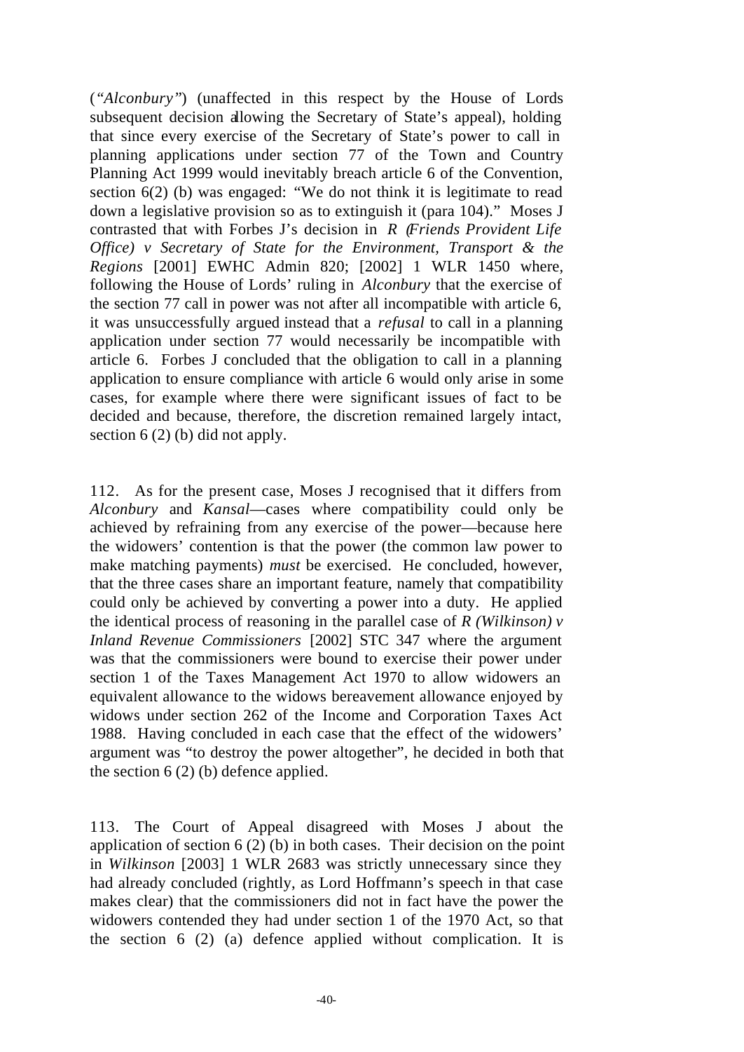(*"Alconbury"*) (unaffected in this respect by the House of Lords subsequent decision allowing the Secretary of State's appeal), holding that since every exercise of the Secretary of State's power to call in planning applications under section 77 of the Town and Country Planning Act 1999 would inevitably breach article 6 of the Convention, section 6(2) (b) was engaged: "We do not think it is legitimate to read down a legislative provision so as to extinguish it (para 104)." Moses J contrasted that with Forbes J's decision in *R (Friends Provident Life Office) v Secretary of State for the Environment, Transport & the Regions* [2001] EWHC Admin 820; [2002] 1 WLR 1450 where, following the House of Lords' ruling in *Alconbury* that the exercise of the section 77 call in power was not after all incompatible with article 6, it was unsuccessfully argued instead that a *refusal* to call in a planning application under section 77 would necessarily be incompatible with article 6. Forbes J concluded that the obligation to call in a planning application to ensure compliance with article 6 would only arise in some cases, for example where there were significant issues of fact to be decided and because, therefore, the discretion remained largely intact, section 6 (2) (b) did not apply.

112. As for the present case, Moses J recognised that it differs from *Alconbury* and *Kansal*—cases where compatibility could only be achieved by refraining from any exercise of the power—because here the widowers' contention is that the power (the common law power to make matching payments) *must* be exercised. He concluded, however, that the three cases share an important feature, namely that compatibility could only be achieved by converting a power into a duty. He applied the identical process of reasoning in the parallel case of *R (Wilkinson) v Inland Revenue Commissioners* [2002] STC 347 where the argument was that the commissioners were bound to exercise their power under section 1 of the Taxes Management Act 1970 to allow widowers an equivalent allowance to the widows bereavement allowance enjoyed by widows under section 262 of the Income and Corporation Taxes Act 1988. Having concluded in each case that the effect of the widowers' argument was "to destroy the power altogether", he decided in both that the section 6 (2) (b) defence applied.

113. The Court of Appeal disagreed with Moses J about the application of section 6 (2) (b) in both cases. Their decision on the point in *Wilkinson* [2003] 1 WLR 2683 was strictly unnecessary since they had already concluded (rightly, as Lord Hoffmann's speech in that case makes clear) that the commissioners did not in fact have the power the widowers contended they had under section 1 of the 1970 Act, so that the section 6 (2) (a) defence applied without complication. It is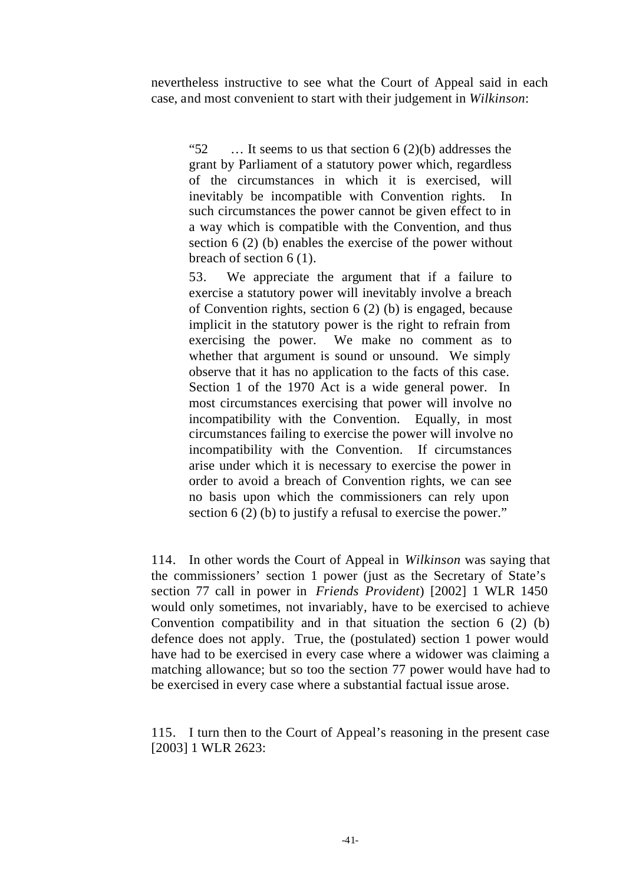nevertheless instructive to see what the Court of Appeal said in each case, and most convenient to start with their judgement in *Wilkinson*:

> "52 … It seems to us that section 6 (2)(b) addresses the grant by Parliament of a statutory power which, regardless of the circumstances in which it is exercised, will inevitably be incompatible with Convention rights. In such circumstances the power cannot be given effect to in a way which is compatible with the Convention, and thus section 6 (2) (b) enables the exercise of the power without breach of section 6 (1).
>
> 53. We appreciate the argument that if a failure to exercise a statutory power will inevitably involve a breach of Convention rights, section 6 (2) (b) is engaged, because implicit in the statutory power is the right to refrain from exercising the power. We make no comment as to whether that argument is sound or unsound. We simply observe that it has no application to the facts of this case. Section 1 of the 1970 Act is a wide general power. In most circumstances exercising that power will involve no incompatibility with the Convention. Equally, in most circumstances failing to exercise the power will involve no incompatibility with the Convention. If circumstances arise under which it is necessary to exercise the power in order to avoid a breach of Convention rights, we can see no basis upon which the commissioners can rely upon section 6 (2) (b) to justify a refusal to exercise the power."

114. In other words the Court of Appeal in *Wilkinson* was saying that the commissioners' section 1 power (just as the Secretary of State's section 77 call in power in *Friends Provident*) [2002] 1 WLR 1450 would only sometimes, not invariably, have to be exercised to achieve Convention compatibility and in that situation the section 6 (2) (b) defence does not apply. True, the (postulated) section 1 power would have had to be exercised in every case where a widower was claiming a matching allowance; but so too the section 77 power would have had to be exercised in every case where a substantial factual issue arose.

115. I turn then to the Court of Appeal's reasoning in the present case [2003] 1 WLR 2623: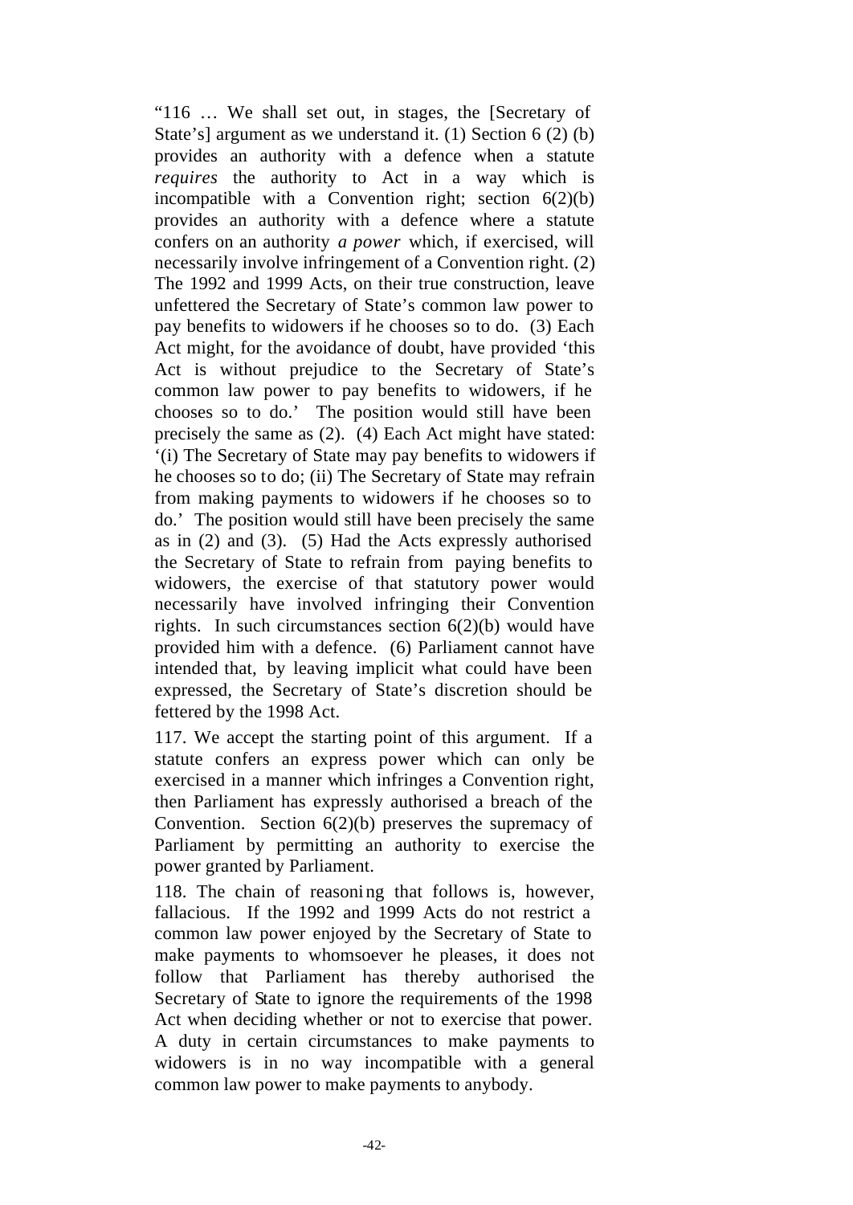"116 … We shall set out, in stages, the [Secretary of State's] argument as we understand it. (1) Section 6 (2) (b) provides an authority with a defence when a statute *requires* the authority to Act in a way which is incompatible with a Convention right; section 6(2)(b) provides an authority with a defence where a statute confers on an authority *a power* which, if exercised, will necessarily involve infringement of a Convention right. (2) The 1992 and 1999 Acts, on their true construction, leave unfettered the Secretary of State's common law power to pay benefits to widowers if he chooses so to do. (3) Each Act might, for the avoidance of doubt, have provided 'this Act is without prejudice to the Secretary of State's common law power to pay benefits to widowers, if he chooses so to do.' The position would still have been precisely the same as (2). (4) Each Act might have stated: '(i) The Secretary of State may pay benefits to widowers if he chooses so to do; (ii) The Secretary of State may refrain from making payments to widowers if he chooses so to do.' The position would still have been precisely the same as in (2) and (3). (5) Had the Acts expressly authorised the Secretary of State to refrain from paying benefits to widowers, the exercise of that statutory power would necessarily have involved infringing their Convention rights. In such circumstances section 6(2)(b) would have provided him with a defence. (6) Parliament cannot have intended that, by leaving implicit what could have been expressed, the Secretary of State's discretion should be fettered by the 1998 Act.

117. We accept the starting point of this argument. If a statute confers an express power which can only be exercised in a manner which infringes a Convention right, then Parliament has expressly authorised a breach of the Convention. Section 6(2)(b) preserves the supremacy of Parliament by permitting an authority to exercise the power granted by Parliament.

118. The chain of reasoning that follows is, however, fallacious. If the 1992 and 1999 Acts do not restrict a common law power enjoyed by the Secretary of State to make payments to whomsoever he pleases, it does not follow that Parliament has thereby authorised the Secretary of State to ignore the requirements of the 1998 Act when deciding whether or not to exercise that power. A duty in certain circumstances to make payments to widowers is in no way incompatible with a general common law power to make payments to anybody.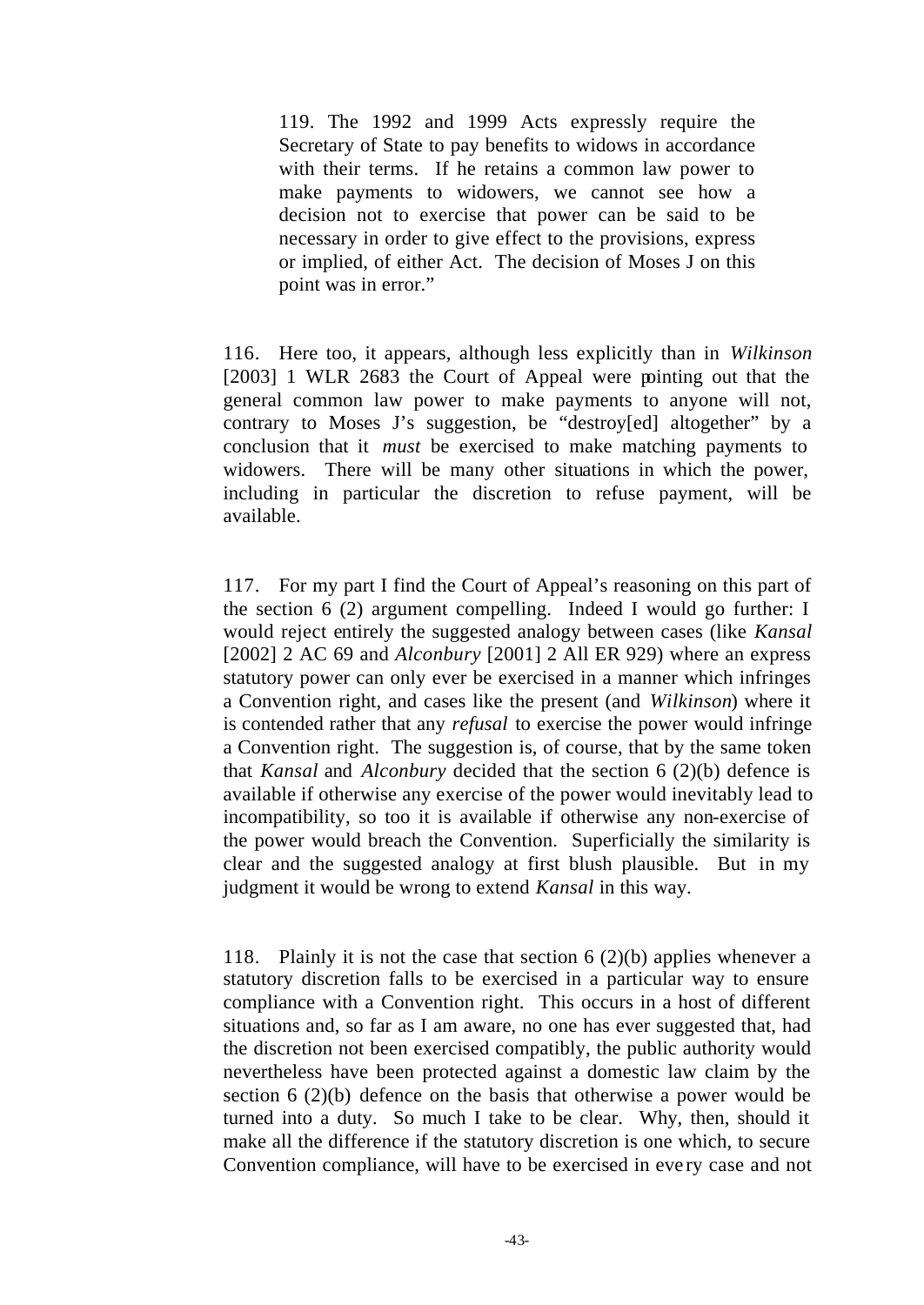> 119. The 1992 and 1999 Acts expressly require the Secretary of State to pay benefits to widows in accordance with their terms. If he retains a common law power to make payments to widowers, we cannot see how a decision not to exercise that power can be said to be necessary in order to give effect to the provisions, express or implied, of either Act. The decision of Moses J on this point was in error."

116. Here too, it appears, although less explicitly than in *Wilkinson* [2003] 1 WLR 2683 the Court of Appeal were pointing out that the general common law power to make payments to anyone will not, contrary to Moses J's suggestion, be "destroy[ed] altogether" by a conclusion that it *must* be exercised to make matching payments to widowers. There will be many other situations in which the power, including in particular the discretion to refuse payment, will be available.

117. For my part I find the Court of Appeal's reasoning on this part of the section 6 (2) argument compelling. Indeed I would go further: I would reject entirely the suggested analogy between cases (like *Kansal* [2002] 2 AC 69 and *Alconbury* [2001] 2 All ER 929) where an express statutory power can only ever be exercised in a manner which infringes a Convention right, and cases like the present (and *Wilkinson*) where it is contended rather that any *refusal* to exercise the power would infringe a Convention right. The suggestion is, of course, that by the same token that *Kansal* and *Alconbury* decided that the section 6 (2)(b) defence is available if otherwise any exercise of the power would inevitably lead to incompatibility, so too it is available if otherwise any non-exercise of the power would breach the Convention. Superficially the similarity is clear and the suggested analogy at first blush plausible. But in my judgment it would be wrong to extend *Kansal* in this way.

118. Plainly it is not the case that section 6 (2)(b) applies whenever a statutory discretion falls to be exercised in a particular way to ensure compliance with a Convention right. This occurs in a host of different situations and, so far as I am aware, no one has ever suggested that, had the discretion not been exercised compatibly, the public authority would nevertheless have been protected against a domestic law claim by the section 6 (2)(b) defence on the basis that otherwise a power would be turned into a duty. So much I take to be clear. Why, then, should it make all the difference if the statutory discretion is one which, to secure Convention compliance, will have to be exercised in every case and not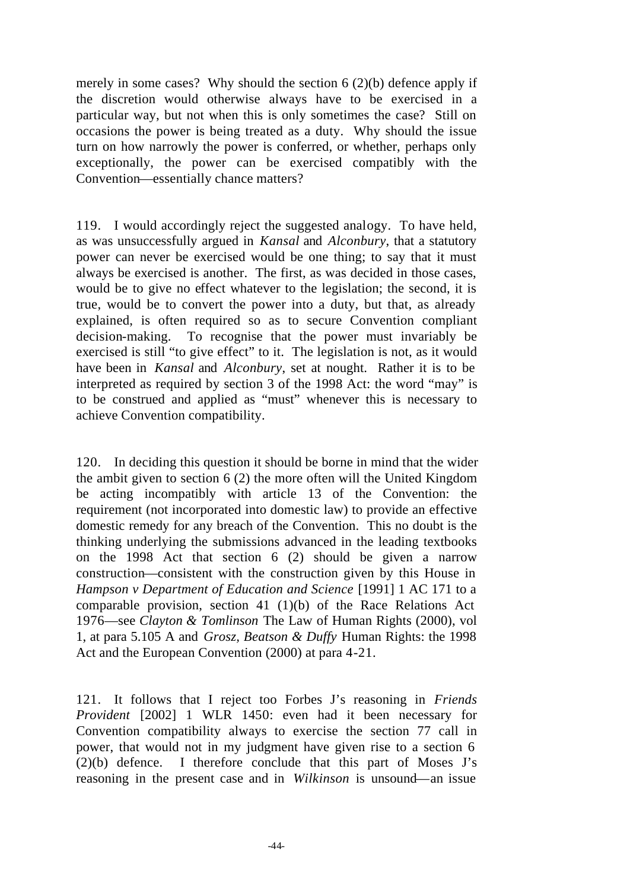merely in some cases? Why should the section 6 (2)(b) defence apply if the discretion would otherwise always have to be exercised in a particular way, but not when this is only sometimes the case? Still on occasions the power is being treated as a duty. Why should the issue turn on how narrowly the power is conferred, or whether, perhaps only exceptionally, the power can be exercised compatibly with the Convention—essentially chance matters?

119. I would accordingly reject the suggested analogy. To have held, as was unsuccessfully argued in *Kansal* and *Alconbury*, that a statutory power can never be exercised would be one thing; to say that it must always be exercised is another. The first, as was decided in those cases, would be to give no effect whatever to the legislation; the second, it is true, would be to convert the power into a duty, but that, as already explained, is often required so as to secure Convention compliant decision-making. To recognise that the power must invariably be exercised is still "to give effect" to it. The legislation is not, as it would have been in *Kansal* and *Alconbury*, set at nought. Rather it is to be interpreted as required by section 3 of the 1998 Act: the word "may" is to be construed and applied as "must" whenever this is necessary to achieve Convention compatibility.

120. In deciding this question it should be borne in mind that the wider the ambit given to section 6 (2) the more often will the United Kingdom be acting incompatibly with article 13 of the Convention: the requirement (not incorporated into domestic law) to provide an effective domestic remedy for any breach of the Convention. This no doubt is the thinking underlying the submissions advanced in the leading textbooks on the 1998 Act that section 6 (2) should be given a narrow construction—consistent with the construction given by this House in *Hampson v Department of Education and Science* [1991] 1 AC 171 to a comparable provision, section 41 (1)(b) of the Race Relations Act 1976—see *Clayton & Tomlinson* The Law of Human Rights (2000), vol 1, at para 5.105 A and *Grosz, Beatson & Duffy* Human Rights: the 1998 Act and the European Convention (2000) at para 4-21.

121. It follows that I reject too Forbes J's reasoning in *Friends Provident* [2002] 1 WLR 1450: even had it been necessary for Convention compatibility always to exercise the section 77 call in power, that would not in my judgment have given rise to a section 6 (2)(b) defence. I therefore conclude that this part of Moses J's reasoning in the present case and in *Wilkinson* is unsound—an issue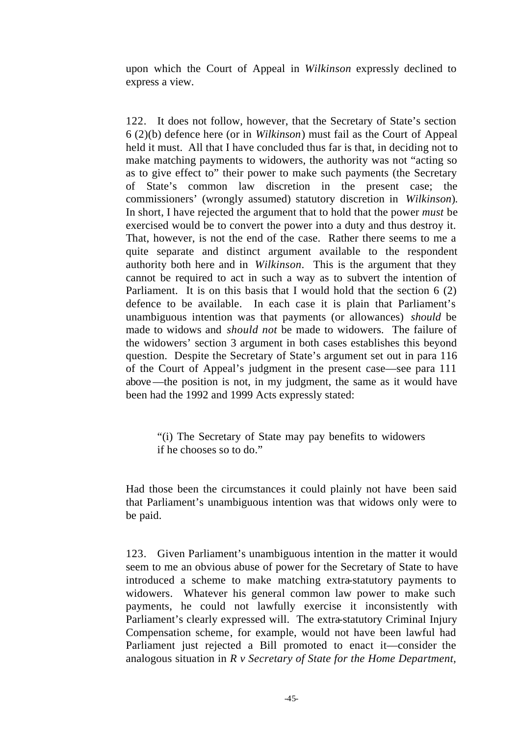upon which the Court of Appeal in *Wilkinson* expressly declined to express a view.

122. It does not follow, however, that the Secretary of State's section 6 (2)(b) defence here (or in *Wilkinson*) must fail as the Court of Appeal held it must. All that I have concluded thus far is that, in deciding not to make matching payments to widowers, the authority was not "acting so as to give effect to" their power to make such payments (the Secretary of State's common law discretion in the present case; the commissioners' (wrongly assumed) statutory discretion in *Wilkinson*). In short, I have rejected the argument that to hold that the power *must* be exercised would be to convert the power into a duty and thus destroy it. That, however, is not the end of the case. Rather there seems to me a quite separate and distinct argument available to the respondent authority both here and in *Wilkinson*. This is the argument that they cannot be required to act in such a way as to subvert the intention of Parliament. It is on this basis that I would hold that the section 6 (2) defence to be available. In each case it is plain that Parliament's unambiguous intention was that payments (or allowances) *should* be made to widows and *should not* be made to widowers. The failure of the widowers' section 3 argument in both cases establishes this beyond question. Despite the Secretary of State's argument set out in para 116 of the Court of Appeal's judgment in the present case—see para 111 above—the position is not, in my judgment, the same as it would have been had the 1992 and 1999 Acts expressly stated:

> "(i) The Secretary of State may pay benefits to widowers if he chooses so to do."

Had those been the circumstances it could plainly not have been said that Parliament's unambiguous intention was that widows only were to be paid.

123. Given Parliament's unambiguous intention in the matter it would seem to me an obvious abuse of power for the Secretary of State to have introduced a scheme to make matching extra-statutory payments to widowers. Whatever his general common law power to make such payments, he could not lawfully exercise it inconsistently with Parliament's clearly expressed will. The extra-statutory Criminal Injury Compensation scheme, for example, would not have been lawful had Parliament just rejected a Bill promoted to enact it—consider the analogous situation in *R v Secretary of State for the Home Department,*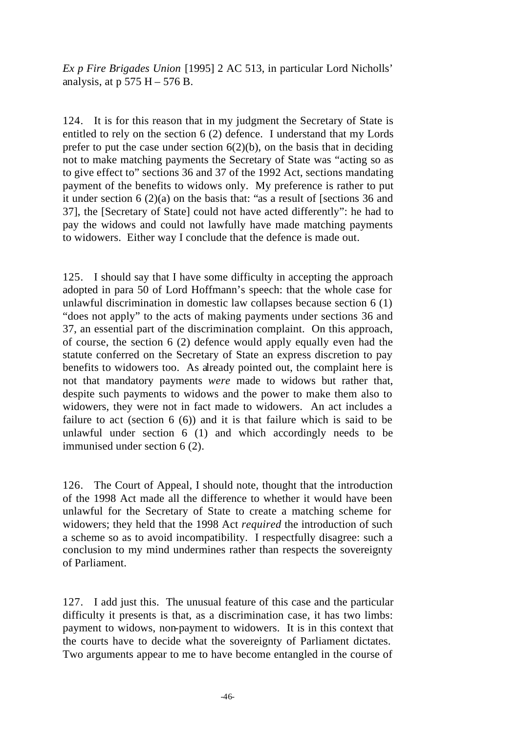*Ex p Fire Brigades Union* [1995] 2 AC 513, in particular Lord Nicholls' analysis, at p 575 H – 576 B.

124. It is for this reason that in my judgment the Secretary of State is entitled to rely on the section 6 (2) defence. I understand that my Lords prefer to put the case under section 6(2)(b), on the basis that in deciding not to make matching payments the Secretary of State was "acting so as to give effect to" sections 36 and 37 of the 1992 Act, sections mandating payment of the benefits to widows only. My preference is rather to put it under section 6 (2)(a) on the basis that: "as a result of [sections 36 and 37], the [Secretary of State] could not have acted differently": he had to pay the widows and could not lawfully have made matching payments to widowers. Either way I conclude that the defence is made out.

125. I should say that I have some difficulty in accepting the approach adopted in para 50 of Lord Hoffmann's speech: that the whole case for unlawful discrimination in domestic law collapses because section 6 (1) "does not apply" to the acts of making payments under sections 36 and 37, an essential part of the discrimination complaint. On this approach, of course, the section 6 (2) defence would apply equally even had the statute conferred on the Secretary of State an express discretion to pay benefits to widowers too. As already pointed out, the complaint here is not that mandatory payments *were* made to widows but rather that, despite such payments to widows and the power to make them also to widowers, they were not in fact made to widowers. An act includes a failure to act (section 6 (6)) and it is that failure which is said to be unlawful under section 6 (1) and which accordingly needs to be immunised under section 6 (2).

126. The Court of Appeal, I should note, thought that the introduction of the 1998 Act made all the difference to whether it would have been unlawful for the Secretary of State to create a matching scheme for widowers; they held that the 1998 Act *required* the introduction of such a scheme so as to avoid incompatibility. I respectfully disagree: such a conclusion to my mind undermines rather than respects the sovereignty of Parliament.

127. I add just this. The unusual feature of this case and the particular difficulty it presents is that, as a discrimination case, it has two limbs: payment to widows, non-payment to widowers. It is in this context that the courts have to decide what the sovereignty of Parliament dictates. Two arguments appear to me to have become entangled in the course of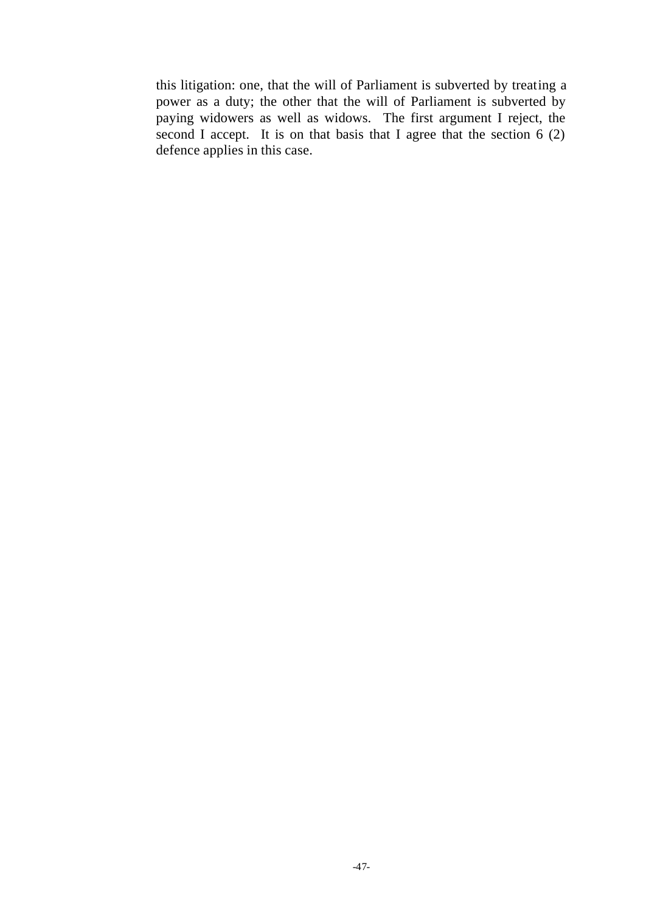this litigation: one, that the will of Parliament is subverted by treating a power as a duty; the other that the will of Parliament is subverted by paying widowers as well as widows. The first argument I reject, the second I accept. It is on that basis that I agree that the section 6 (2) defence applies in this case.